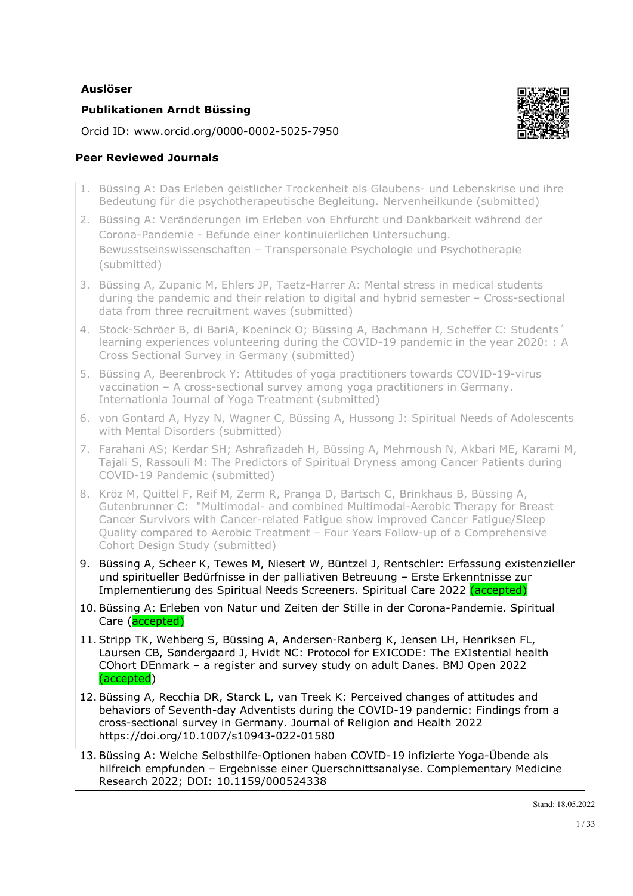**Auslöser**

**Publikationen Arndt Büssing**

Orcid ID: www.orcid.org/0000-0002-5025-7950

## Peer Reviewed Journals

1. Büssing A: Das Erleben geistlicher Trockenheit als Glaubens- und Lebenskrise und ihre Bedeutung für die psychotherapeutische Begleitung. Nervenheilkunde (submitted)
2. Büssing A: Veränderungen im Erleben von Ehrfurcht und Dankbarkeit während der Corona-Pandemie - Befunde einer kontinuierlichen Untersuchung. Bewusstseinswissenschaften – Transpersonale Psychologie und Psychotherapie (submitted)
3. Büssing A, Zupanic M, Ehlers JP, Taetz-Harrer A: Mental stress in medical students during the pandemic and their relation to digital and hybrid semester – Cross-sectional data from three recruitment waves (submitted)
4. Stock-Schröer B, di BariA, Koeninck O; Büssing A, Bachmann H, Scheffer C: Students´ learning experiences volunteering during the COVID-19 pandemic in the year 2020: : A Cross Sectional Survey in Germany (submitted)
5. Büssing A, Beerenbrock Y: Attitudes of yoga practitioners towards COVID-19-virus vaccination – A cross-sectional survey among yoga practitioners in Germany. Internationla Journal of Yoga Treatment (submitted)
6. von Gontard A, Hyzy N, Wagner C, Büssing A, Hussong J: Spiritual Needs of Adolescents with Mental Disorders (submitted)
7. Farahani AS; Kerdar SH; Ashrafizadeh H, Büssing A, Mehrnoush N, Akbari ME, Karami M, Tajali S, Rassouli M: The Predictors of Spiritual Dryness among Cancer Patients during COVID-19 Pandemic (submitted)
8. Kröz M, Quittel F, Reif M, Zerm R, Pranga D, Bartsch C, Brinkhaus B, Büssing A, Gutenbrunner C: "Multimodal- and combined Multimodal-Aerobic Therapy for Breast Cancer Survivors with Cancer-related Fatigue show improved Cancer Fatigue/Sleep Quality compared to Aerobic Treatment – Four Years Follow-up of a Comprehensive Cohort Design Study (submitted)
9. Büssing A, Scheer K, Tewes M, Niesert W, Büntzel J, Rentschler: Erfassung existenzieller und spiritueller Bedürfnisse in der palliativen Betreuung – Erste Erkenntnisse zur Implementierung des Spiritual Needs Screeners. Spiritual Care 2022 (accepted)
10. Büssing A: Erleben von Natur und Zeiten der Stille in der Corona-Pandemie. Spiritual Care (accepted)
11. Stripp TK, Wehberg S, Büssing A, Andersen-Ranberg K, Jensen LH, Henriksen FL, Laursen CB, Søndergaard J, Hvidt NC: Protocol for EXICODE: The EXIstential health COhort DEnmark – a register and survey study on adult Danes. BMJ Open 2022 (accepted)
12. Büssing A, Recchia DR, Starck L, van Treek K: Perceived changes of attitudes and behaviors of Seventh-day Adventists during the COVID-19 pandemic: Findings from a cross-sectional survey in Germany. Journal of Religion and Health 2022 https://doi.org/10.1007/s10943-022-01580
13. Büssing A: Welche Selbsthilfe-Optionen haben COVID-19 infizierte Yoga-Übende als hilfreich empfunden – Ergebnisse einer Querschnittsanalyse. Complementary Medicine Research 2022; DOI: 10.1159/000524338

Stand: 18.05.2022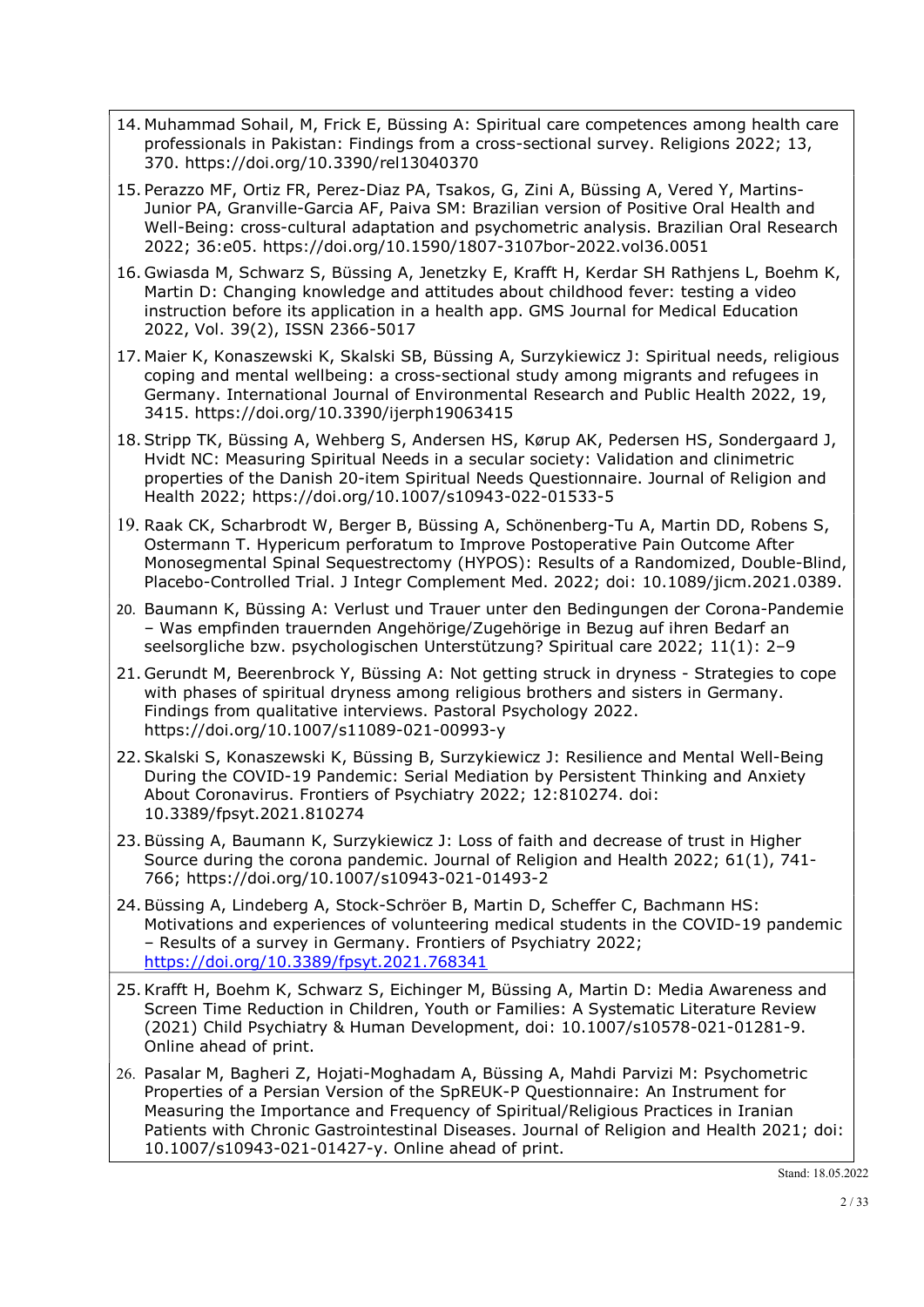14. Muhammad Sohail, M, Frick E, Büssing A: Spiritual care competences among health care professionals in Pakistan: Findings from a cross-sectional survey. Religions 2022; 13, 370. https://doi.org/10.3390/rel13040370
15. Perazzo MF, Ortiz FR, Perez-Diaz PA, Tsakos, G, Zini A, Büssing A, Vered Y, Martins-Junior PA, Granville-Garcia AF, Paiva SM: Brazilian version of Positive Oral Health and Well-Being: cross-cultural adaptation and psychometric analysis. Brazilian Oral Research 2022; 36:e05. https://doi.org/10.1590/1807-3107bor-2022.vol36.0051
16. Gwiasda M, Schwarz S, Büssing A, Jenetzky E, Krafft H, Kerdar SH Rathjens L, Boehm K, Martin D: Changing knowledge and attitudes about childhood fever: testing a video instruction before its application in a health app. GMS Journal for Medical Education 2022, Vol. 39(2), ISSN 2366-5017
17. Maier K, Konaszewski K, Skalski SB, Büssing A, Surzykiewicz J: Spiritual needs, religious coping and mental wellbeing: a cross-sectional study among migrants and refugees in Germany. International Journal of Environmental Research and Public Health 2022, 19, 3415. https://doi.org/10.3390/ijerph19063415
18. Stripp TK, Büssing A, Wehberg S, Andersen HS, Kørup AK, Pedersen HS, Sondergaard J, Hvidt NC: Measuring Spiritual Needs in a secular society: Validation and clinimetric properties of the Danish 20-item Spiritual Needs Questionnaire. Journal of Religion and Health 2022; https://doi.org/10.1007/s10943-022-01533-5
19. Raak CK, Scharbrodt W, Berger B, Büssing A, Schönenberg-Tu A, Martin DD, Robens S, Ostermann T. Hypericum perforatum to Improve Postoperative Pain Outcome After Monosegmental Spinal Sequestrectomy (HYPOS): Results of a Randomized, Double-Blind, Placebo-Controlled Trial. J Integr Complement Med. 2022; doi: 10.1089/jicm.2021.0389.
20. Baumann K, Büssing A: Verlust und Trauer unter den Bedingungen der Corona-Pandemie – Was empfinden trauernden Angehörige/Zugehörige in Bezug auf ihren Bedarf an seelsorgliche bzw. psychologischen Unterstützung? Spiritual care 2022; 11(1): 2–9
21. Gerundt M, Beerenbrock Y, Büssing A: Not getting struck in dryness - Strategies to cope with phases of spiritual dryness among religious brothers and sisters in Germany. Findings from qualitative interviews. Pastoral Psychology 2022. https://doi.org/10.1007/s11089-021-00993-y
22. Skalski S, Konaszewski K, Büssing B, Surzykiewicz J: Resilience and Mental Well-Being During the COVID-19 Pandemic: Serial Mediation by Persistent Thinking and Anxiety About Coronavirus. Frontiers of Psychiatry 2022; 12:810274. doi: 10.3389/fpsyt.2021.810274
23. Büssing A, Baumann K, Surzykiewicz J: Loss of faith and decrease of trust in Higher Source during the corona pandemic. Journal of Religion and Health 2022; 61(1), 741-766; https://doi.org/10.1007/s10943-021-01493-2
24. Büssing A, Lindeberg A, Stock-Schröer B, Martin D, Scheffer C, Bachmann HS: Motivations and experiences of volunteering medical students in the COVID-19 pandemic – Results of a survey in Germany. Frontiers of Psychiatry 2022; https://doi.org/10.3389/fpsyt.2021.768341
25. Krafft H, Boehm K, Schwarz S, Eichinger M, Büssing A, Martin D: Media Awareness and Screen Time Reduction in Children, Youth or Families: A Systematic Literature Review (2021) Child Psychiatry & Human Development, doi: 10.1007/s10578-021-01281-9. Online ahead of print.
26. Pasalar M, Bagheri Z, Hojati-Moghadam A, Büssing A, Mahdi Parvizi M: Psychometric Properties of a Persian Version of the SpREUK-P Questionnaire: An Instrument for Measuring the Importance and Frequency of Spiritual/Religious Practices in Iranian Patients with Chronic Gastrointestinal Diseases. Journal of Religion and Health 2021; doi: 10.1007/s10943-021-01427-y. Online ahead of print.

Stand: 18.05.2022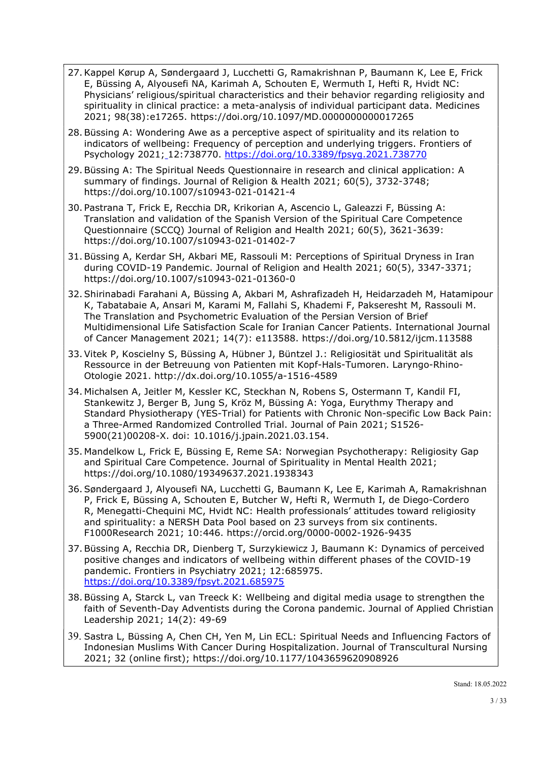27. Kappel Kørup A, Søndergaard J, Lucchetti G, Ramakrishnan P, Baumann K, Lee E, Frick E, Büssing A, Alyousefi NA, Karimah A, Schouten E, Wermuth I, Hefti R, Hvidt NC: Physicians' religious/spiritual characteristics and their behavior regarding religiosity and spirituality in clinical practice: a meta-analysis of individual participant data. Medicines 2021; 98(38):e17265. https://doi.org/10.1097/MD.0000000000017265
28. Büssing A: Wondering Awe as a perceptive aspect of spirituality and its relation to indicators of wellbeing: Frequency of perception and underlying triggers. Frontiers of Psychology 2021; 12:738770. https://doi.org/10.3389/fpsyg.2021.738770
29. Büssing A: The Spiritual Needs Questionnaire in research and clinical application: A summary of findings. Journal of Religion & Health 2021; 60(5), 3732-3748; https://doi.org/10.1007/s10943-021-01421-4
30. Pastrana T, Frick E, Recchia DR, Krikorian A, Ascencio L, Galeazzi F, Büssing A: Translation and validation of the Spanish Version of the Spiritual Care Competence Questionnaire (SCCQ) Journal of Religion and Health 2021; 60(5), 3621-3639: https://doi.org/10.1007/s10943-021-01402-7
31. Büssing A, Kerdar SH, Akbari ME, Rassouli M: Perceptions of Spiritual Dryness in Iran during COVID-19 Pandemic. Journal of Religion and Health 2021; 60(5), 3347-3371; https://doi.org/10.1007/s10943-021-01360-0
32. Shirinabadi Farahani A, Büssing A, Akbari M, Ashrafizadeh H, Heidarzadeh M, Hatamipour K, Tabatabaie A, Ansari M, Karami M, Fallahi S, Khademi F, Pakseresht M, Rassouli M. The Translation and Psychometric Evaluation of the Persian Version of Brief Multidimensional Life Satisfaction Scale for Iranian Cancer Patients. International Journal of Cancer Management 2021; 14(7): e113588. https://doi.org/10.5812/ijcm.113588
33. Vitek P, Koscielny S, Büssing A, Hübner J, Büntzel J.: Religiosität und Spiritualität als Ressource in der Betreuung von Patienten mit Kopf-Hals-Tumoren. Laryngo-Rhino-Otologie 2021. http://dx.doi.org/10.1055/a-1516-4589
34. Michalsen A, Jeitler M, Kessler KC, Steckhan N, Robens S, Ostermann T, Kandil FI, Stankewitz J, Berger B, Jung S, Kröz M, Büssing A: Yoga, Eurythmy Therapy and Standard Physiotherapy (YES-Trial) for Patients with Chronic Non-specific Low Back Pain: a Three-Armed Randomized Controlled Trial. Journal of Pain 2021; S1526-5900(21)00208-X. doi: 10.1016/j.jpain.2021.03.154.
35. Mandelkow L, Frick E, Büssing E, Reme SA: Norwegian Psychotherapy: Religiosity Gap and Spiritual Care Competence. Journal of Spirituality in Mental Health 2021; https://doi.org/10.1080/19349637.2021.1938343
36. Søndergaard J, Alyousefi NA, Lucchetti G, Baumann K, Lee E, Karimah A, Ramakrishnan P, Frick E, Büssing A, Schouten E, Butcher W, Hefti R, Wermuth I, de Diego-Cordero R, Menegatti-Chequini MC, Hvidt NC: Health professionals' attitudes toward religiosity and spirituality: a NERSH Data Pool based on 23 surveys from six continents. F1000Research 2021; 10:446. https://orcid.org/0000-0002-1926-9435
37. Büssing A, Recchia DR, Dienberg T, Surzykiewicz J, Baumann K: Dynamics of perceived positive changes and indicators of wellbeing within different phases of the COVID-19 pandemic. Frontiers in Psychiatry 2021; 12:685975. https://doi.org/10.3389/fpsyt.2021.685975
38. Büssing A, Starck L, van Treeck K: Wellbeing and digital media usage to strengthen the faith of Seventh-Day Adventists during the Corona pandemic. Journal of Applied Christian Leadership 2021; 14(2): 49-69
39. Sastra L, Büssing A, Chen CH, Yen M, Lin ECL: Spiritual Needs and Influencing Factors of Indonesian Muslims With Cancer During Hospitalization. Journal of Transcultural Nursing 2021; 32 (online first); https://doi.org/10.1177/1043659620908926

Stand: 18.05.2022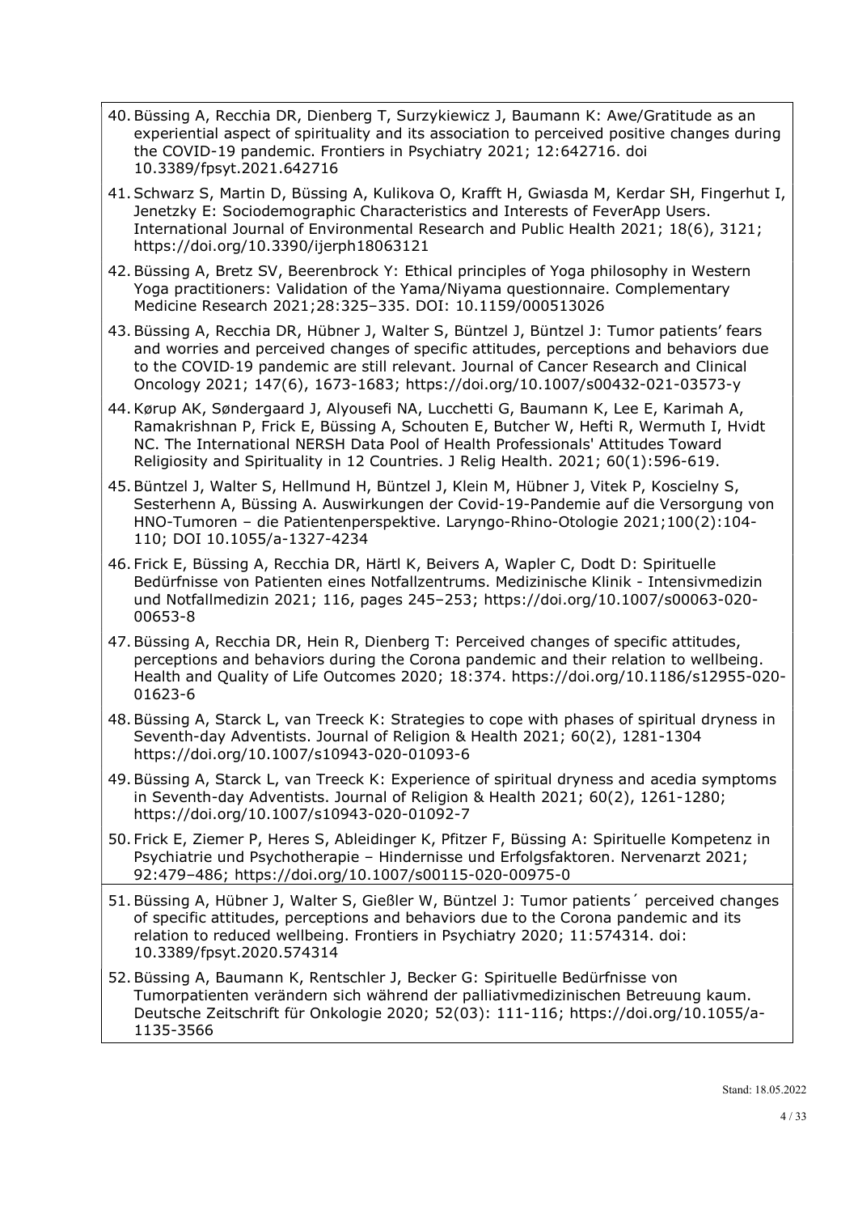40. Büssing A, Recchia DR, Dienberg T, Surzykiewicz J, Baumann K: Awe/Gratitude as an experiential aspect of spirituality and its association to perceived positive changes during the COVID-19 pandemic. Frontiers in Psychiatry 2021; 12:642716. doi 10.3389/fpsyt.2021.642716

41. Schwarz S, Martin D, Büssing A, Kulikova O, Krafft H, Gwiasda M, Kerdar SH, Fingerhut I, Jenetzky E: Sociodemographic Characteristics and Interests of FeverApp Users. International Journal of Environmental Research and Public Health 2021; 18(6), 3121; https://doi.org/10.3390/ijerph18063121

42. Büssing A, Bretz SV, Beerenbrock Y: Ethical principles of Yoga philosophy in Western Yoga practitioners: Validation of the Yama/Niyama questionnaire. Complementary Medicine Research 2021;28:325–335. DOI: 10.1159/000513026

43. Büssing A, Recchia DR, Hübner J, Walter S, Büntzel J, Büntzel J: Tumor patients' fears and worries and perceived changes of specific attitudes, perceptions and behaviors due to the COVID-19 pandemic are still relevant. Journal of Cancer Research and Clinical Oncology 2021; 147(6), 1673-1683; https://doi.org/10.1007/s00432-021-03573-y

44. Kørup AK, Søndergaard J, Alyousefi NA, Lucchetti G, Baumann K, Lee E, Karimah A, Ramakrishnan P, Frick E, Büssing A, Schouten E, Butcher W, Hefti R, Wermuth I, Hvidt NC. The International NERSH Data Pool of Health Professionals' Attitudes Toward Religiosity and Spirituality in 12 Countries. J Relig Health. 2021; 60(1):596-619.

45. Büntzel J, Walter S, Hellmund H, Büntzel J, Klein M, Hübner J, Vitek P, Koscielny S, Sesterhenn A, Büssing A. Auswirkungen der Covid-19-Pandemie auf die Versorgung von HNO-Tumoren – die Patientenperspektive. Laryngo-Rhino-Otologie 2021;100(2):104-110; DOI 10.1055/a-1327-4234

46. Frick E, Büssing A, Recchia DR, Härtl K, Beivers A, Wapler C, Dodt D: Spirituelle Bedürfnisse von Patienten eines Notfallzentrums. Medizinische Klinik - Intensivmedizin und Notfallmedizin 2021; 116, pages 245–253; https://doi.org/10.1007/s00063-020-00653-8

47. Büssing A, Recchia DR, Hein R, Dienberg T: Perceived changes of specific attitudes, perceptions and behaviors during the Corona pandemic and their relation to wellbeing. Health and Quality of Life Outcomes 2020; 18:374. https://doi.org/10.1186/s12955-020-01623-6

48. Büssing A, Starck L, van Treeck K: Strategies to cope with phases of spiritual dryness in Seventh-day Adventists. Journal of Religion & Health 2021; 60(2), 1281-1304 https://doi.org/10.1007/s10943-020-01093-6

49. Büssing A, Starck L, van Treeck K: Experience of spiritual dryness and acedia symptoms in Seventh-day Adventists. Journal of Religion & Health 2021; 60(2), 1261-1280; https://doi.org/10.1007/s10943-020-01092-7

50. Frick E, Ziemer P, Heres S, Ableidinger K, Pfitzer F, Büssing A: Spirituelle Kompetenz in Psychiatrie und Psychotherapie – Hindernisse und Erfolgsfaktoren. Nervenarzt 2021; 92:479–486; https://doi.org/10.1007/s00115-020-00975-0

51. Büssing A, Hübner J, Walter S, Gießler W, Büntzel J: Tumor patients´ perceived changes of specific attitudes, perceptions and behaviors due to the Corona pandemic and its relation to reduced wellbeing. Frontiers in Psychiatry 2020; 11:574314. doi: 10.3389/fpsyt.2020.574314

52. Büssing A, Baumann K, Rentschler J, Becker G: Spirituelle Bedürfnisse von Tumorpatienten verändern sich während der palliativmedizinischen Betreuung kaum. Deutsche Zeitschrift für Onkologie 2020; 52(03): 111-116; https://doi.org/10.1055/a-1135-3566

Stand: 18.05.2022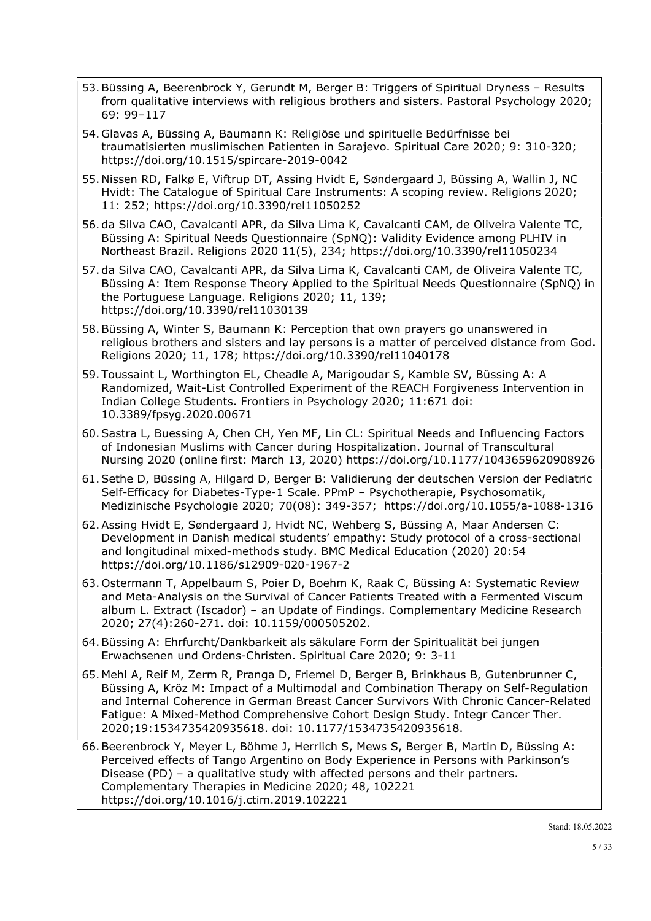53. Büssing A, Beerenbrock Y, Gerundt M, Berger B: Triggers of Spiritual Dryness – Results from qualitative interviews with religious brothers and sisters. Pastoral Psychology 2020; 69: 99–117

54. Glavas A, Büssing A, Baumann K: Religiöse und spirituelle Bedürfnisse bei traumatisierten muslimischen Patienten in Sarajevo. Spiritual Care 2020; 9: 310-320; https://doi.org/10.1515/spircare-2019-0042

55. Nissen RD, Falkø E, Viftrup DT, Assing Hvidt E, Søndergaard J, Büssing A, Wallin J, NC Hvidt: The Catalogue of Spiritual Care Instruments: A scoping review. Religions 2020; 11: 252; https://doi.org/10.3390/rel11050252

56. da Silva CAO, Cavalcanti APR, da Silva Lima K, Cavalcanti CAM, de Oliveira Valente TC, Büssing A: Spiritual Needs Questionnaire (SpNQ): Validity Evidence among PLHIV in Northeast Brazil. Religions 2020 11(5), 234; https://doi.org/10.3390/rel11050234

57. da Silva CAO, Cavalcanti APR, da Silva Lima K, Cavalcanti CAM, de Oliveira Valente TC, Büssing A: Item Response Theory Applied to the Spiritual Needs Questionnaire (SpNQ) in the Portuguese Language. Religions 2020; 11, 139; https://doi.org/10.3390/rel11030139

58. Büssing A, Winter S, Baumann K: Perception that own prayers go unanswered in religious brothers and sisters and lay persons is a matter of perceived distance from God. Religions 2020; 11, 178; https://doi.org/10.3390/rel11040178

59. Toussaint L, Worthington EL, Cheadle A, Marigoudar S, Kamble SV, Büssing A: A Randomized, Wait-List Controlled Experiment of the REACH Forgiveness Intervention in Indian College Students. Frontiers in Psychology 2020; 11:671 doi: 10.3389/fpsyg.2020.00671

60. Sastra L, Buessing A, Chen CH, Yen MF, Lin CL: Spiritual Needs and Influencing Factors of Indonesian Muslims with Cancer during Hospitalization. Journal of Transcultural Nursing 2020 (online first: March 13, 2020) https://doi.org/10.1177/1043659620908926

61. Sethe D, Büssing A, Hilgard D, Berger B: Validierung der deutschen Version der Pediatric Self-Efficacy for Diabetes-Type-1 Scale. PPmP – Psychotherapie, Psychosomatik, Medizinische Psychologie 2020; 70(08): 349-357; https://doi.org/10.1055/a-1088-1316

62. Assing Hvidt E, Søndergaard J, Hvidt NC, Wehberg S, Büssing A, Maar Andersen C: Development in Danish medical students' empathy: Study protocol of a cross-sectional and longitudinal mixed-methods study. BMC Medical Education (2020) 20:54 https://doi.org/10.1186/s12909-020-1967-2

63. Ostermann T, Appelbaum S, Poier D, Boehm K, Raak C, Büssing A: Systematic Review and Meta-Analysis on the Survival of Cancer Patients Treated with a Fermented Viscum album L. Extract (Iscador) – an Update of Findings. Complementary Medicine Research 2020; 27(4):260-271. doi: 10.1159/000505202.

64. Büssing A: Ehrfurcht/Dankbarkeit als säkulare Form der Spiritualität bei jungen Erwachsenen und Ordens-Christen. Spiritual Care 2020; 9: 3-11

65. Mehl A, Reif M, Zerm R, Pranga D, Friemel D, Berger B, Brinkhaus B, Gutenbrunner C, Büssing A, Kröz M: Impact of a Multimodal and Combination Therapy on Self-Regulation and Internal Coherence in German Breast Cancer Survivors With Chronic Cancer-Related Fatigue: A Mixed-Method Comprehensive Cohort Design Study. Integr Cancer Ther. 2020;19:1534735420935618. doi: 10.1177/1534735420935618.

66. Beerenbrock Y, Meyer L, Böhme J, Herrlich S, Mews S, Berger B, Martin D, Büssing A: Perceived effects of Tango Argentino on Body Experience in Persons with Parkinson's Disease (PD) – a qualitative study with affected persons and their partners. Complementary Therapies in Medicine 2020; 48, 102221 https://doi.org/10.1016/j.ctim.2019.102221

Stand: 18.05.2022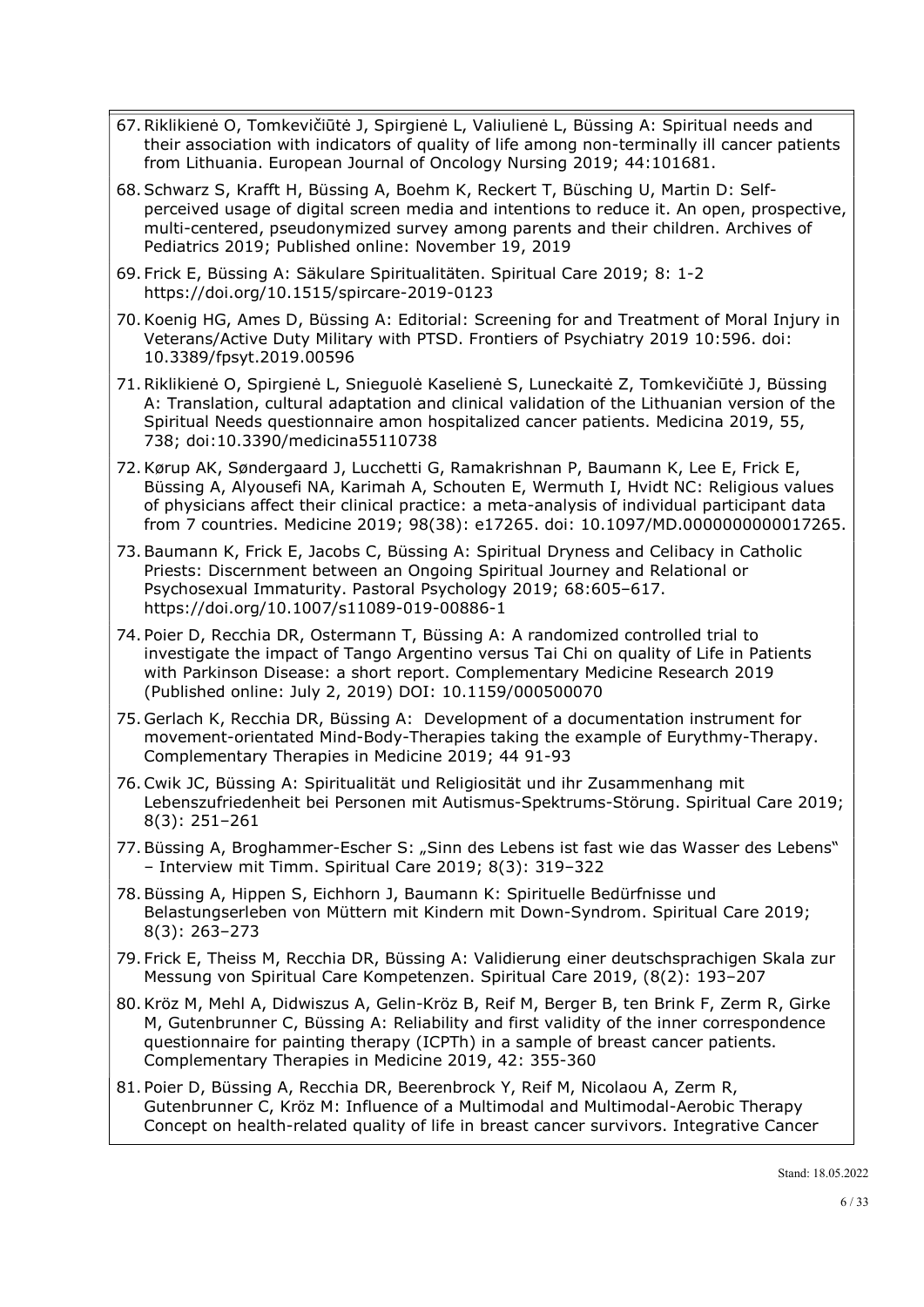67. Riklikienė O, Tomkevičiūtė J, Spirgienė L, Valiulienė L, Büssing A: Spiritual needs and their association with indicators of quality of life among non-terminally ill cancer patients from Lithuania. European Journal of Oncology Nursing 2019; 44:101681.

68. Schwarz S, Krafft H, Büssing A, Boehm K, Reckert T, Büsching U, Martin D: Self-perceived usage of digital screen media and intentions to reduce it. An open, prospective, multi-centered, pseudonymized survey among parents and their children. Archives of Pediatrics 2019; Published online: November 19, 2019

69. Frick E, Büssing A: Säkulare Spiritualitäten. Spiritual Care 2019; 8: 1-2 https://doi.org/10.1515/spircare-2019-0123

70. Koenig HG, Ames D, Büssing A: Editorial: Screening for and Treatment of Moral Injury in Veterans/Active Duty Military with PTSD. Frontiers of Psychiatry 2019 10:596. doi: 10.3389/fpsyt.2019.00596

71. Riklikienė O, Spirgienė L, Snieguolė Kaselienė S, Luneckaitė Z, Tomkevičiūtė J, Büssing A: Translation, cultural adaptation and clinical validation of the Lithuanian version of the Spiritual Needs questionnaire amon hospitalized cancer patients. Medicina 2019, 55, 738; doi:10.3390/medicina55110738

72. Kørup AK, Søndergaard J, Lucchetti G, Ramakrishnan P, Baumann K, Lee E, Frick E, Büssing A, Alyousefi NA, Karimah A, Schouten E, Wermuth I, Hvidt NC: Religious values of physicians affect their clinical practice: a meta-analysis of individual participant data from 7 countries. Medicine 2019; 98(38): e17265. doi: 10.1097/MD.0000000000017265.

73. Baumann K, Frick E, Jacobs C, Büssing A: Spiritual Dryness and Celibacy in Catholic Priests: Discernment between an Ongoing Spiritual Journey and Relational or Psychosexual Immaturity. Pastoral Psychology 2019; 68:605–617. https://doi.org/10.1007/s11089-019-00886-1

74. Poier D, Recchia DR, Ostermann T, Büssing A: A randomized controlled trial to investigate the impact of Tango Argentino versus Tai Chi on quality of Life in Patients with Parkinson Disease: a short report. Complementary Medicine Research 2019 (Published online: July 2, 2019) DOI: 10.1159/000500070

75. Gerlach K, Recchia DR, Büssing A: Development of a documentation instrument for movement-orientated Mind-Body-Therapies taking the example of Eurythmy-Therapy. Complementary Therapies in Medicine 2019; 44 91-93

76. Cwik JC, Büssing A: Spiritualität und Religiosität und ihr Zusammenhang mit Lebenszufriedenheit bei Personen mit Autismus-Spektrums-Störung. Spiritual Care 2019; 8(3): 251–261

77. Büssing A, Broghammer-Escher S: „Sinn des Lebens ist fast wie das Wasser des Lebens" – Interview mit Timm. Spiritual Care 2019; 8(3): 319–322

78. Büssing A, Hippen S, Eichhorn J, Baumann K: Spirituelle Bedürfnisse und Belastungserleben von Müttern mit Kindern mit Down-Syndrom. Spiritual Care 2019; 8(3): 263–273

79. Frick E, Theiss M, Recchia DR, Büssing A: Validierung einer deutschsprachigen Skala zur Messung von Spiritual Care Kompetenzen. Spiritual Care 2019, (8(2): 193–207

80. Kröz M, Mehl A, Didwiszus A, Gelin-Kröz B, Reif M, Berger B, ten Brink F, Zerm R, Girke M, Gutenbrunner C, Büssing A: Reliability and first validity of the inner correspondence questionnaire for painting therapy (ICPTh) in a sample of breast cancer patients. Complementary Therapies in Medicine 2019, 42: 355-360

81. Poier D, Büssing A, Recchia DR, Beerenbrock Y, Reif M, Nicolaou A, Zerm R, Gutenbrunner C, Kröz M: Influence of a Multimodal and Multimodal-Aerobic Therapy Concept on health-related quality of life in breast cancer survivors. Integrative Cancer

Stand: 18.05.2022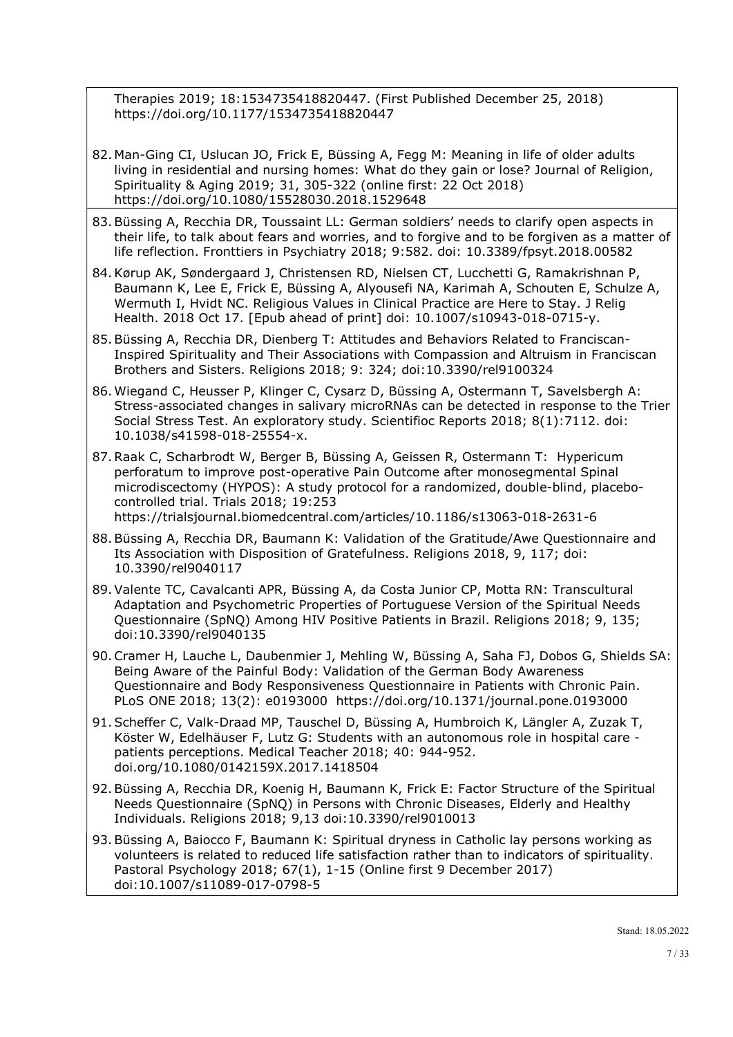Therapies 2019; 18:1534735418820447. (First Published December 25, 2018) https://doi.org/10.1177/1534735418820447

82. Man-Ging CI, Uslucan JO, Frick E, Büssing A, Fegg M: Meaning in life of older adults living in residential and nursing homes: What do they gain or lose? Journal of Religion, Spirituality & Aging 2019; 31, 305-322 (online first: 22 Oct 2018) https://doi.org/10.1080/15528030.2018.1529648

83. Büssing A, Recchia DR, Toussaint LL: German soldiers' needs to clarify open aspects in their life, to talk about fears and worries, and to forgive and to be forgiven as a matter of life reflection. Fronttiers in Psychiatry 2018; 9:582. doi: 10.3389/fpsyt.2018.00582

84. Kørup AK, Søndergaard J, Christensen RD, Nielsen CT, Lucchetti G, Ramakrishnan P, Baumann K, Lee E, Frick E, Büssing A, Alyousefi NA, Karimah A, Schouten E, Schulze A, Wermuth I, Hvidt NC. Religious Values in Clinical Practice are Here to Stay. J Relig Health. 2018 Oct 17. [Epub ahead of print] doi: 10.1007/s10943-018-0715-y.

85. Büssing A, Recchia DR, Dienberg T: Attitudes and Behaviors Related to Franciscan-Inspired Spirituality and Their Associations with Compassion and Altruism in Franciscan Brothers and Sisters. Religions 2018; 9: 324; doi:10.3390/rel9100324

86. Wiegand C, Heusser P, Klinger C, Cysarz D, Büssing A, Ostermann T, Savelsbergh A: Stress-associated changes in salivary microRNAs can be detected in response to the Trier Social Stress Test. An exploratory study. Scientifioc Reports 2018; 8(1):7112. doi: 10.1038/s41598-018-25554-x.

87. Raak C, Scharbrodt W, Berger B, Büssing A, Geissen R, Ostermann T: Hypericum perforatum to improve post-operative Pain Outcome after monosegmental Spinal microdiscectomy (HYPOS): A study protocol for a randomized, double-blind, placebo-controlled trial. Trials 2018; 19:253 https://trialsjournal.biomedcentral.com/articles/10.1186/s13063-018-2631-6

88. Büssing A, Recchia DR, Baumann K: Validation of the Gratitude/Awe Questionnaire and Its Association with Disposition of Gratefulness. Religions 2018, 9, 117; doi: 10.3390/rel9040117

89. Valente TC, Cavalcanti APR, Büssing A, da Costa Junior CP, Motta RN: Transcultural Adaptation and Psychometric Properties of Portuguese Version of the Spiritual Needs Questionnaire (SpNQ) Among HIV Positive Patients in Brazil. Religions 2018; 9, 135; doi:10.3390/rel9040135

90. Cramer H, Lauche L, Daubenmier J, Mehling W, Büssing A, Saha FJ, Dobos G, Shields SA: Being Aware of the Painful Body: Validation of the German Body Awareness Questionnaire and Body Responsiveness Questionnaire in Patients with Chronic Pain. PLoS ONE 2018; 13(2): e0193000 https://doi.org/10.1371/journal.pone.0193000

91. Scheffer C, Valk-Draad MP, Tauschel D, Büssing A, Humbroich K, Längler A, Zuzak T, Köster W, Edelhäuser F, Lutz G: Students with an autonomous role in hospital care - patients perceptions. Medical Teacher 2018; 40: 944-952. doi.org/10.1080/0142159X.2017.1418504

92. Büssing A, Recchia DR, Koenig H, Baumann K, Frick E: Factor Structure of the Spiritual Needs Questionnaire (SpNQ) in Persons with Chronic Diseases, Elderly and Healthy Individuals. Religions 2018; 9,13 doi:10.3390/rel9010013

93. Büssing A, Baiocco F, Baumann K: Spiritual dryness in Catholic lay persons working as volunteers is related to reduced life satisfaction rather than to indicators of spirituality. Pastoral Psychology 2018; 67(1), 1-15 (Online first 9 December 2017) doi:10.1007/s11089-017-0798-5

Stand: 18.05.2022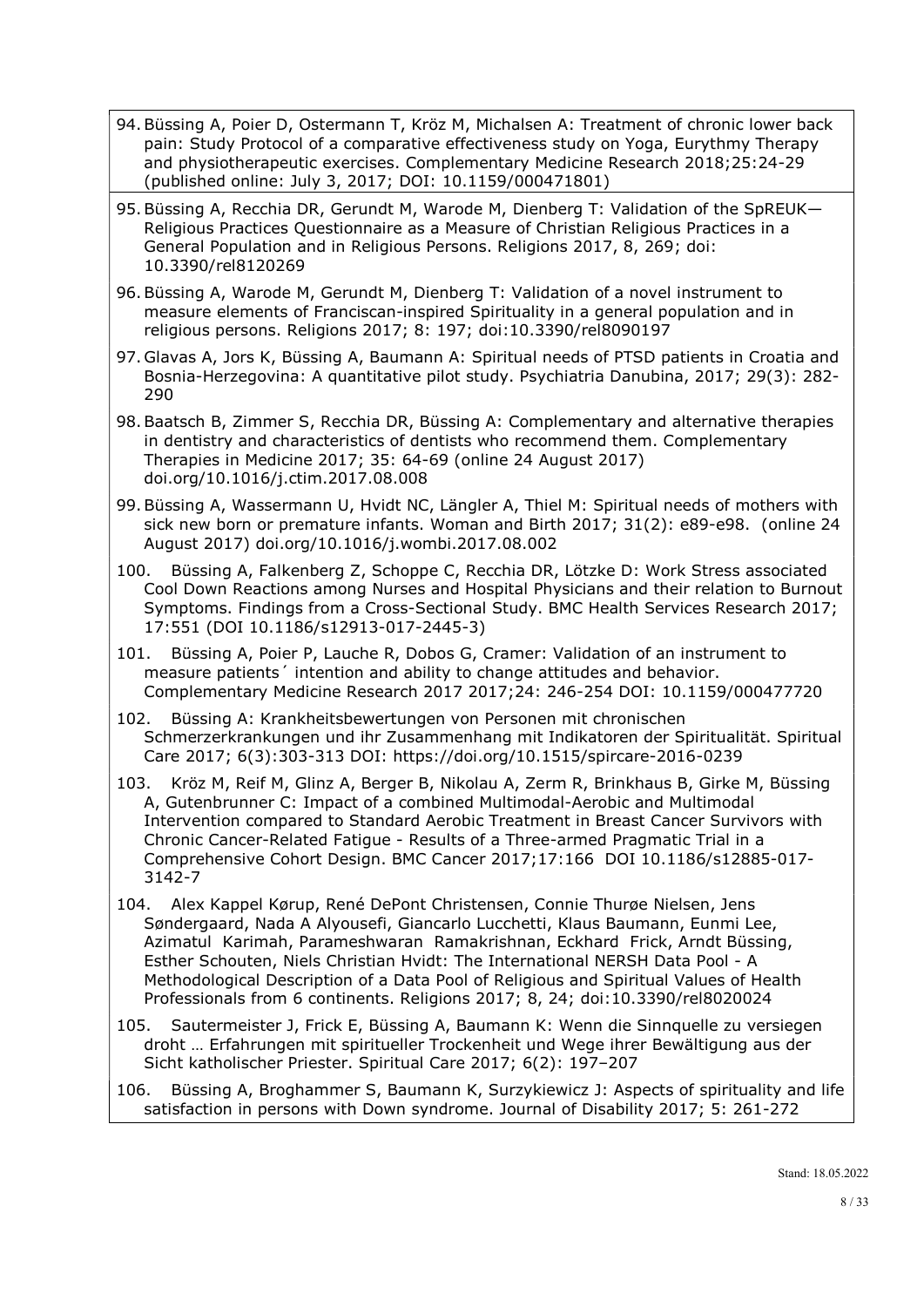94. Büssing A, Poier D, Ostermann T, Kröz M, Michalsen A: Treatment of chronic lower back pain: Study Protocol of a comparative effectiveness study on Yoga, Eurythmy Therapy and physiotherapeutic exercises. Complementary Medicine Research 2018;25:24-29 (published online: July 3, 2017; DOI: 10.1159/000471801)

95. Büssing A, Recchia DR, Gerundt M, Warode M, Dienberg T: Validation of the SpREUK—Religious Practices Questionnaire as a Measure of Christian Religious Practices in a General Population and in Religious Persons. Religions 2017, 8, 269; doi: 10.3390/rel8120269

96. Büssing A, Warode M, Gerundt M, Dienberg T: Validation of a novel instrument to measure elements of Franciscan-inspired Spirituality in a general population and in religious persons. Religions 2017; 8: 197; doi:10.3390/rel8090197

97. Glavas A, Jors K, Büssing A, Baumann A: Spiritual needs of PTSD patients in Croatia and Bosnia-Herzegovina: A quantitative pilot study. Psychiatria Danubina, 2017; 29(3): 282-290

98. Baatsch B, Zimmer S, Recchia DR, Büssing A: Complementary and alternative therapies in dentistry and characteristics of dentists who recommend them. Complementary Therapies in Medicine 2017; 35: 64-69 (online 24 August 2017) doi.org/10.1016/j.ctim.2017.08.008

99. Büssing A, Wassermann U, Hvidt NC, Längler A, Thiel M: Spiritual needs of mothers with sick new born or premature infants. Woman and Birth 2017; 31(2): e89-e98. (online 24 August 2017) doi.org/10.1016/j.wombi.2017.08.002

100. Büssing A, Falkenberg Z, Schoppe C, Recchia DR, Lötzke D: Work Stress associated Cool Down Reactions among Nurses and Hospital Physicians and their relation to Burnout Symptoms. Findings from a Cross-Sectional Study. BMC Health Services Research 2017; 17:551 (DOI 10.1186/s12913-017-2445-3)

101. Büssing A, Poier P, Lauche R, Dobos G, Cramer: Validation of an instrument to measure patients´ intention and ability to change attitudes and behavior. Complementary Medicine Research 2017 2017;24: 246-254 DOI: 10.1159/000477720

102. Büssing A: Krankheitsbewertungen von Personen mit chronischen Schmerzerkrankungen und ihr Zusammenhang mit Indikatoren der Spiritualität. Spiritual Care 2017; 6(3):303-313 DOI: https://doi.org/10.1515/spircare-2016-0239

103. Kröz M, Reif M, Glinz A, Berger B, Nikolau A, Zerm R, Brinkhaus B, Girke M, Büssing A, Gutenbrunner C: Impact of a combined Multimodal-Aerobic and Multimodal Intervention compared to Standard Aerobic Treatment in Breast Cancer Survivors with Chronic Cancer-Related Fatigue - Results of a Three-armed Pragmatic Trial in a Comprehensive Cohort Design. BMC Cancer 2017;17:166 DOI 10.1186/s12885-017-3142-7

104. Alex Kappel Kørup, René DePont Christensen, Connie Thurøe Nielsen, Jens Søndergaard, Nada A Alyousefi, Giancarlo Lucchetti, Klaus Baumann, Eunmi Lee, Azimatul Karimah, Parameshwaran Ramakrishnan, Eckhard Frick, Arndt Büssing, Esther Schouten, Niels Christian Hvidt: The International NERSH Data Pool - A Methodological Description of a Data Pool of Religious and Spiritual Values of Health Professionals from 6 continents. Religions 2017; 8, 24; doi:10.3390/rel8020024

105. Sautermeister J, Frick E, Büssing A, Baumann K: Wenn die Sinnquelle zu versiegen droht … Erfahrungen mit spiritueller Trockenheit und Wege ihrer Bewältigung aus der Sicht katholischer Priester. Spiritual Care 2017; 6(2): 197–207

106. Büssing A, Broghammer S, Baumann K, Surzykiewicz J: Aspects of spirituality and life satisfaction in persons with Down syndrome. Journal of Disability 2017; 5: 261-272

Stand: 18.05.2022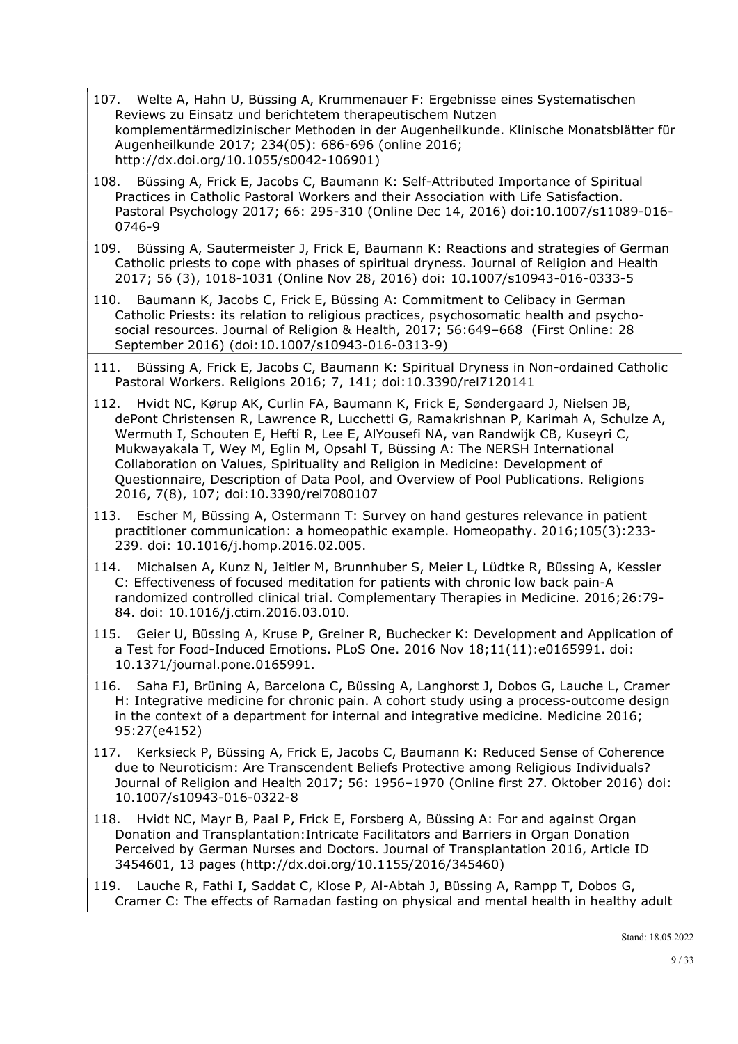107. Welte A, Hahn U, Büssing A, Krummenauer F: Ergebnisse eines Systematischen Reviews zu Einsatz und berichtetem therapeutischem Nutzen komplementärmedizinischer Methoden in der Augenheilkunde. Klinische Monatsblätter für Augenheilkunde 2017; 234(05): 686-696 (online 2016; http://dx.doi.org/10.1055/s0042-106901)

108. Büssing A, Frick E, Jacobs C, Baumann K: Self-Attributed Importance of Spiritual Practices in Catholic Pastoral Workers and their Association with Life Satisfaction. Pastoral Psychology 2017; 66: 295-310 (Online Dec 14, 2016) doi:10.1007/s11089-016-0746-9

109. Büssing A, Sautermeister J, Frick E, Baumann K: Reactions and strategies of German Catholic priests to cope with phases of spiritual dryness. Journal of Religion and Health 2017; 56 (3), 1018-1031 (Online Nov 28, 2016) doi: 10.1007/s10943-016-0333-5

110. Baumann K, Jacobs C, Frick E, Büssing A: Commitment to Celibacy in German Catholic Priests: its relation to religious practices, psychosomatic health and psycho-social resources. Journal of Religion & Health, 2017; 56:649–668 (First Online: 28 September 2016) (doi:10.1007/s10943-016-0313-9)

111. Büssing A, Frick E, Jacobs C, Baumann K: Spiritual Dryness in Non-ordained Catholic Pastoral Workers. Religions 2016; 7, 141; doi:10.3390/rel7120141

112. Hvidt NC, Kørup AK, Curlin FA, Baumann K, Frick E, Søndergaard J, Nielsen JB, dePont Christensen R, Lawrence R, Lucchetti G, Ramakrishnan P, Karimah A, Schulze A, Wermuth I, Schouten E, Hefti R, Lee E, AlYousefi NA, van Randwijk CB, Kuseyri C, Mukwayakala T, Wey M, Eglin M, Opsahl T, Büssing A: The NERSH International Collaboration on Values, Spirituality and Religion in Medicine: Development of Questionnaire, Description of Data Pool, and Overview of Pool Publications. Religions 2016, 7(8), 107; doi:10.3390/rel7080107

113. Escher M, Büssing A, Ostermann T: Survey on hand gestures relevance in patient practitioner communication: a homeopathic example. Homeopathy. 2016;105(3):233-239. doi: 10.1016/j.homp.2016.02.005.

114. Michalsen A, Kunz N, Jeitler M, Brunnhuber S, Meier L, Lüdtke R, Büssing A, Kessler C: Effectiveness of focused meditation for patients with chronic low back pain-A randomized controlled clinical trial. Complementary Therapies in Medicine. 2016;26:79-84. doi: 10.1016/j.ctim.2016.03.010.

115. Geier U, Büssing A, Kruse P, Greiner R, Buchecker K: Development and Application of a Test for Food-Induced Emotions. PLoS One. 2016 Nov 18;11(11):e0165991. doi: 10.1371/journal.pone.0165991.

116. Saha FJ, Brüning A, Barcelona C, Büssing A, Langhorst J, Dobos G, Lauche L, Cramer H: Integrative medicine for chronic pain. A cohort study using a process-outcome design in the context of a department for internal and integrative medicine. Medicine 2016; 95:27(e4152)

117. Kerksieck P, Büssing A, Frick E, Jacobs C, Baumann K: Reduced Sense of Coherence due to Neuroticism: Are Transcendent Beliefs Protective among Religious Individuals? Journal of Religion and Health 2017; 56: 1956–1970 (Online first 27. Oktober 2016) doi: 10.1007/s10943-016-0322-8

118. Hvidt NC, Mayr B, Paal P, Frick E, Forsberg A, Büssing A: For and against Organ Donation and Transplantation:Intricate Facilitators and Barriers in Organ Donation Perceived by German Nurses and Doctors. Journal of Transplantation 2016, Article ID 3454601, 13 pages (http://dx.doi.org/10.1155/2016/345460)

119. Lauche R, Fathi I, Saddat C, Klose P, Al-Abtah J, Büssing A, Rampp T, Dobos G, Cramer C: The effects of Ramadan fasting on physical and mental health in healthy adult

Stand: 18.05.2022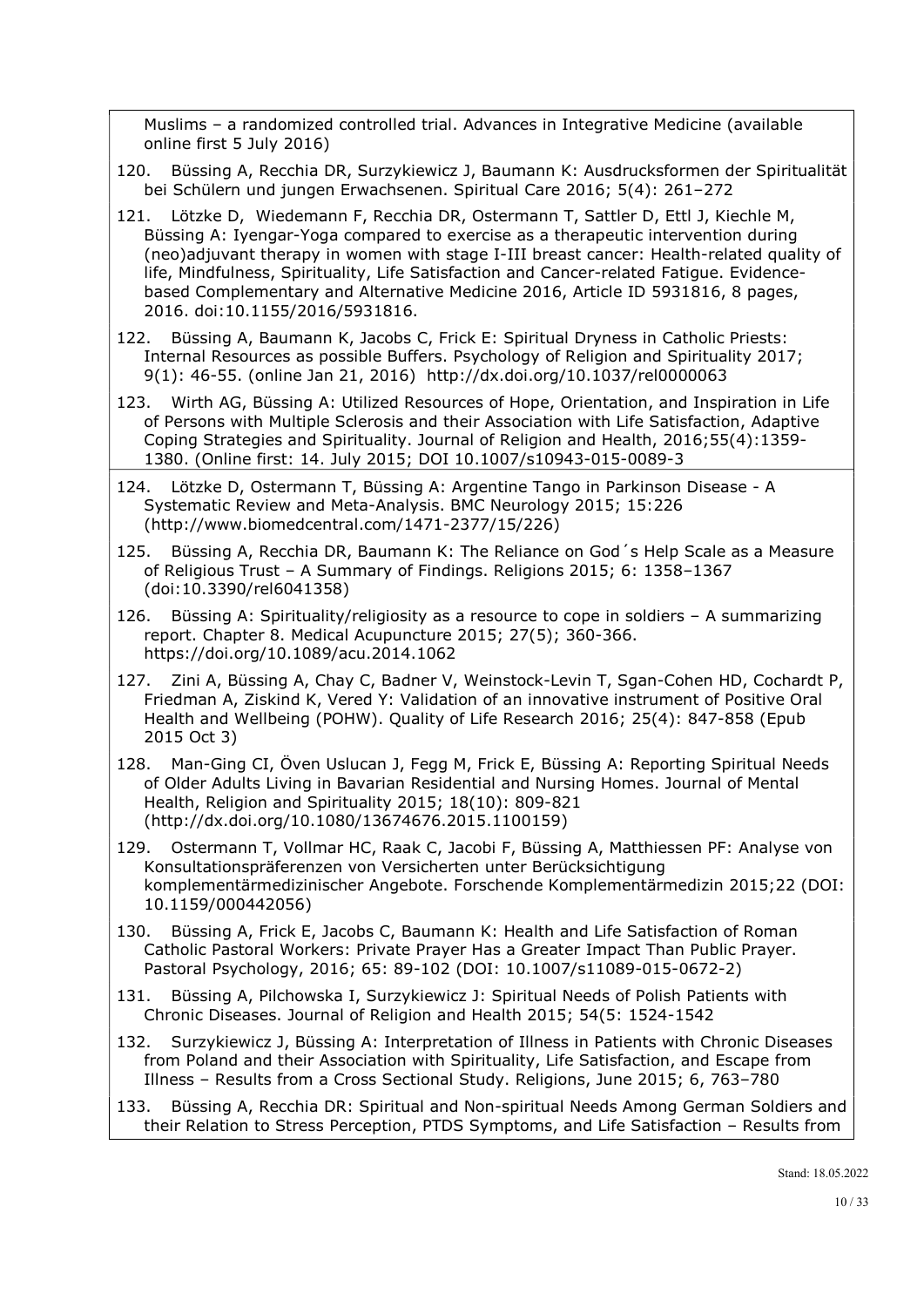Muslims – a randomized controlled trial. Advances in Integrative Medicine (available online first 5 July 2016)

120. Büssing A, Recchia DR, Surzykiewicz J, Baumann K: Ausdrucksformen der Spiritualität bei Schülern und jungen Erwachsenen. Spiritual Care 2016; 5(4): 261–272

121. Lötzke D, Wiedemann F, Recchia DR, Ostermann T, Sattler D, Ettl J, Kiechle M, Büssing A: Iyengar-Yoga compared to exercise as a therapeutic intervention during (neo)adjuvant therapy in women with stage I-III breast cancer: Health-related quality of life, Mindfulness, Spirituality, Life Satisfaction and Cancer-related Fatigue. Evidence-based Complementary and Alternative Medicine 2016, Article ID 5931816, 8 pages, 2016. doi:10.1155/2016/5931816.

122. Büssing A, Baumann K, Jacobs C, Frick E: Spiritual Dryness in Catholic Priests: Internal Resources as possible Buffers. Psychology of Religion and Spirituality 2017; 9(1): 46-55. (online Jan 21, 2016) http://dx.doi.org/10.1037/rel0000063

123. Wirth AG, Büssing A: Utilized Resources of Hope, Orientation, and Inspiration in Life of Persons with Multiple Sclerosis and their Association with Life Satisfaction, Adaptive Coping Strategies and Spirituality. Journal of Religion and Health, 2016;55(4):1359-1380. (Online first: 14. July 2015; DOI 10.1007/s10943-015-0089-3

124. Lötzke D, Ostermann T, Büssing A: Argentine Tango in Parkinson Disease - A Systematic Review and Meta-Analysis. BMC Neurology 2015; 15:226 (http://www.biomedcentral.com/1471-2377/15/226)

125. Büssing A, Recchia DR, Baumann K: The Reliance on God´s Help Scale as a Measure of Religious Trust – A Summary of Findings. Religions 2015; 6: 1358–1367 (doi:10.3390/rel6041358)

126. Büssing A: Spirituality/religiosity as a resource to cope in soldiers – A summarizing report. Chapter 8. Medical Acupuncture 2015; 27(5); 360-366. https://doi.org/10.1089/acu.2014.1062

127. Zini A, Büssing A, Chay C, Badner V, Weinstock-Levin T, Sgan-Cohen HD, Cochardt P, Friedman A, Ziskind K, Vered Y: Validation of an innovative instrument of Positive Oral Health and Wellbeing (POHW). Quality of Life Research 2016; 25(4): 847-858 (Epub 2015 Oct 3)

128. Man-Ging CI, Öven Uslucan J, Fegg M, Frick E, Büssing A: Reporting Spiritual Needs of Older Adults Living in Bavarian Residential and Nursing Homes. Journal of Mental Health, Religion and Spirituality 2015; 18(10): 809-821 (http://dx.doi.org/10.1080/13674676.2015.1100159)

129. Ostermann T, Vollmar HC, Raak C, Jacobi F, Büssing A, Matthiessen PF: Analyse von Konsultationspräferenzen von Versicherten unter Berücksichtigung komplementärmedizinischer Angebote. Forschende Komplementärmedizin 2015;22 (DOI: 10.1159/000442056)

130. Büssing A, Frick E, Jacobs C, Baumann K: Health and Life Satisfaction of Roman Catholic Pastoral Workers: Private Prayer Has a Greater Impact Than Public Prayer. Pastoral Psychology, 2016; 65: 89-102 (DOI: 10.1007/s11089-015-0672-2)

131. Büssing A, Pilchowska I, Surzykiewicz J: Spiritual Needs of Polish Patients with Chronic Diseases. Journal of Religion and Health 2015; 54(5: 1524-1542

132. Surzykiewicz J, Büssing A: Interpretation of Illness in Patients with Chronic Diseases from Poland and their Association with Spirituality, Life Satisfaction, and Escape from Illness – Results from a Cross Sectional Study. Religions, June 2015; 6, 763–780

133. Büssing A, Recchia DR: Spiritual and Non-spiritual Needs Among German Soldiers and their Relation to Stress Perception, PTDS Symptoms, and Life Satisfaction – Results from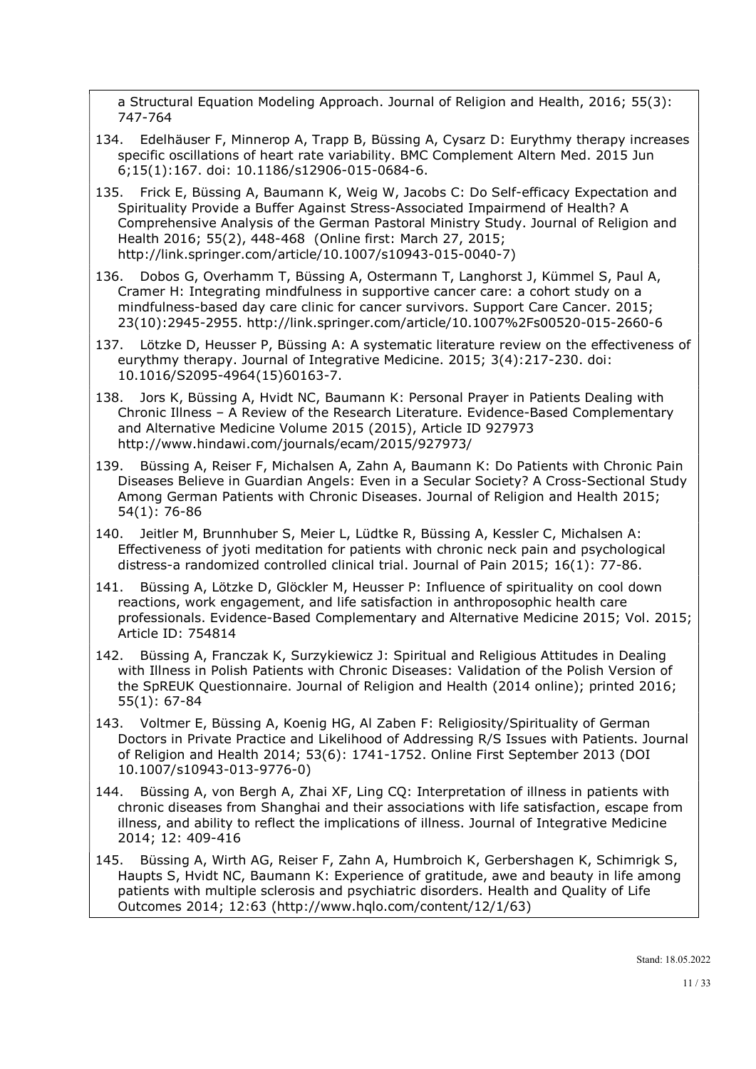a Structural Equation Modeling Approach. Journal of Religion and Health, 2016; 55(3): 747-764

134. Edelhäuser F, Minnerop A, Trapp B, Büssing A, Cysarz D: Eurythmy therapy increases specific oscillations of heart rate variability. BMC Complement Altern Med. 2015 Jun 6;15(1):167. doi: 10.1186/s12906-015-0684-6.

135. Frick E, Büssing A, Baumann K, Weig W, Jacobs C: Do Self-efficacy Expectation and Spirituality Provide a Buffer Against Stress-Associated Impairmend of Health? A Comprehensive Analysis of the German Pastoral Ministry Study. Journal of Religion and Health 2016; 55(2), 448-468 (Online first: March 27, 2015; http://link.springer.com/article/10.1007/s10943-015-0040-7)

136. Dobos G, Overhamm T, Büssing A, Ostermann T, Langhorst J, Kümmel S, Paul A, Cramer H: Integrating mindfulness in supportive cancer care: a cohort study on a mindfulness-based day care clinic for cancer survivors. Support Care Cancer. 2015; 23(10):2945-2955. http://link.springer.com/article/10.1007%2Fs00520-015-2660-6

137. Lötzke D, Heusser P, Büssing A: A systematic literature review on the effectiveness of eurythmy therapy. Journal of Integrative Medicine. 2015; 3(4):217-230. doi: 10.1016/S2095-4964(15)60163-7.

138. Jors K, Büssing A, Hvidt NC, Baumann K: Personal Prayer in Patients Dealing with Chronic Illness – A Review of the Research Literature. Evidence-Based Complementary and Alternative Medicine Volume 2015 (2015), Article ID 927973 http://www.hindawi.com/journals/ecam/2015/927973/

139. Büssing A, Reiser F, Michalsen A, Zahn A, Baumann K: Do Patients with Chronic Pain Diseases Believe in Guardian Angels: Even in a Secular Society? A Cross-Sectional Study Among German Patients with Chronic Diseases. Journal of Religion and Health 2015; 54(1): 76-86

140. Jeitler M, Brunnhuber S, Meier L, Lüdtke R, Büssing A, Kessler C, Michalsen A: Effectiveness of jyoti meditation for patients with chronic neck pain and psychological distress-a randomized controlled clinical trial. Journal of Pain 2015; 16(1): 77-86.

141. Büssing A, Lötzke D, Glöckler M, Heusser P: Influence of spirituality on cool down reactions, work engagement, and life satisfaction in anthroposophic health care professionals. Evidence-Based Complementary and Alternative Medicine 2015; Vol. 2015; Article ID: 754814

142. Büssing A, Franczak K, Surzykiewicz J: Spiritual and Religious Attitudes in Dealing with Illness in Polish Patients with Chronic Diseases: Validation of the Polish Version of the SpREUK Questionnaire. Journal of Religion and Health (2014 online); printed 2016; 55(1): 67-84

143. Voltmer E, Büssing A, Koenig HG, Al Zaben F: Religiosity/Spirituality of German Doctors in Private Practice and Likelihood of Addressing R/S Issues with Patients. Journal of Religion and Health 2014; 53(6): 1741-1752. Online First September 2013 (DOI 10.1007/s10943-013-9776-0)

144. Büssing A, von Bergh A, Zhai XF, Ling CQ: Interpretation of illness in patients with chronic diseases from Shanghai and their associations with life satisfaction, escape from illness, and ability to reflect the implications of illness. Journal of Integrative Medicine 2014; 12: 409-416

145. Büssing A, Wirth AG, Reiser F, Zahn A, Humbroich K, Gerbershagen K, Schimrigk S, Haupts S, Hvidt NC, Baumann K: Experience of gratitude, awe and beauty in life among patients with multiple sclerosis and psychiatric disorders. Health and Quality of Life Outcomes 2014; 12:63 (http://www.hqlo.com/content/12/1/63)

Stand: 18.05.2022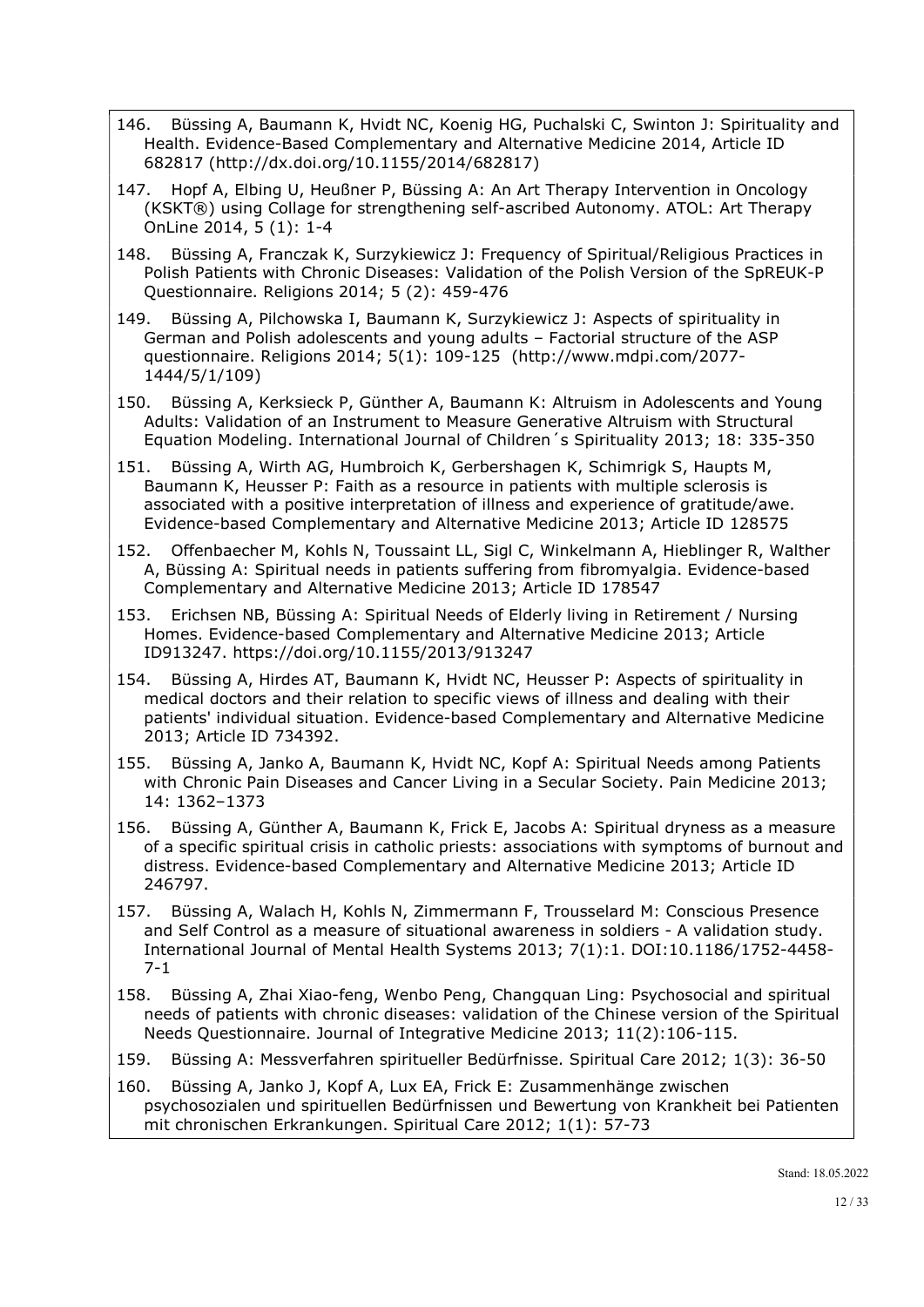146. Büssing A, Baumann K, Hvidt NC, Koenig HG, Puchalski C, Swinton J: Spirituality and Health. Evidence-Based Complementary and Alternative Medicine 2014, Article ID 682817 (http://dx.doi.org/10.1155/2014/682817)

147. Hopf A, Elbing U, Heußner P, Büssing A: An Art Therapy Intervention in Oncology (KSKT®) using Collage for strengthening self-ascribed Autonomy. ATOL: Art Therapy OnLine 2014, 5 (1): 1-4

148. Büssing A, Franczak K, Surzykiewicz J: Frequency of Spiritual/Religious Practices in Polish Patients with Chronic Diseases: Validation of the Polish Version of the SpREUK-P Questionnaire. Religions 2014; 5 (2): 459-476

149. Büssing A, Pilchowska I, Baumann K, Surzykiewicz J: Aspects of spirituality in German and Polish adolescents and young adults – Factorial structure of the ASP questionnaire. Religions 2014; 5(1): 109-125 (http://www.mdpi.com/2077-1444/5/1/109)

150. Büssing A, Kerksieck P, Günther A, Baumann K: Altruism in Adolescents and Young Adults: Validation of an Instrument to Measure Generative Altruism with Structural Equation Modeling. International Journal of Children´s Spirituality 2013; 18: 335-350

151. Büssing A, Wirth AG, Humbroich K, Gerbershagen K, Schimrigk S, Haupts M, Baumann K, Heusser P: Faith as a resource in patients with multiple sclerosis is associated with a positive interpretation of illness and experience of gratitude/awe. Evidence-based Complementary and Alternative Medicine 2013; Article ID 128575

152. Offenbaecher M, Kohls N, Toussaint LL, Sigl C, Winkelmann A, Hieblinger R, Walther A, Büssing A: Spiritual needs in patients suffering from fibromyalgia. Evidence-based Complementary and Alternative Medicine 2013; Article ID 178547

153. Erichsen NB, Büssing A: Spiritual Needs of Elderly living in Retirement / Nursing Homes. Evidence-based Complementary and Alternative Medicine 2013; Article ID913247. https://doi.org/10.1155/2013/913247

154. Büssing A, Hirdes AT, Baumann K, Hvidt NC, Heusser P: Aspects of spirituality in medical doctors and their relation to specific views of illness and dealing with their patients' individual situation. Evidence-based Complementary and Alternative Medicine 2013; Article ID 734392.

155. Büssing A, Janko A, Baumann K, Hvidt NC, Kopf A: Spiritual Needs among Patients with Chronic Pain Diseases and Cancer Living in a Secular Society. Pain Medicine 2013; 14: 1362–1373

156. Büssing A, Günther A, Baumann K, Frick E, Jacobs A: Spiritual dryness as a measure of a specific spiritual crisis in catholic priests: associations with symptoms of burnout and distress. Evidence-based Complementary and Alternative Medicine 2013; Article ID 246797.

157. Büssing A, Walach H, Kohls N, Zimmermann F, Trousselard M: Conscious Presence and Self Control as a measure of situational awareness in soldiers - A validation study. International Journal of Mental Health Systems 2013; 7(1):1. DOI:10.1186/1752-4458-7-1

158. Büssing A, Zhai Xiao-feng, Wenbo Peng, Changquan Ling: Psychosocial and spiritual needs of patients with chronic diseases: validation of the Chinese version of the Spiritual Needs Questionnaire. Journal of Integrative Medicine 2013; 11(2):106-115.

159. Büssing A: Messverfahren spiritueller Bedürfnisse. Spiritual Care 2012; 1(3): 36-50

160. Büssing A, Janko J, Kopf A, Lux EA, Frick E: Zusammenhänge zwischen psychosozialen und spirituellen Bedürfnissen und Bewertung von Krankheit bei Patienten mit chronischen Erkrankungen. Spiritual Care 2012; 1(1): 57-73

Stand: 18.05.2022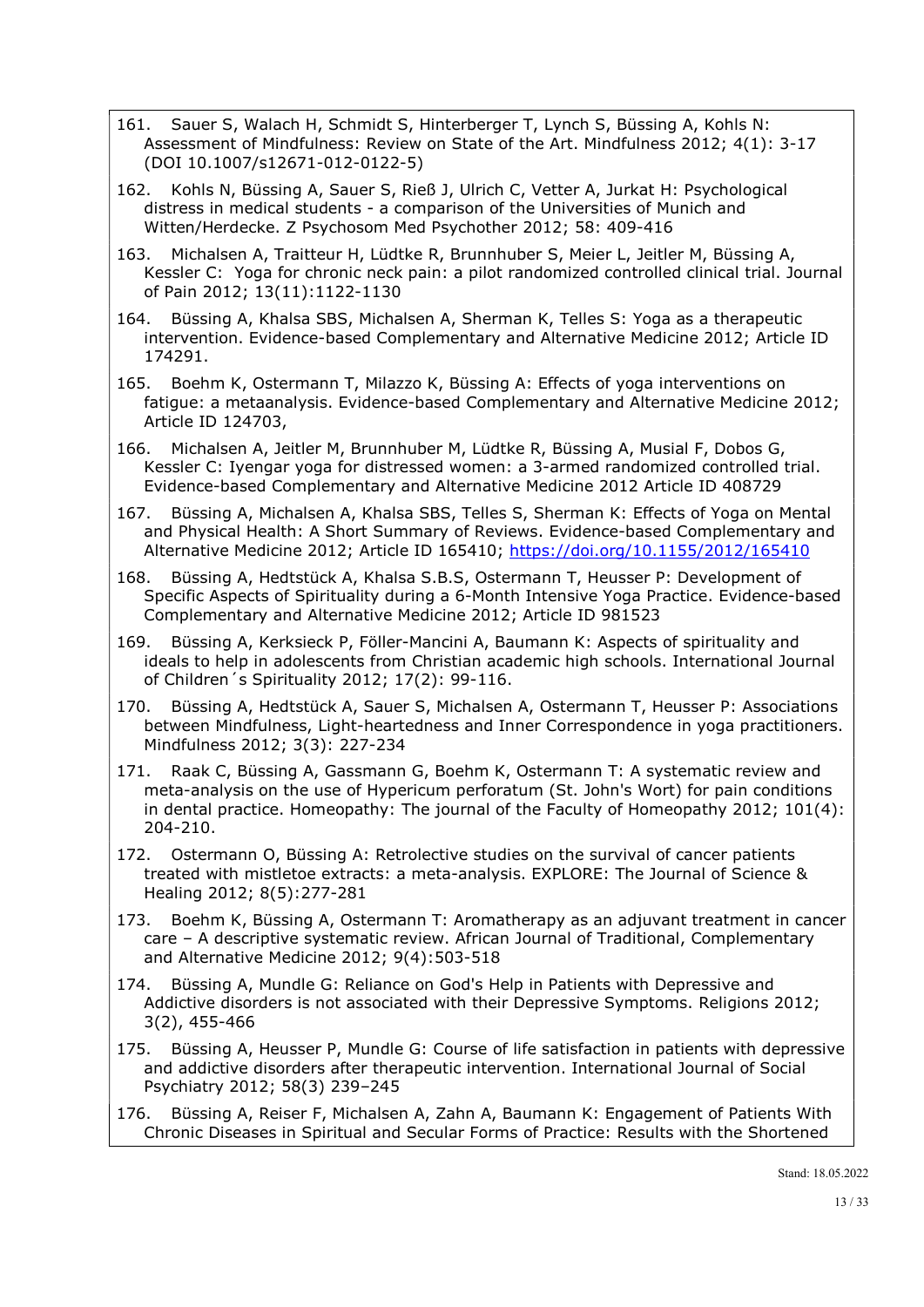161. Sauer S, Walach H, Schmidt S, Hinterberger T, Lynch S, Büssing A, Kohls N: Assessment of Mindfulness: Review on State of the Art. Mindfulness 2012; 4(1): 3-17 (DOI 10.1007/s12671-012-0122-5)

162. Kohls N, Büssing A, Sauer S, Rieß J, Ulrich C, Vetter A, Jurkat H: Psychological distress in medical students - a comparison of the Universities of Munich and Witten/Herdecke. Z Psychosom Med Psychother 2012; 58: 409-416

163. Michalsen A, Traitteur H, Lüdtke R, Brunnhuber S, Meier L, Jeitler M, Büssing A, Kessler C: Yoga for chronic neck pain: a pilot randomized controlled clinical trial. Journal of Pain 2012; 13(11):1122-1130

164. Büssing A, Khalsa SBS, Michalsen A, Sherman K, Telles S: Yoga as a therapeutic intervention. Evidence-based Complementary and Alternative Medicine 2012; Article ID 174291.

165. Boehm K, Ostermann T, Milazzo K, Büssing A: Effects of yoga interventions on fatigue: a metaanalysis. Evidence-based Complementary and Alternative Medicine 2012; Article ID 124703,

166. Michalsen A, Jeitler M, Brunnhuber M, Lüdtke R, Büssing A, Musial F, Dobos G, Kessler C: Iyengar yoga for distressed women: a 3-armed randomized controlled trial. Evidence-based Complementary and Alternative Medicine 2012 Article ID 408729

167. Büssing A, Michalsen A, Khalsa SBS, Telles S, Sherman K: Effects of Yoga on Mental and Physical Health: A Short Summary of Reviews. Evidence-based Complementary and Alternative Medicine 2012; Article ID 165410; https://doi.org/10.1155/2012/165410

168. Büssing A, Hedtstück A, Khalsa S.B.S, Ostermann T, Heusser P: Development of Specific Aspects of Spirituality during a 6-Month Intensive Yoga Practice. Evidence-based Complementary and Alternative Medicine 2012; Article ID 981523

169. Büssing A, Kerksieck P, Föller-Mancini A, Baumann K: Aspects of spirituality and ideals to help in adolescents from Christian academic high schools. International Journal of Children´s Spirituality 2012; 17(2): 99-116.

170. Büssing A, Hedtstück A, Sauer S, Michalsen A, Ostermann T, Heusser P: Associations between Mindfulness, Light-heartedness and Inner Correspondence in yoga practitioners. Mindfulness 2012; 3(3): 227-234

171. Raak C, Büssing A, Gassmann G, Boehm K, Ostermann T: A systematic review and meta-analysis on the use of Hypericum perforatum (St. John's Wort) for pain conditions in dental practice. Homeopathy: The journal of the Faculty of Homeopathy 2012; 101(4): 204-210.

172. Ostermann O, Büssing A: Retrolective studies on the survival of cancer patients treated with mistletoe extracts: a meta-analysis. EXPLORE: The Journal of Science & Healing 2012; 8(5):277-281

173. Boehm K, Büssing A, Ostermann T: Aromatherapy as an adjuvant treatment in cancer care – A descriptive systematic review. African Journal of Traditional, Complementary and Alternative Medicine 2012; 9(4):503-518

174. Büssing A, Mundle G: Reliance on God's Help in Patients with Depressive and Addictive disorders is not associated with their Depressive Symptoms. Religions 2012; 3(2), 455-466

175. Büssing A, Heusser P, Mundle G: Course of life satisfaction in patients with depressive and addictive disorders after therapeutic intervention. International Journal of Social Psychiatry 2012; 58(3) 239–245

176. Büssing A, Reiser F, Michalsen A, Zahn A, Baumann K: Engagement of Patients With Chronic Diseases in Spiritual and Secular Forms of Practice: Results with the Shortened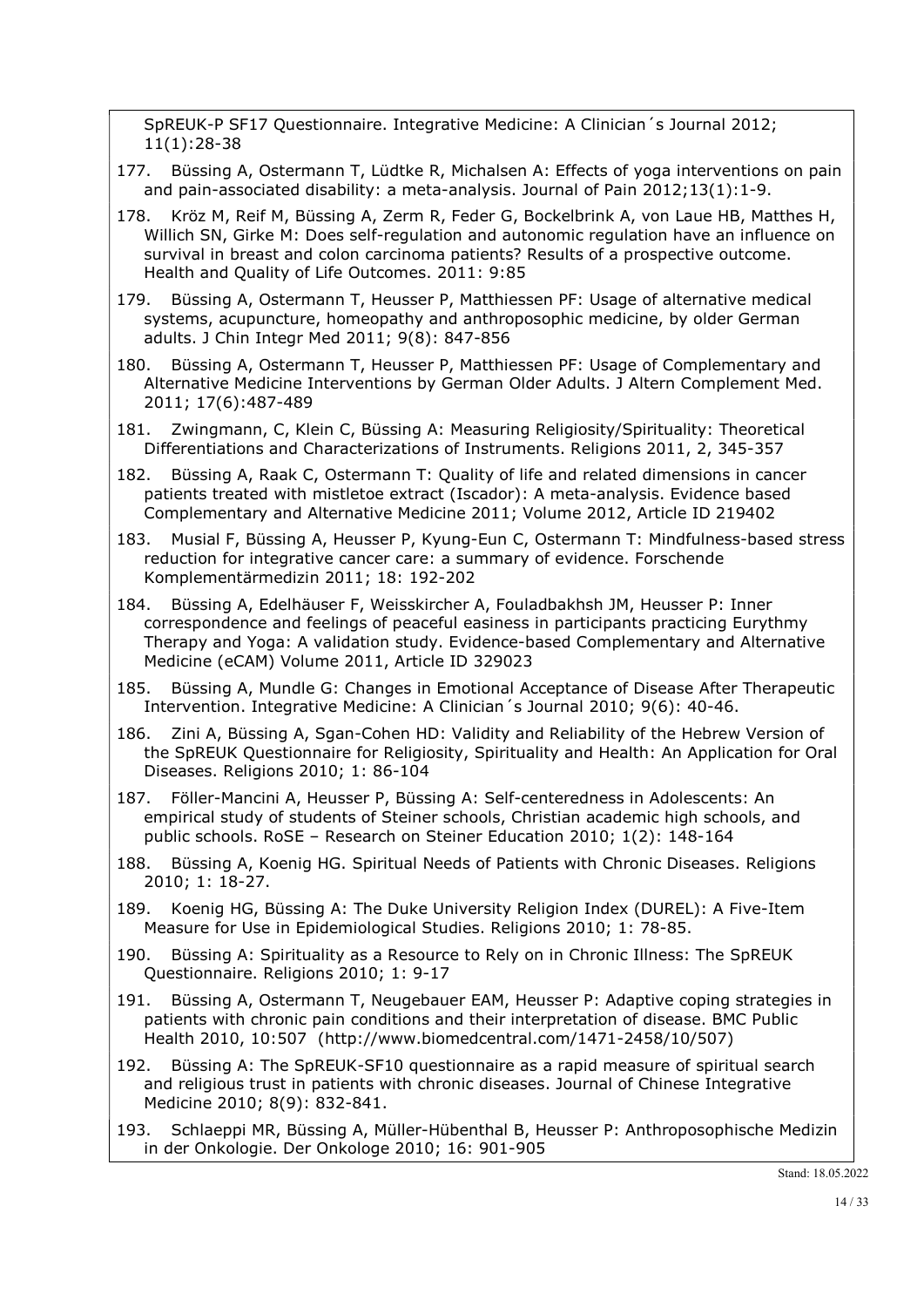SpREUK-P SF17 Questionnaire. Integrative Medicine: A Clinician´s Journal 2012; 11(1):28-38

177. Büssing A, Ostermann T, Lüdtke R, Michalsen A: Effects of yoga interventions on pain and pain-associated disability: a meta-analysis. Journal of Pain 2012;13(1):1-9.

178. Kröz M, Reif M, Büssing A, Zerm R, Feder G, Bockelbrink A, von Laue HB, Matthes H, Willich SN, Girke M: Does self-regulation and autonomic regulation have an influence on survival in breast and colon carcinoma patients? Results of a prospective outcome. Health and Quality of Life Outcomes. 2011: 9:85

179. Büssing A, Ostermann T, Heusser P, Matthiessen PF: Usage of alternative medical systems, acupuncture, homeopathy and anthroposophic medicine, by older German adults. J Chin Integr Med 2011; 9(8): 847-856

180. Büssing A, Ostermann T, Heusser P, Matthiessen PF: Usage of Complementary and Alternative Medicine Interventions by German Older Adults. J Altern Complement Med. 2011; 17(6):487-489

181. Zwingmann, C, Klein C, Büssing A: Measuring Religiosity/Spirituality: Theoretical Differentiations and Characterizations of Instruments. Religions 2011, 2, 345-357

182. Büssing A, Raak C, Ostermann T: Quality of life and related dimensions in cancer patients treated with mistletoe extract (Iscador): A meta-analysis. Evidence based Complementary and Alternative Medicine 2011; Volume 2012, Article ID 219402

183. Musial F, Büssing A, Heusser P, Kyung-Eun C, Ostermann T: Mindfulness-based stress reduction for integrative cancer care: a summary of evidence. Forschende Komplementärmedizin 2011; 18: 192-202

184. Büssing A, Edelhäuser F, Weisskircher A, Fouladbakhsh JM, Heusser P: Inner correspondence and feelings of peaceful easiness in participants practicing Eurythmy Therapy and Yoga: A validation study. Evidence-based Complementary and Alternative Medicine (eCAM) Volume 2011, Article ID 329023

185. Büssing A, Mundle G: Changes in Emotional Acceptance of Disease After Therapeutic Intervention. Integrative Medicine: A Clinician´s Journal 2010; 9(6): 40-46.

186. Zini A, Büssing A, Sgan-Cohen HD: Validity and Reliability of the Hebrew Version of the SpREUK Questionnaire for Religiosity, Spirituality and Health: An Application for Oral Diseases. Religions 2010; 1: 86-104

187. Föller-Mancini A, Heusser P, Büssing A: Self-centeredness in Adolescents: An empirical study of students of Steiner schools, Christian academic high schools, and public schools. RoSE – Research on Steiner Education 2010; 1(2): 148-164

188. Büssing A, Koenig HG. Spiritual Needs of Patients with Chronic Diseases. Religions 2010; 1: 18-27.

189. Koenig HG, Büssing A: The Duke University Religion Index (DUREL): A Five-Item Measure for Use in Epidemiological Studies. Religions 2010; 1: 78-85.

190. Büssing A: Spirituality as a Resource to Rely on in Chronic Illness: The SpREUK Questionnaire. Religions 2010; 1: 9-17

191. Büssing A, Ostermann T, Neugebauer EAM, Heusser P: Adaptive coping strategies in patients with chronic pain conditions and their interpretation of disease. BMC Public Health 2010, 10:507 (http://www.biomedcentral.com/1471-2458/10/507)

192. Büssing A: The SpREUK-SF10 questionnaire as a rapid measure of spiritual search and religious trust in patients with chronic diseases. Journal of Chinese Integrative Medicine 2010; 8(9): 832-841.

193. Schlaeppi MR, Büssing A, Müller-Hübenthal B, Heusser P: Anthroposophische Medizin in der Onkologie. Der Onkologe 2010; 16: 901-905

Stand: 18.05.2022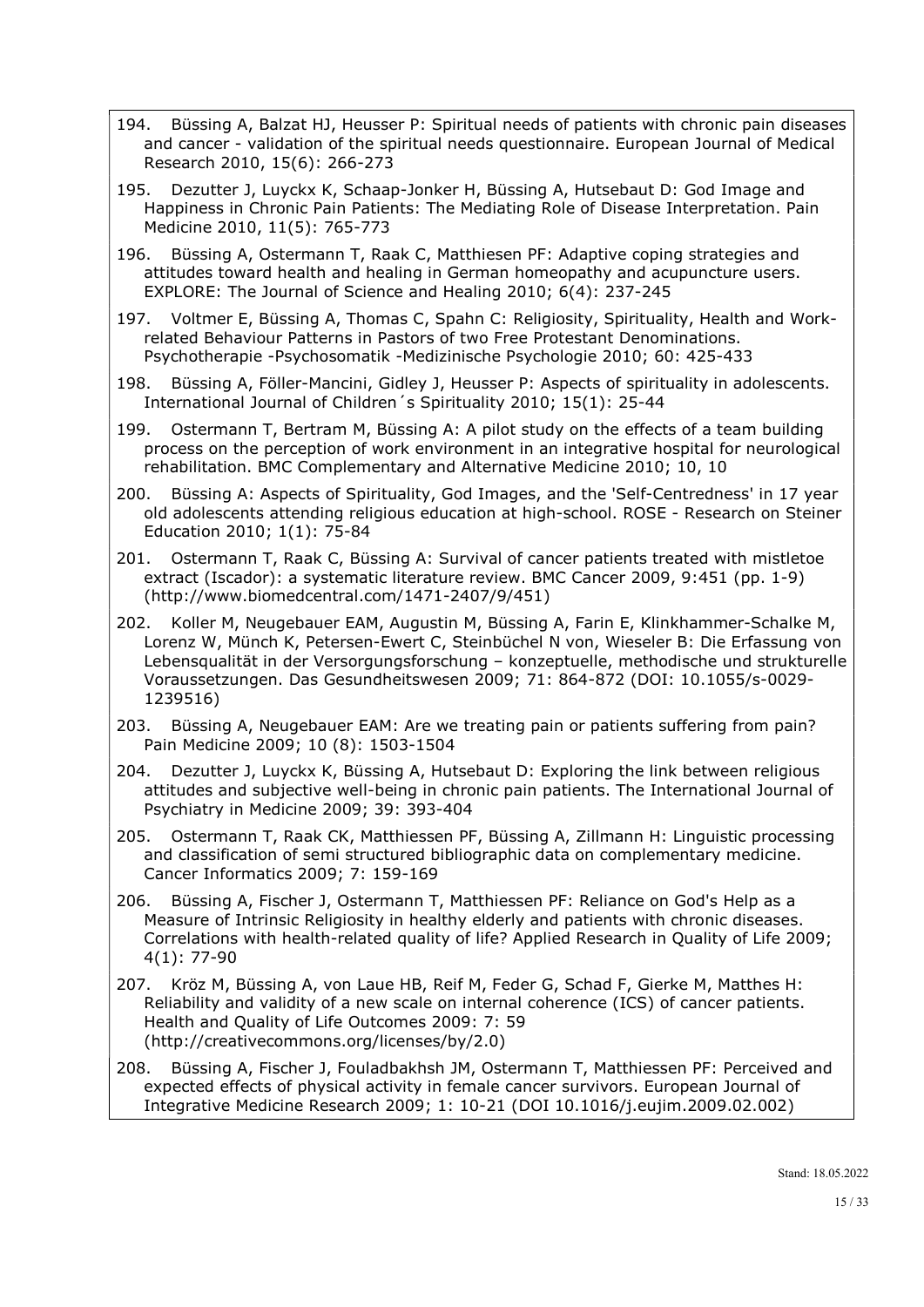194. Büssing A, Balzat HJ, Heusser P: Spiritual needs of patients with chronic pain diseases and cancer - validation of the spiritual needs questionnaire. European Journal of Medical Research 2010, 15(6): 266-273

195. Dezutter J, Luyckx K, Schaap-Jonker H, Büssing A, Hutsebaut D: God Image and Happiness in Chronic Pain Patients: The Mediating Role of Disease Interpretation. Pain Medicine 2010, 11(5): 765-773

196. Büssing A, Ostermann T, Raak C, Matthiessen PF: Adaptive coping strategies and attitudes toward health and healing in German homeopathy and acupuncture users. EXPLORE: The Journal of Science and Healing 2010; 6(4): 237-245

197. Voltmer E, Büssing A, Thomas C, Spahn C: Religiosity, Spirituality, Health and Work-related Behaviour Patterns in Pastors of two Free Protestant Denominations. Psychotherapie -Psychosomatik -Medizinische Psychologie 2010; 60: 425-433

198. Büssing A, Föller-Mancini, Gidley J, Heusser P: Aspects of spirituality in adolescents. International Journal of Children´s Spirituality 2010; 15(1): 25-44

199. Ostermann T, Bertram M, Büssing A: A pilot study on the effects of a team building process on the perception of work environment in an integrative hospital for neurological rehabilitation. BMC Complementary and Alternative Medicine 2010; 10, 10

200. Büssing A: Aspects of Spirituality, God Images, and the 'Self-Centredness' in 17 year old adolescents attending religious education at high-school. ROSE - Research on Steiner Education 2010; 1(1): 75-84

201. Ostermann T, Raak C, Büssing A: Survival of cancer patients treated with mistletoe extract (Iscador): a systematic literature review. BMC Cancer 2009, 9:451 (pp. 1-9) (http://www.biomedcentral.com/1471-2407/9/451)

202. Koller M, Neugebauer EAM, Augustin M, Büssing A, Farin E, Klinkhammer-Schalke M, Lorenz W, Münch K, Petersen-Ewert C, Steinbüchel N von, Wieseler B: Die Erfassung von Lebensqualität in der Versorgungsforschung – konzeptuelle, methodische und strukturelle Voraussetzungen. Das Gesundheitswesen 2009; 71: 864-872 (DOI: 10.1055/s-0029-1239516)

203. Büssing A, Neugebauer EAM: Are we treating pain or patients suffering from pain? Pain Medicine 2009; 10 (8): 1503-1504

204. Dezutter J, Luyckx K, Büssing A, Hutsebaut D: Exploring the link between religious attitudes and subjective well-being in chronic pain patients. The International Journal of Psychiatry in Medicine 2009; 39: 393-404

205. Ostermann T, Raak CK, Matthiessen PF, Büssing A, Zillmann H: Linguistic processing and classification of semi structured bibliographic data on complementary medicine. Cancer Informatics 2009; 7: 159-169

206. Büssing A, Fischer J, Ostermann T, Matthiessen PF: Reliance on God's Help as a Measure of Intrinsic Religiosity in healthy elderly and patients with chronic diseases. Correlations with health-related quality of life? Applied Research in Quality of Life 2009; 4(1): 77-90

207. Kröz M, Büssing A, von Laue HB, Reif M, Feder G, Schad F, Gierke M, Matthes H: Reliability and validity of a new scale on internal coherence (ICS) of cancer patients. Health and Quality of Life Outcomes 2009: 7: 59 (http://creativecommons.org/licenses/by/2.0)

208. Büssing A, Fischer J, Fouladbakhsh JM, Ostermann T, Matthiessen PF: Perceived and expected effects of physical activity in female cancer survivors. European Journal of Integrative Medicine Research 2009; 1: 10-21 (DOI 10.1016/j.eujim.2009.02.002)

Stand: 18.05.2022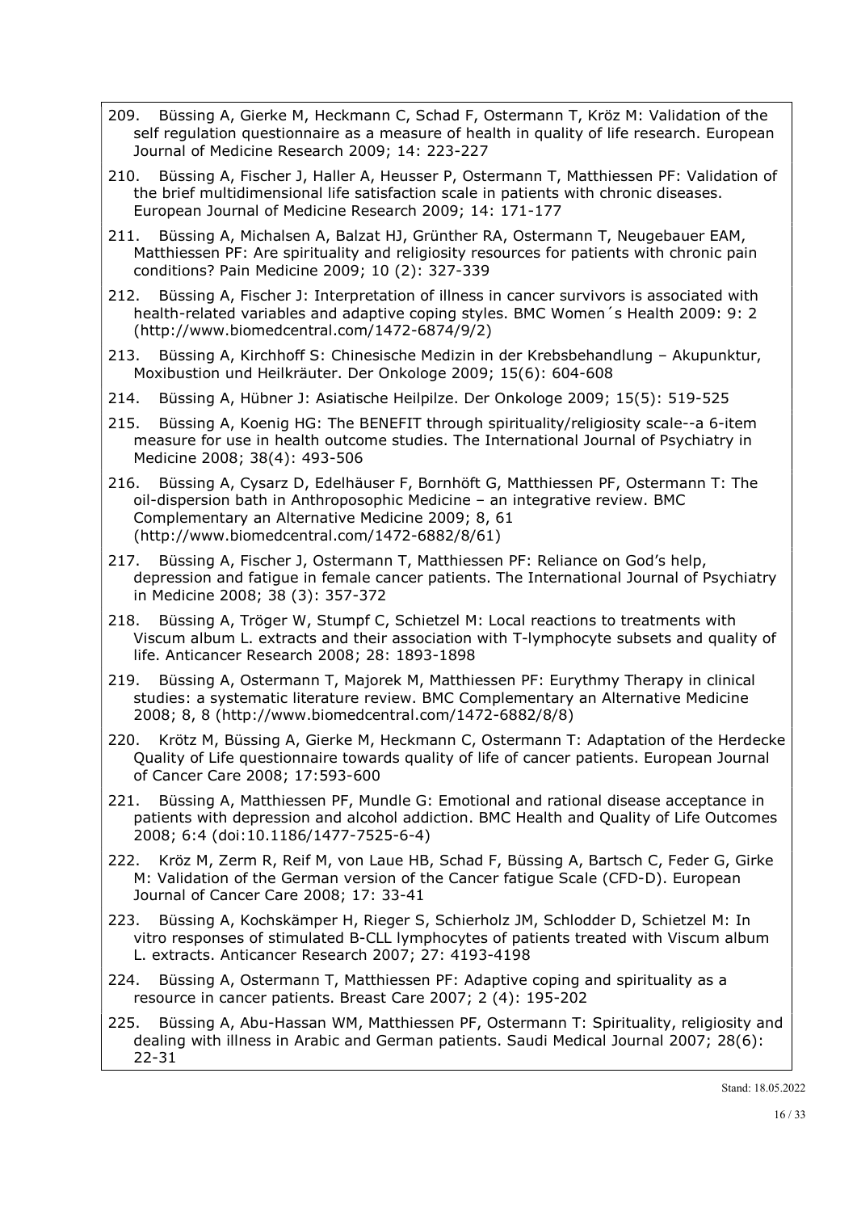209. Büssing A, Gierke M, Heckmann C, Schad F, Ostermann T, Kröz M: Validation of the self regulation questionnaire as a measure of health in quality of life research. European Journal of Medicine Research 2009; 14: 223-227

210. Büssing A, Fischer J, Haller A, Heusser P, Ostermann T, Matthiessen PF: Validation of the brief multidimensional life satisfaction scale in patients with chronic diseases. European Journal of Medicine Research 2009; 14: 171-177

211. Büssing A, Michalsen A, Balzat HJ, Grünther RA, Ostermann T, Neugebauer EAM, Matthiessen PF: Are spirituality and religiosity resources for patients with chronic pain conditions? Pain Medicine 2009; 10 (2): 327-339

212. Büssing A, Fischer J: Interpretation of illness in cancer survivors is associated with health-related variables and adaptive coping styles. BMC Women´s Health 2009: 9: 2 (http://www.biomedcentral.com/1472-6874/9/2)

213. Büssing A, Kirchhoff S: Chinesische Medizin in der Krebsbehandlung – Akupunktur, Moxibustion und Heilkräuter. Der Onkologe 2009; 15(6): 604-608

214. Büssing A, Hübner J: Asiatische Heilpilze. Der Onkologe 2009; 15(5): 519-525

215. Büssing A, Koenig HG: The BENEFIT through spirituality/religiosity scale--a 6-item measure for use in health outcome studies. The International Journal of Psychiatry in Medicine 2008; 38(4): 493-506

216. Büssing A, Cysarz D, Edelhäuser F, Bornhöft G, Matthiessen PF, Ostermann T: The oil-dispersion bath in Anthroposophic Medicine – an integrative review. BMC Complementary an Alternative Medicine 2009; 8, 61 (http://www.biomedcentral.com/1472-6882/8/61)

217. Büssing A, Fischer J, Ostermann T, Matthiessen PF: Reliance on God's help, depression and fatigue in female cancer patients. The International Journal of Psychiatry in Medicine 2008; 38 (3): 357-372

218. Büssing A, Tröger W, Stumpf C, Schietzel M: Local reactions to treatments with Viscum album L. extracts and their association with T-lymphocyte subsets and quality of life. Anticancer Research 2008; 28: 1893-1898

219. Büssing A, Ostermann T, Majorek M, Matthiessen PF: Eurythmy Therapy in clinical studies: a systematic literature review. BMC Complementary an Alternative Medicine 2008; 8, 8 (http://www.biomedcentral.com/1472-6882/8/8)

220. Krötz M, Büssing A, Gierke M, Heckmann C, Ostermann T: Adaptation of the Herdecke Quality of Life questionnaire towards quality of life of cancer patients. European Journal of Cancer Care 2008; 17:593-600

221. Büssing A, Matthiessen PF, Mundle G: Emotional and rational disease acceptance in patients with depression and alcohol addiction. BMC Health and Quality of Life Outcomes 2008; 6:4 (doi:10.1186/1477-7525-6-4)

222. Kröz M, Zerm R, Reif M, von Laue HB, Schad F, Büssing A, Bartsch C, Feder G, Girke M: Validation of the German version of the Cancer fatigue Scale (CFD-D). European Journal of Cancer Care 2008; 17: 33-41

223. Büssing A, Kochskämper H, Rieger S, Schierholz JM, Schlodder D, Schietzel M: In vitro responses of stimulated B-CLL lymphocytes of patients treated with Viscum album L. extracts. Anticancer Research 2007; 27: 4193-4198

224. Büssing A, Ostermann T, Matthiessen PF: Adaptive coping and spirituality as a resource in cancer patients. Breast Care 2007; 2 (4): 195-202

225. Büssing A, Abu-Hassan WM, Matthiessen PF, Ostermann T: Spirituality, religiosity and dealing with illness in Arabic and German patients. Saudi Medical Journal 2007; 28(6): 22-31

Stand: 18.05.2022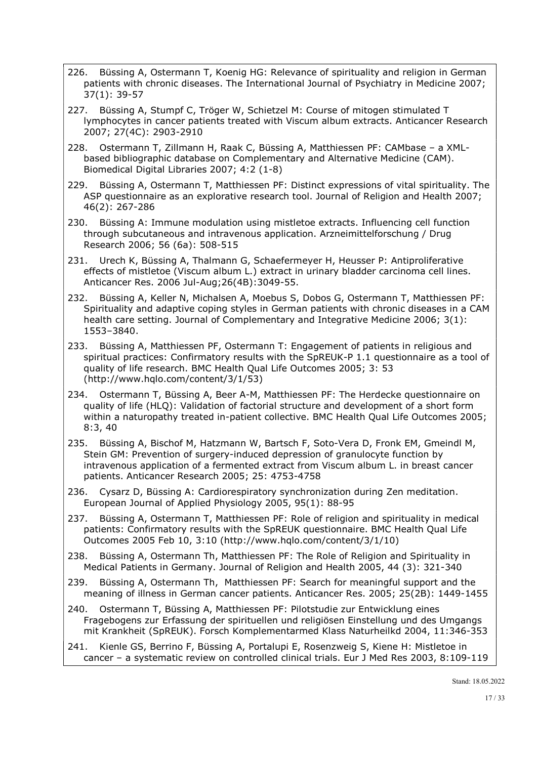226. Büssing A, Ostermann T, Koenig HG: Relevance of spirituality and religion in German patients with chronic diseases. The International Journal of Psychiatry in Medicine 2007; 37(1): 39-57

227. Büssing A, Stumpf C, Tröger W, Schietzel M: Course of mitogen stimulated T lymphocytes in cancer patients treated with Viscum album extracts. Anticancer Research 2007; 27(4C): 2903-2910

228. Ostermann T, Zillmann H, Raak C, Büssing A, Matthiessen PF: CAMbase – a XML-based bibliographic database on Complementary and Alternative Medicine (CAM). Biomedical Digital Libraries 2007; 4:2 (1-8)

229. Büssing A, Ostermann T, Matthiessen PF: Distinct expressions of vital spirituality. The ASP questionnaire as an explorative research tool. Journal of Religion and Health 2007; 46(2): 267-286

230. Büssing A: Immune modulation using mistletoe extracts. Influencing cell function through subcutaneous and intravenous application. Arzneimittelforschung / Drug Research 2006; 56 (6a): 508-515

231. Urech K, Büssing A, Thalmann G, Schaefermeyer H, Heusser P: Antiproliferative effects of mistletoe (Viscum album L.) extract in urinary bladder carcinoma cell lines. Anticancer Res. 2006 Jul-Aug;26(4B):3049-55.

232. Büssing A, Keller N, Michalsen A, Moebus S, Dobos G, Ostermann T, Matthiessen PF: Spirituality and adaptive coping styles in German patients with chronic diseases in a CAM health care setting. Journal of Complementary and Integrative Medicine 2006; 3(1): 1553–3840.

233. Büssing A, Matthiessen PF, Ostermann T: Engagement of patients in religious and spiritual practices: Confirmatory results with the SpREUK-P 1.1 questionnaire as a tool of quality of life research. BMC Health Qual Life Outcomes 2005; 3: 53 (http://www.hqlo.com/content/3/1/53)

234. Ostermann T, Büssing A, Beer A-M, Matthiessen PF: The Herdecke questionnaire on quality of life (HLQ): Validation of factorial structure and development of a short form within a naturopathy treated in-patient collective. BMC Health Qual Life Outcomes 2005; 8:3, 40

235. Büssing A, Bischof M, Hatzmann W, Bartsch F, Soto-Vera D, Fronk EM, Gmeindl M, Stein GM: Prevention of surgery-induced depression of granulocyte function by intravenous application of a fermented extract from Viscum album L. in breast cancer patients. Anticancer Research 2005; 25: 4753-4758

236. Cysarz D, Büssing A: Cardiorespiratory synchronization during Zen meditation. European Journal of Applied Physiology 2005, 95(1): 88-95

237. Büssing A, Ostermann T, Matthiessen PF: Role of religion and spirituality in medical patients: Confirmatory results with the SpREUK questionnaire. BMC Health Qual Life Outcomes 2005 Feb 10, 3:10 (http://www.hqlo.com/content/3/1/10)

238. Büssing A, Ostermann Th, Matthiessen PF: The Role of Religion and Spirituality in Medical Patients in Germany. Journal of Religion and Health 2005, 44 (3): 321-340

239. Büssing A, Ostermann Th, Matthiessen PF: Search for meaningful support and the meaning of illness in German cancer patients. Anticancer Res. 2005; 25(2B): 1449-1455

240. Ostermann T, Büssing A, Matthiessen PF: Pilotstudie zur Entwicklung eines Fragebogens zur Erfassung der spirituellen und religiösen Einstellung und des Umgangs mit Krankheit (SpREUK). Forsch Komplementarmed Klass Naturheilkd 2004, 11:346-353

241. Kienle GS, Berrino F, Büssing A, Portalupi E, Rosenzweig S, Kiene H: Mistletoe in cancer – a systematic review on controlled clinical trials. Eur J Med Res 2003, 8:109-119

Stand: 18.05.2022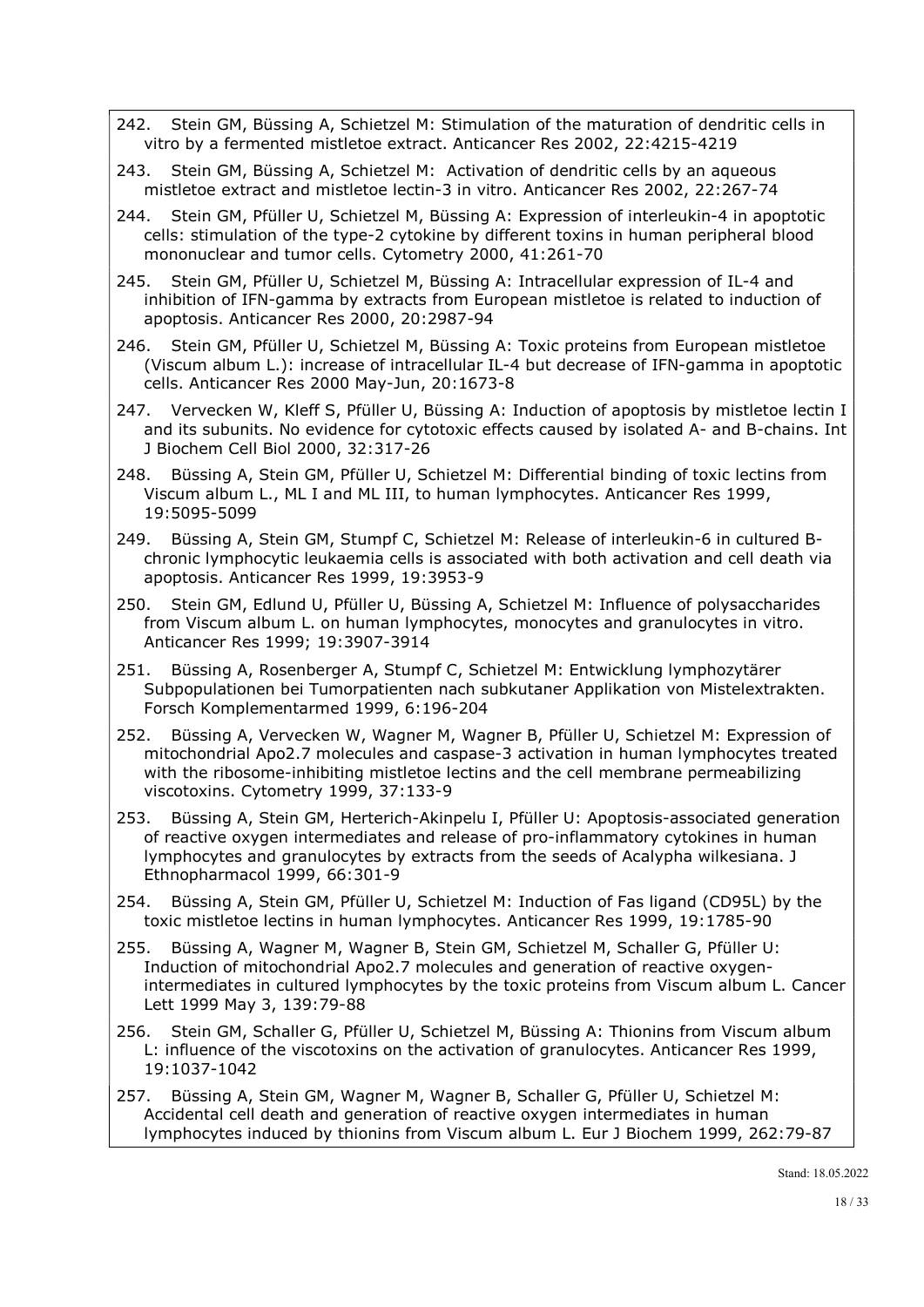242. Stein GM, Büssing A, Schietzel M: Stimulation of the maturation of dendritic cells in vitro by a fermented mistletoe extract. Anticancer Res 2002, 22:4215-4219

243. Stein GM, Büssing A, Schietzel M: Activation of dendritic cells by an aqueous mistletoe extract and mistletoe lectin-3 in vitro. Anticancer Res 2002, 22:267-74

244. Stein GM, Pfüller U, Schietzel M, Büssing A: Expression of interleukin-4 in apoptotic cells: stimulation of the type-2 cytokine by different toxins in human peripheral blood mononuclear and tumor cells. Cytometry 2000, 41:261-70

245. Stein GM, Pfüller U, Schietzel M, Büssing A: Intracellular expression of IL-4 and inhibition of IFN-gamma by extracts from European mistletoe is related to induction of apoptosis. Anticancer Res 2000, 20:2987-94

246. Stein GM, Pfüller U, Schietzel M, Büssing A: Toxic proteins from European mistletoe (Viscum album L.): increase of intracellular IL-4 but decrease of IFN-gamma in apoptotic cells. Anticancer Res 2000 May-Jun, 20:1673-8

247. Vervecken W, Kleff S, Pfüller U, Büssing A: Induction of apoptosis by mistletoe lectin I and its subunits. No evidence for cytotoxic effects caused by isolated A- and B-chains. Int J Biochem Cell Biol 2000, 32:317-26

248. Büssing A, Stein GM, Pfüller U, Schietzel M: Differential binding of toxic lectins from Viscum album L., ML I and ML III, to human lymphocytes. Anticancer Res 1999, 19:5095-5099

249. Büssing A, Stein GM, Stumpf C, Schietzel M: Release of interleukin-6 in cultured B-chronic lymphocytic leukaemia cells is associated with both activation and cell death via apoptosis. Anticancer Res 1999, 19:3953-9

250. Stein GM, Edlund U, Pfüller U, Büssing A, Schietzel M: Influence of polysaccharides from Viscum album L. on human lymphocytes, monocytes and granulocytes in vitro. Anticancer Res 1999; 19:3907-3914

251. Büssing A, Rosenberger A, Stumpf C, Schietzel M: Entwicklung lymphozytärer Subpopulationen bei Tumorpatienten nach subkutaner Applikation von Mistelextrakten. Forsch Komplementarmed 1999, 6:196-204

252. Büssing A, Vervecken W, Wagner M, Wagner B, Pfüller U, Schietzel M: Expression of mitochondrial Apo2.7 molecules and caspase-3 activation in human lymphocytes treated with the ribosome-inhibiting mistletoe lectins and the cell membrane permeabilizing viscotoxins. Cytometry 1999, 37:133-9

253. Büssing A, Stein GM, Herterich-Akinpelu I, Pfüller U: Apoptosis-associated generation of reactive oxygen intermediates and release of pro-inflammatory cytokines in human lymphocytes and granulocytes by extracts from the seeds of Acalypha wilkesiana. J Ethnopharmacol 1999, 66:301-9

254. Büssing A, Stein GM, Pfüller U, Schietzel M: Induction of Fas ligand (CD95L) by the toxic mistletoe lectins in human lymphocytes. Anticancer Res 1999, 19:1785-90

255. Büssing A, Wagner M, Wagner B, Stein GM, Schietzel M, Schaller G, Pfüller U: Induction of mitochondrial Apo2.7 molecules and generation of reactive oxygen-intermediates in cultured lymphocytes by the toxic proteins from Viscum album L. Cancer Lett 1999 May 3, 139:79-88

256. Stein GM, Schaller G, Pfüller U, Schietzel M, Büssing A: Thionins from Viscum album L: influence of the viscotoxins on the activation of granulocytes. Anticancer Res 1999, 19:1037-1042

257. Büssing A, Stein GM, Wagner M, Wagner B, Schaller G, Pfüller U, Schietzel M: Accidental cell death and generation of reactive oxygen intermediates in human lymphocytes induced by thionins from Viscum album L. Eur J Biochem 1999, 262:79-87

Stand: 18.05.2022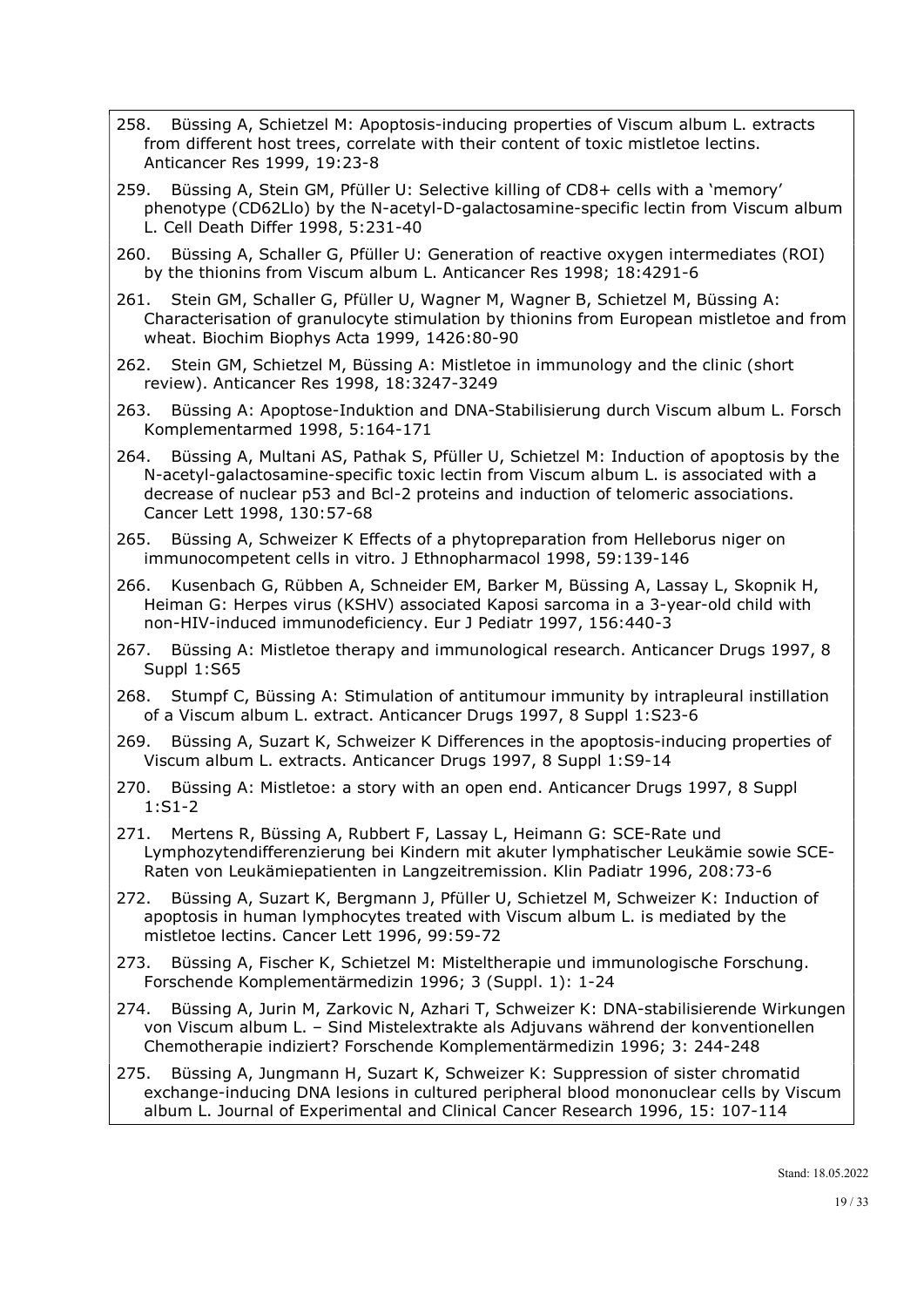258. Büssing A, Schietzel M: Apoptosis-inducing properties of Viscum album L. extracts from different host trees, correlate with their content of toxic mistletoe lectins. Anticancer Res 1999, 19:23-8

259. Büssing A, Stein GM, Pfüller U: Selective killing of CD8+ cells with a 'memory' phenotype (CD62Llo) by the N-acetyl-D-galactosamine-specific lectin from Viscum album L. Cell Death Differ 1998, 5:231-40

260. Büssing A, Schaller G, Pfüller U: Generation of reactive oxygen intermediates (ROI) by the thionins from Viscum album L. Anticancer Res 1998; 18:4291-6

261. Stein GM, Schaller G, Pfüller U, Wagner M, Wagner B, Schietzel M, Büssing A: Characterisation of granulocyte stimulation by thionins from European mistletoe and from wheat. Biochim Biophys Acta 1999, 1426:80-90

262. Stein GM, Schietzel M, Büssing A: Mistletoe in immunology and the clinic (short review). Anticancer Res 1998, 18:3247-3249

263. Büssing A: Apoptose-Induktion and DNA-Stabilisierung durch Viscum album L. Forsch Komplementarmed 1998, 5:164-171

264. Büssing A, Multani AS, Pathak S, Pfüller U, Schietzel M: Induction of apoptosis by the N-acetyl-galactosamine-specific toxic lectin from Viscum album L. is associated with a decrease of nuclear p53 and Bcl-2 proteins and induction of telomeric associations. Cancer Lett 1998, 130:57-68

265. Büssing A, Schweizer K Effects of a phytopreparation from Helleborus niger on immunocompetent cells in vitro. J Ethnopharmacol 1998, 59:139-146

266. Kusenbach G, Rübben A, Schneider EM, Barker M, Büssing A, Lassay L, Skopnik H, Heiman G: Herpes virus (KSHV) associated Kaposi sarcoma in a 3-year-old child with non-HIV-induced immunodeficiency. Eur J Pediatr 1997, 156:440-3

267. Büssing A: Mistletoe therapy and immunological research. Anticancer Drugs 1997, 8 Suppl 1:S65

268. Stumpf C, Büssing A: Stimulation of antitumour immunity by intrapleural instillation of a Viscum album L. extract. Anticancer Drugs 1997, 8 Suppl 1:S23-6

269. Büssing A, Suzart K, Schweizer K Differences in the apoptosis-inducing properties of Viscum album L. extracts. Anticancer Drugs 1997, 8 Suppl 1:S9-14

270. Büssing A: Mistletoe: a story with an open end. Anticancer Drugs 1997, 8 Suppl 1:S1-2

271. Mertens R, Büssing A, Rubbert F, Lassay L, Heimann G: SCE-Rate und Lymphozytendifferenzierung bei Kindern mit akuter lymphatischer Leukämie sowie SCE-Raten von Leukämiepatienten in Langzeitremission. Klin Padiatr 1996, 208:73-6

272. Büssing A, Suzart K, Bergmann J, Pfüller U, Schietzel M, Schweizer K: Induction of apoptosis in human lymphocytes treated with Viscum album L. is mediated by the mistletoe lectins. Cancer Lett 1996, 99:59-72

273. Büssing A, Fischer K, Schietzel M: Misteltherapie und immunologische Forschung. Forschende Komplementärmedizin 1996; 3 (Suppl. 1): 1-24

274. Büssing A, Jurin M, Zarkovic N, Azhari T, Schweizer K: DNA-stabilisierende Wirkungen von Viscum album L. – Sind Mistelextrakte als Adjuvans während der konventionellen Chemotherapie indiziert? Forschende Komplementärmedizin 1996; 3: 244-248

275. Büssing A, Jungmann H, Suzart K, Schweizer K: Suppression of sister chromatid exchange-inducing DNA lesions in cultured peripheral blood mononuclear cells by Viscum album L. Journal of Experimental and Clinical Cancer Research 1996, 15: 107-114

Stand: 18.05.2022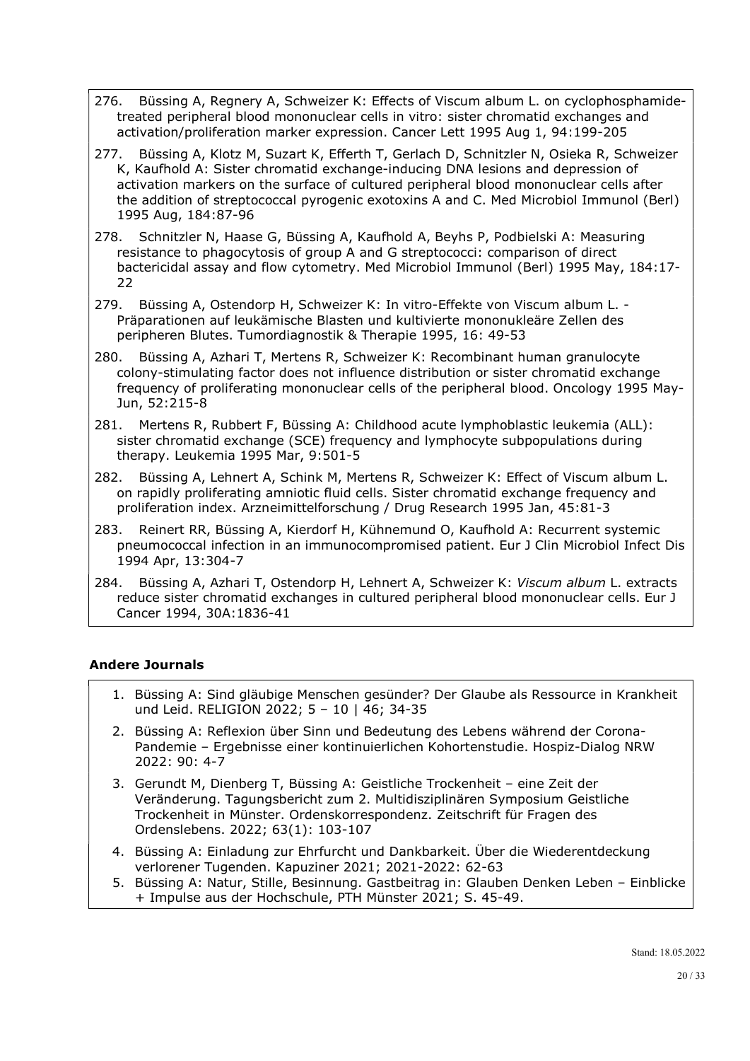276. Büssing A, Regnery A, Schweizer K: Effects of Viscum album L. on cyclophosphamide-treated peripheral blood mononuclear cells in vitro: sister chromatid exchanges and activation/proliferation marker expression. Cancer Lett 1995 Aug 1, 94:199-205

277. Büssing A, Klotz M, Suzart K, Efferth T, Gerlach D, Schnitzler N, Osieka R, Schweizer K, Kaufhold A: Sister chromatid exchange-inducing DNA lesions and depression of activation markers on the surface of cultured peripheral blood mononuclear cells after the addition of streptococcal pyrogenic exotoxins A and C. Med Microbiol Immunol (Berl) 1995 Aug, 184:87-96

278. Schnitzler N, Haase G, Büssing A, Kaufhold A, Beyhs P, Podbielski A: Measuring resistance to phagocytosis of group A and G streptococci: comparison of direct bactericidal assay and flow cytometry. Med Microbiol Immunol (Berl) 1995 May, 184:17-22

279. Büssing A, Ostendorp H, Schweizer K: In vitro-Effekte von Viscum album L. -Präparationen auf leukämische Blasten und kultivierte mononukleäre Zellen des peripheren Blutes. Tumordiagnostik & Therapie 1995, 16: 49-53

280. Büssing A, Azhari T, Mertens R, Schweizer K: Recombinant human granulocyte colony-stimulating factor does not influence distribution or sister chromatid exchange frequency of proliferating mononuclear cells of the peripheral blood. Oncology 1995 May-Jun, 52:215-8

281. Mertens R, Rubbert F, Büssing A: Childhood acute lymphoblastic leukemia (ALL): sister chromatid exchange (SCE) frequency and lymphocyte subpopulations during therapy. Leukemia 1995 Mar, 9:501-5

282. Büssing A, Lehnert A, Schink M, Mertens R, Schweizer K: Effect of Viscum album L. on rapidly proliferating amniotic fluid cells. Sister chromatid exchange frequency and proliferation index. Arzneimittelforschung / Drug Research 1995 Jan, 45:81-3

283. Reinert RR, Büssing A, Kierdorf H, Kühnemund O, Kaufhold A: Recurrent systemic pneumococcal infection in an immunocompromised patient. Eur J Clin Microbiol Infect Dis 1994 Apr, 13:304-7

284. Büssing A, Azhari T, Ostendorp H, Lehnert A, Schweizer K: *Viscum album* L. extracts reduce sister chromatid exchanges in cultured peripheral blood mononuclear cells. Eur J Cancer 1994, 30A:1836-41

### Andere Journals

1. Büssing A: Sind gläubige Menschen gesünder? Der Glaube als Ressource in Krankheit und Leid. RELIGION 2022; 5 – 10 | 46; 34-35
2. Büssing A: Reflexion über Sinn und Bedeutung des Lebens während der Corona-Pandemie – Ergebnisse einer kontinuierlichen Kohortenstudie. Hospiz-Dialog NRW 2022: 90: 4-7
3. Gerundt M, Dienberg T, Büssing A: Geistliche Trockenheit – eine Zeit der Veränderung. Tagungsbericht zum 2. Multidisziplinären Symposium Geistliche Trockenheit in Münster. Ordenskorrespondenz. Zeitschrift für Fragen des Ordenslebens. 2022; 63(1): 103-107
4. Büssing A: Einladung zur Ehrfurcht und Dankbarkeit. Über die Wiederentdeckung verlorener Tugenden. Kapuziner 2021; 2021-2022: 62-63
5. Büssing A: Natur, Stille, Besinnung. Gastbeitrag in: Glauben Denken Leben – Einblicke + Impulse aus der Hochschule, PTH Münster 2021; S. 45-49.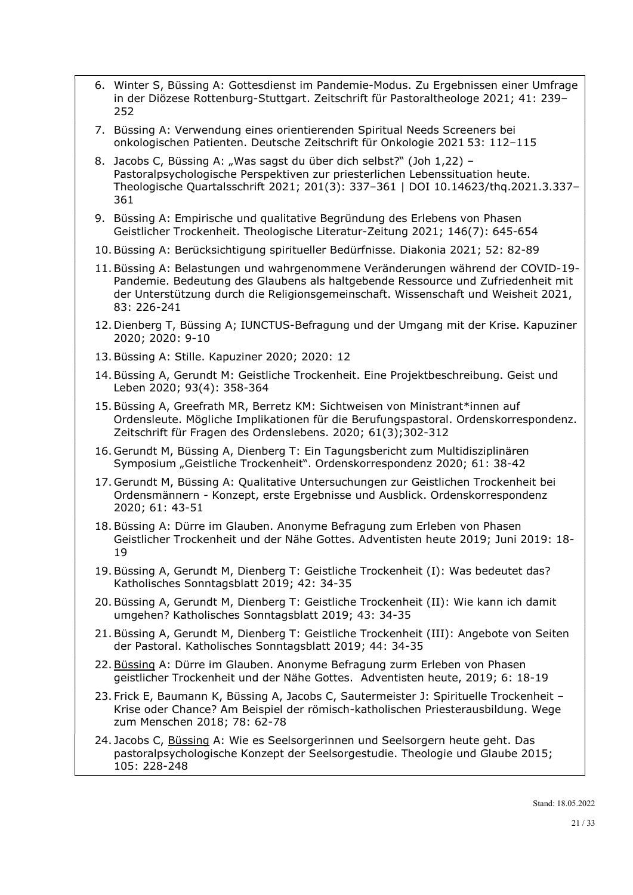6. Winter S, Büssing A: Gottesdienst im Pandemie-Modus. Zu Ergebnissen einer Umfrage in der Diözese Rottenburg-Stuttgart. Zeitschrift für Pastoraltheologe 2021; 41: 239–252
7. Büssing A: Verwendung eines orientierenden Spiritual Needs Screeners bei onkologischen Patienten. Deutsche Zeitschrift für Onkologie 2021 53: 112–115
8. Jacobs C, Büssing A: „Was sagst du über dich selbst?" (Joh 1,22) – Pastoralpsychologische Perspektiven zur priesterlichen Lebenssituation heute. Theologische Quartalsschrift 2021; 201(3): 337–361 | DOI 10.14623/thq.2021.3.337–361
9. Büssing A: Empirische und qualitative Begründung des Erlebens von Phasen Geistlicher Trockenheit. Theologische Literatur-Zeitung 2021; 146(7): 645-654
10. Büssing A: Berücksichtigung spiritueller Bedürfnisse. Diakonia 2021; 52: 82-89
11. Büssing A: Belastungen und wahrgenommene Veränderungen während der COVID-19-Pandemie. Bedeutung des Glaubens als haltgebende Ressource und Zufriedenheit mit der Unterstützung durch die Religionsgemeinschaft. Wissenschaft und Weisheit 2021, 83: 226-241
12. Dienberg T, Büssing A; IUNCTUS-Befragung und der Umgang mit der Krise. Kapuziner 2020; 2020: 9-10
13. Büssing A: Stille. Kapuziner 2020; 2020: 12
14. Büssing A, Gerundt M: Geistliche Trockenheit. Eine Projektbeschreibung. Geist und Leben 2020; 93(4): 358-364
15. Büssing A, Greefrath MR, Berretz KM: Sichtweisen von Ministrant*innen auf Ordensleute. Mögliche Implikationen für die Berufungspastoral. Ordenskorrespondenz. Zeitschrift für Fragen des Ordenslebens. 2020; 61(3);302-312
16. Gerundt M, Büssing A, Dienberg T: Ein Tagungsbericht zum Multidisziplinären Symposium „Geistliche Trockenheit". Ordenskorrespondenz 2020; 61: 38-42
17. Gerundt M, Büssing A: Qualitative Untersuchungen zur Geistlichen Trockenheit bei Ordensmännern - Konzept, erste Ergebnisse und Ausblick. Ordenskorrespondenz 2020; 61: 43-51
18. Büssing A: Dürre im Glauben. Anonyme Befragung zum Erleben von Phasen Geistlicher Trockenheit und der Nähe Gottes. Adventisten heute 2019; Juni 2019: 18-19
19. Büssing A, Gerundt M, Dienberg T: Geistliche Trockenheit (I): Was bedeutet das? Katholisches Sonntagsblatt 2019; 42: 34-35
20. Büssing A, Gerundt M, Dienberg T: Geistliche Trockenheit (II): Wie kann ich damit umgehen? Katholisches Sonntagsblatt 2019; 43: 34-35
21. Büssing A, Gerundt M, Dienberg T: Geistliche Trockenheit (III): Angebote von Seiten der Pastoral. Katholisches Sonntagsblatt 2019; 44: 34-35
22. Büssing A: Dürre im Glauben. Anonyme Befragung zurm Erleben von Phasen geistlicher Trockenheit und der Nähe Gottes. Adventisten heute, 2019; 6: 18-19
23. Frick E, Baumann K, Büssing A, Jacobs C, Sautermeister J: Spirituelle Trockenheit – Krise oder Chance? Am Beispiel der römisch-katholischen Priesterausbildung. Wege zum Menschen 2018; 78: 62-78
24. Jacobs C, Büssing A: Wie es Seelsorgerinnen und Seelsorgern heute geht. Das pastoralpsychologische Konzept der Seelsorgestudie. Theologie und Glaube 2015; 105: 228-248

Stand: 18.05.2022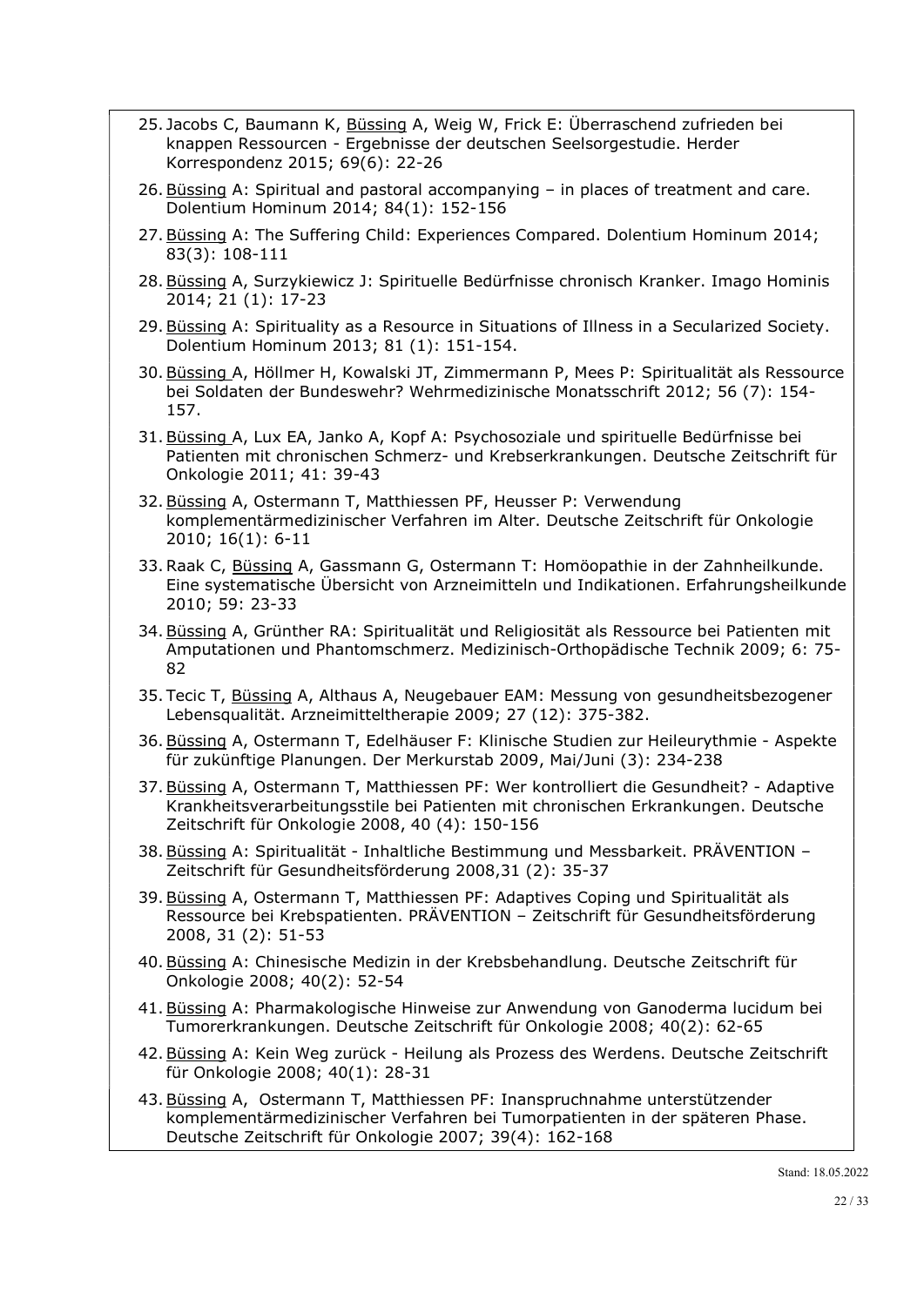25. Jacobs C, Baumann K, Büssing A, Weig W, Frick E: Überraschend zufrieden bei knappen Ressourcen - Ergebnisse der deutschen Seelsorgestudie. Herder Korrespondenz 2015; 69(6): 22-26
26. Büssing A: Spiritual and pastoral accompanying – in places of treatment and care. Dolentium Hominum 2014; 84(1): 152-156
27. Büssing A: The Suffering Child: Experiences Compared. Dolentium Hominum 2014; 83(3): 108-111
28. Büssing A, Surzykiewicz J: Spirituelle Bedürfnisse chronisch Kranker. Imago Hominis 2014; 21 (1): 17-23
29. Büssing A: Spirituality as a Resource in Situations of Illness in a Secularized Society. Dolentium Hominum 2013; 81 (1): 151-154.
30. Büssing A, Höllmer H, Kowalski JT, Zimmermann P, Mees P: Spiritualität als Ressource bei Soldaten der Bundeswehr? Wehrmedizinische Monatsschrift 2012; 56 (7): 154-157.
31. Büssing A, Lux EA, Janko A, Kopf A: Psychosoziale und spirituelle Bedürfnisse bei Patienten mit chronischen Schmerz- und Krebserkrankungen. Deutsche Zeitschrift für Onkologie 2011; 41: 39-43
32. Büssing A, Ostermann T, Matthiessen PF, Heusser P: Verwendung komplementärmedizinischer Verfahren im Alter. Deutsche Zeitschrift für Onkologie 2010; 16(1): 6-11
33. Raak C, Büssing A, Gassmann G, Ostermann T: Homöopathie in der Zahnheilkunde. Eine systematische Übersicht von Arzneimitteln und Indikationen. Erfahrungsheilkunde 2010; 59: 23-33
34. Büssing A, Grünther RA: Spiritualität und Religiosität als Ressource bei Patienten mit Amputationen und Phantomschmerz. Medizinisch-Orthopädische Technik 2009; 6: 75-82
35. Tecic T, Büssing A, Althaus A, Neugebauer EAM: Messung von gesundheitsbezogener Lebensqualität. Arzneimitteltherapie 2009; 27 (12): 375-382.
36. Büssing A, Ostermann T, Edelhäuser F: Klinische Studien zur Heileurythmie - Aspekte für zukünftige Planungen. Der Merkurstab 2009, Mai/Juni (3): 234-238
37. Büssing A, Ostermann T, Matthiessen PF: Wer kontrolliert die Gesundheit? - Adaptive Krankheitsverarbeitungsstile bei Patienten mit chronischen Erkrankungen. Deutsche Zeitschrift für Onkologie 2008, 40 (4): 150-156
38. Büssing A: Spiritualität - Inhaltliche Bestimmung und Messbarkeit. PRÄVENTION – Zeitschrift für Gesundheitsförderung 2008,31 (2): 35-37
39. Büssing A, Ostermann T, Matthiessen PF: Adaptives Coping und Spiritualität als Ressource bei Krebspatienten. PRÄVENTION – Zeitschrift für Gesundheitsförderung 2008, 31 (2): 51-53
40. Büssing A: Chinesische Medizin in der Krebsbehandlung. Deutsche Zeitschrift für Onkologie 2008; 40(2): 52-54
41. Büssing A: Pharmakologische Hinweise zur Anwendung von Ganoderma lucidum bei Tumorerkrankungen. Deutsche Zeitschrift für Onkologie 2008; 40(2): 62-65
42. Büssing A: Kein Weg zurück - Heilung als Prozess des Werdens. Deutsche Zeitschrift für Onkologie 2008; 40(1): 28-31
43. Büssing A, Ostermann T, Matthiessen PF: Inanspruchnahme unterstützender komplementärmedizinischer Verfahren bei Tumorpatienten in der späteren Phase. Deutsche Zeitschrift für Onkologie 2007; 39(4): 162-168

Stand: 18.05.2022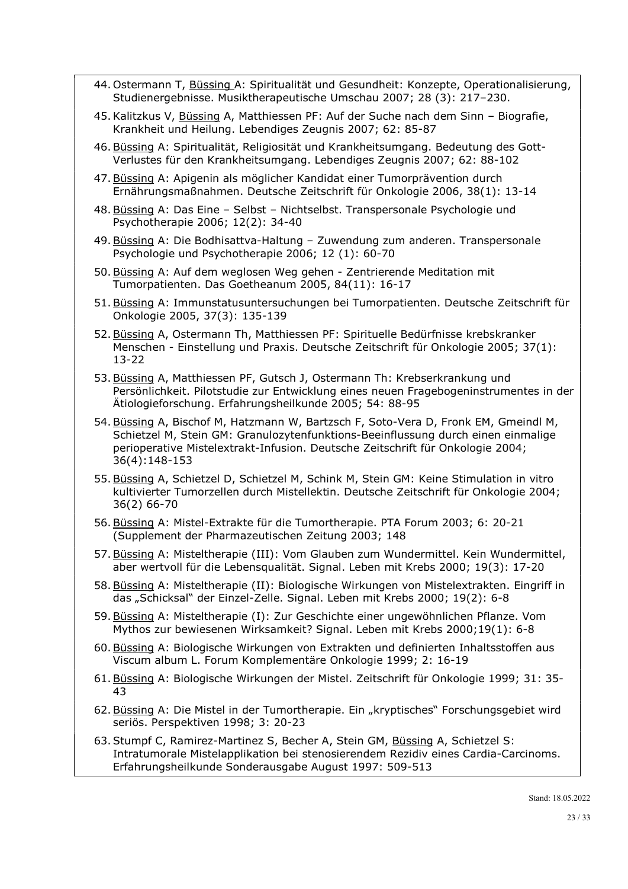44. Ostermann T, Büssing A: Spiritualität und Gesundheit: Konzepte, Operationalisierung, Studienergebnisse. Musiktherapeutische Umschau 2007; 28 (3): 217–230.
45. Kalitzkus V, Büssing A, Matthiessen PF: Auf der Suche nach dem Sinn – Biografie, Krankheit und Heilung. Lebendiges Zeugnis 2007; 62: 85-87
46. Büssing A: Spiritualität, Religiosität und Krankheitsumgang. Bedeutung des Gott-Verlustes für den Krankheitsumgang. Lebendiges Zeugnis 2007; 62: 88-102
47. Büssing A: Apigenin als möglicher Kandidat einer Tumorprävention durch Ernährungsmaßnahmen. Deutsche Zeitschrift für Onkologie 2006, 38(1): 13-14
48. Büssing A: Das Eine – Selbst – Nichtselbst. Transpersonale Psychologie und Psychotherapie 2006; 12(2): 34-40
49. Büssing A: Die Bodhisattva-Haltung – Zuwendung zum anderen. Transpersonale Psychologie und Psychotherapie 2006; 12 (1): 60-70
50. Büssing A: Auf dem weglosen Weg gehen - Zentrierende Meditation mit Tumorpatienten. Das Goetheanum 2005, 84(11): 16-17
51. Büssing A: Immunstatusuntersuchungen bei Tumorpatienten. Deutsche Zeitschrift für Onkologie 2005, 37(3): 135-139
52. Büssing A, Ostermann Th, Matthiessen PF: Spirituelle Bedürfnisse krebskranker Menschen - Einstellung und Praxis. Deutsche Zeitschrift für Onkologie 2005; 37(1): 13-22
53. Büssing A, Matthiessen PF, Gutsch J, Ostermann Th: Krebserkrankung und Persönlichkeit. Pilotstudie zur Entwicklung eines neuen Fragebogeninstrumentes in der Ätiologieforschung. Erfahrungsheilkunde 2005; 54: 88-95
54. Büssing A, Bischof M, Hatzmann W, Bartzsch F, Soto-Vera D, Fronk EM, Gmeindl M, Schietzel M, Stein GM: Granulozytenfunktions-Beeinflussung durch einen einmalige perioperative Mistelextrakt-Infusion. Deutsche Zeitschrift für Onkologie 2004; 36(4):148-153
55. Büssing A, Schietzel D, Schietzel M, Schink M, Stein GM: Keine Stimulation in vitro kultivierter Tumorzellen durch Mistellektin. Deutsche Zeitschrift für Onkologie 2004; 36(2) 66-70
56. Büssing A: Mistel-Extrakte für die Tumortherapie. PTA Forum 2003; 6: 20-21 (Supplement der Pharmazeutischen Zeitung 2003; 148
57. Büssing A: Misteltherapie (III): Vom Glauben zum Wundermittel. Kein Wundermittel, aber wertvoll für die Lebensqualität. Signal. Leben mit Krebs 2000; 19(3): 17-20
58. Büssing A: Misteltherapie (II): Biologische Wirkungen von Mistelextrakten. Eingriff in das „Schicksal" der Einzel-Zelle. Signal. Leben mit Krebs 2000; 19(2): 6-8
59. Büssing A: Misteltherapie (I): Zur Geschichte einer ungewöhnlichen Pflanze. Vom Mythos zur bewiesenen Wirksamkeit? Signal. Leben mit Krebs 2000;19(1): 6-8
60. Büssing A: Biologische Wirkungen von Extrakten und definierten Inhaltsstoffen aus Viscum album L. Forum Komplementäre Onkologie 1999; 2: 16-19
61. Büssing A: Biologische Wirkungen der Mistel. Zeitschrift für Onkologie 1999; 31: 35-43
62. Büssing A: Die Mistel in der Tumortherapie. Ein „kryptisches" Forschungsgebiet wird seriös. Perspektiven 1998; 3: 20-23
63. Stumpf C, Ramirez-Martinez S, Becher A, Stein GM, Büssing A, Schietzel S: Intratumorale Mistelapplikation bei stenosierendem Rezidiv eines Cardia-Carcinoms. Erfahrungsheilkunde Sonderausgabe August 1997: 509-513

Stand: 18.05.2022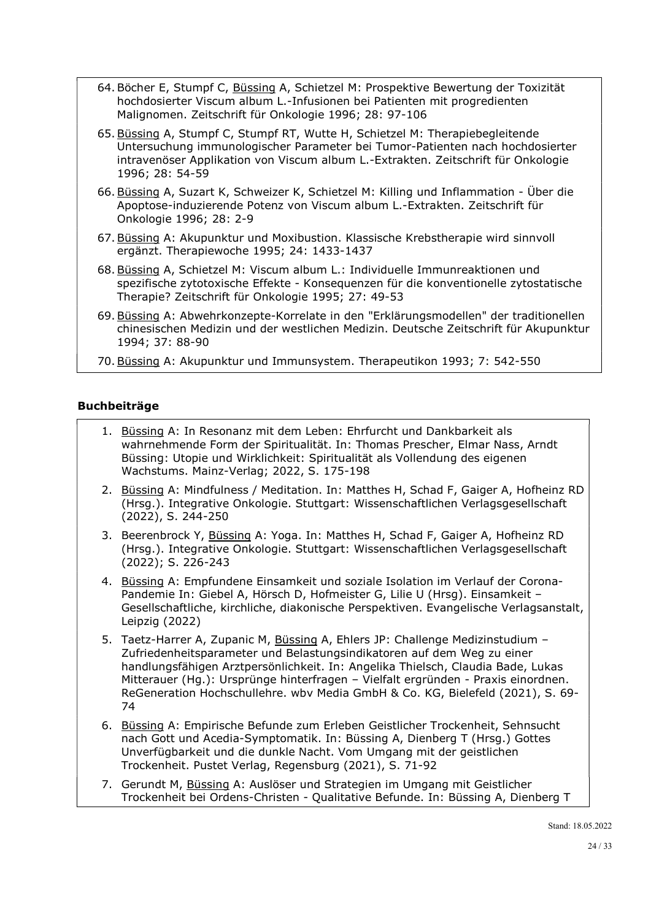64. Böcher E, Stumpf C, Büssing A, Schietzel M: Prospektive Bewertung der Toxizität hochdosierter Viscum album L.-Infusionen bei Patienten mit progredienten Malignomen. Zeitschrift für Onkologie 1996; 28: 97-106
65. Büssing A, Stumpf C, Stumpf RT, Wutte H, Schietzel M: Therapiebegleitende Untersuchung immunologischer Parameter bei Tumor-Patienten nach hochdosierter intravenöser Applikation von Viscum album L.-Extrakten. Zeitschrift für Onkologie 1996; 28: 54-59
66. Büssing A, Suzart K, Schweizer K, Schietzel M: Killing und Inflammation - Über die Apoptose-induzierende Potenz von Viscum album L.-Extrakten. Zeitschrift für Onkologie 1996; 28: 2-9
67. Büssing A: Akupunktur und Moxibustion. Klassische Krebstherapie wird sinnvoll ergänzt. Therapiewoche 1995; 24: 1433-1437
68. Büssing A, Schietzel M: Viscum album L.: Individuelle Immunreaktionen und spezifische zytotoxische Effekte - Konsequenzen für die konventionelle zytostatische Therapie? Zeitschrift für Onkologie 1995; 27: 49-53
69. Büssing A: Abwehrkonzepte-Korrelate in den "Erklärungsmodellen" der traditionellen chinesischen Medizin und der westlichen Medizin. Deutsche Zeitschrift für Akupunktur 1994; 37: 88-90
70. Büssing A: Akupunktur und Immunsystem. Therapeutikon 1993; 7: 542-550

## Buchbeiträge

1. Büssing A: In Resonanz mit dem Leben: Ehrfurcht und Dankbarkeit als wahrnehmende Form der Spiritualität. In: Thomas Prescher, Elmar Nass, Arndt Büssing: Utopie und Wirklichkeit: Spiritualität als Vollendung des eigenen Wachstums. Mainz-Verlag; 2022, S. 175-198
2. Büssing A: Mindfulness / Meditation. In: Matthes H, Schad F, Gaiger A, Hofheinz RD (Hrsg.). Integrative Onkologie. Stuttgart: Wissenschaftlichen Verlagsgesellschaft (2022), S. 244-250
3. Beerenbrock Y, Büssing A: Yoga. In: Matthes H, Schad F, Gaiger A, Hofheinz RD (Hrsg.). Integrative Onkologie. Stuttgart: Wissenschaftlichen Verlagsgesellschaft (2022); S. 226-243
4. Büssing A: Empfundene Einsamkeit und soziale Isolation im Verlauf der Corona-Pandemie In: Giebel A, Hörsch D, Hofmeister G, Lilie U (Hrsg). Einsamkeit – Gesellschaftliche, kirchliche, diakonische Perspektiven. Evangelische Verlagsanstalt, Leipzig (2022)
5. Taetz-Harrer A, Zupanic M, Büssing A, Ehlers JP: Challenge Medizinstudium – Zufriedenheitsparameter und Belastungsindikatoren auf dem Weg zu einer handlungsfähigen Arztpersönlichkeit. In: Angelika Thielsch, Claudia Bade, Lukas Mitterauer (Hg.): Ursprünge hinterfragen – Vielfalt ergründen - Praxis einordnen. ReGeneration Hochschullehre. wbv Media GmbH & Co. KG, Bielefeld (2021), S. 69-74
6. Büssing A: Empirische Befunde zum Erleben Geistlicher Trockenheit, Sehnsucht nach Gott und Acedia-Symptomatik. In: Büssing A, Dienberg T (Hrsg.) Gottes Unverfügbarkeit und die dunkle Nacht. Vom Umgang mit der geistlichen Trockenheit. Pustet Verlag, Regensburg (2021), S. 71-92
7. Gerundt M, Büssing A: Auslöser und Strategien im Umgang mit Geistlicher Trockenheit bei Ordens-Christen - Qualitative Befunde. In: Büssing A, Dienberg T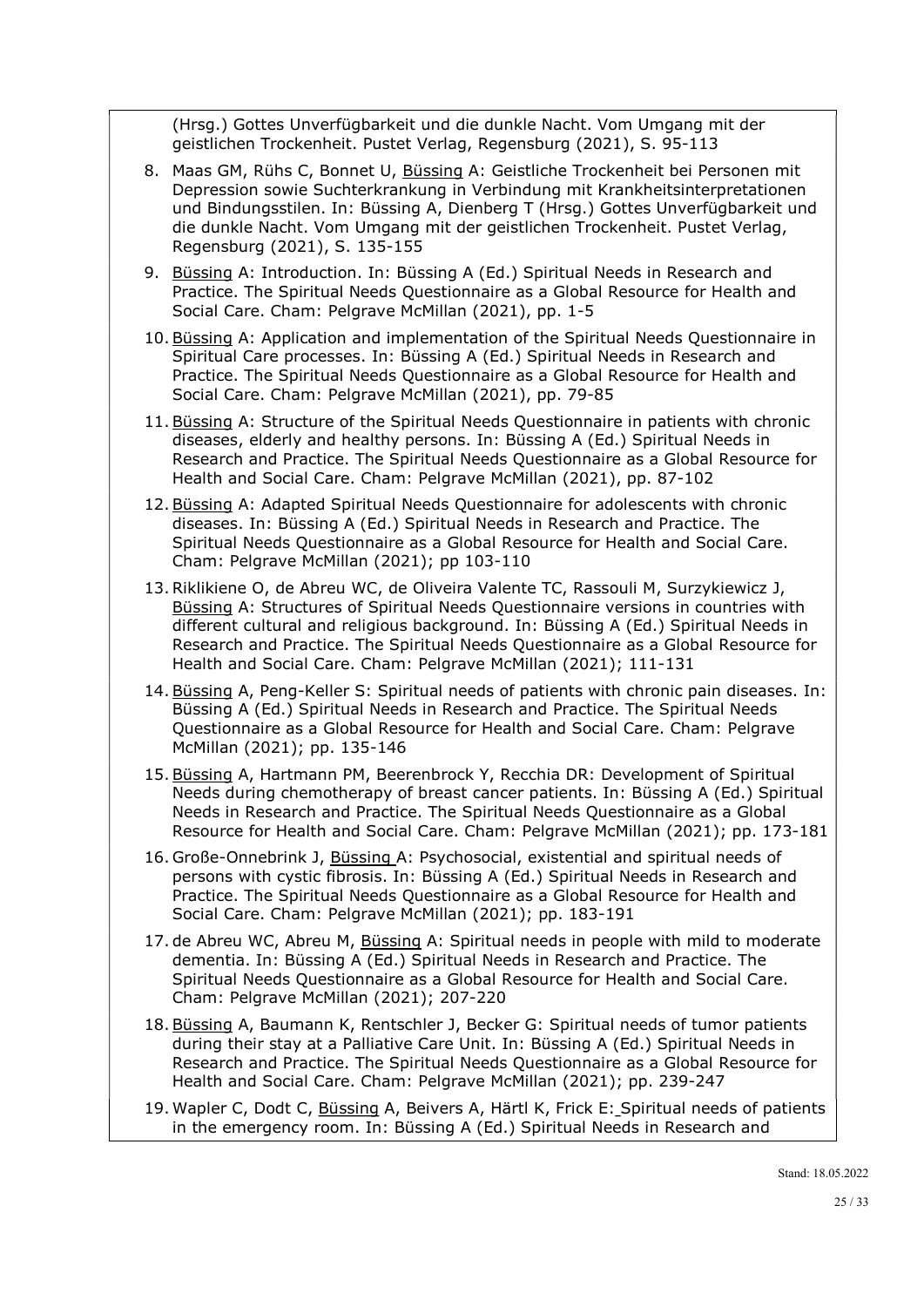(Hrsg.) Gottes Unverfügbarkeit und die dunkle Nacht. Vom Umgang mit der geistlichen Trockenheit. Pustet Verlag, Regensburg (2021), S. 95-113

8. Maas GM, Rühs C, Bonnet U, Büssing A: Geistliche Trockenheit bei Personen mit Depression sowie Suchterkrankung in Verbindung mit Krankheitsinterpretationen und Bindungsstilen. In: Büssing A, Dienberg T (Hrsg.) Gottes Unverfügbarkeit und die dunkle Nacht. Vom Umgang mit der geistlichen Trockenheit. Pustet Verlag, Regensburg (2021), S. 135-155
9. Büssing A: Introduction. In: Büssing A (Ed.) Spiritual Needs in Research and Practice. The Spiritual Needs Questionnaire as a Global Resource for Health and Social Care. Cham: Pelgrave McMillan (2021), pp. 1-5
10. Büssing A: Application and implementation of the Spiritual Needs Questionnaire in Spiritual Care processes. In: Büssing A (Ed.) Spiritual Needs in Research and Practice. The Spiritual Needs Questionnaire as a Global Resource for Health and Social Care. Cham: Pelgrave McMillan (2021), pp. 79-85
11. Büssing A: Structure of the Spiritual Needs Questionnaire in patients with chronic diseases, elderly and healthy persons. In: Büssing A (Ed.) Spiritual Needs in Research and Practice. The Spiritual Needs Questionnaire as a Global Resource for Health and Social Care. Cham: Pelgrave McMillan (2021), pp. 87-102
12. Büssing A: Adapted Spiritual Needs Questionnaire for adolescents with chronic diseases. In: Büssing A (Ed.) Spiritual Needs in Research and Practice. The Spiritual Needs Questionnaire as a Global Resource for Health and Social Care. Cham: Pelgrave McMillan (2021); pp 103-110
13. Riklikiene O, de Abreu WC, de Oliveira Valente TC, Rassouli M, Surzykiewicz J, Büssing A: Structures of Spiritual Needs Questionnaire versions in countries with different cultural and religious background. In: Büssing A (Ed.) Spiritual Needs in Research and Practice. The Spiritual Needs Questionnaire as a Global Resource for Health and Social Care. Cham: Pelgrave McMillan (2021); 111-131
14. Büssing A, Peng-Keller S: Spiritual needs of patients with chronic pain diseases. In: Büssing A (Ed.) Spiritual Needs in Research and Practice. The Spiritual Needs Questionnaire as a Global Resource for Health and Social Care. Cham: Pelgrave McMillan (2021); pp. 135-146
15. Büssing A, Hartmann PM, Beerenbrock Y, Recchia DR: Development of Spiritual Needs during chemotherapy of breast cancer patients. In: Büssing A (Ed.) Spiritual Needs in Research and Practice. The Spiritual Needs Questionnaire as a Global Resource for Health and Social Care. Cham: Pelgrave McMillan (2021); pp. 173-181
16. Große-Onnebrink J, Büssing A: Psychosocial, existential and spiritual needs of persons with cystic fibrosis. In: Büssing A (Ed.) Spiritual Needs in Research and Practice. The Spiritual Needs Questionnaire as a Global Resource for Health and Social Care. Cham: Pelgrave McMillan (2021); pp. 183-191
17. de Abreu WC, Abreu M, Büssing A: Spiritual needs in people with mild to moderate dementia. In: Büssing A (Ed.) Spiritual Needs in Research and Practice. The Spiritual Needs Questionnaire as a Global Resource for Health and Social Care. Cham: Pelgrave McMillan (2021); 207-220
18. Büssing A, Baumann K, Rentschler J, Becker G: Spiritual needs of tumor patients during their stay at a Palliative Care Unit. In: Büssing A (Ed.) Spiritual Needs in Research and Practice. The Spiritual Needs Questionnaire as a Global Resource for Health and Social Care. Cham: Pelgrave McMillan (2021); pp. 239-247
19. Wapler C, Dodt C, Büssing A, Beivers A, Härtl K, Frick E: Spiritual needs of patients in the emergency room. In: Büssing A (Ed.) Spiritual Needs in Research and

Stand: 18.05.2022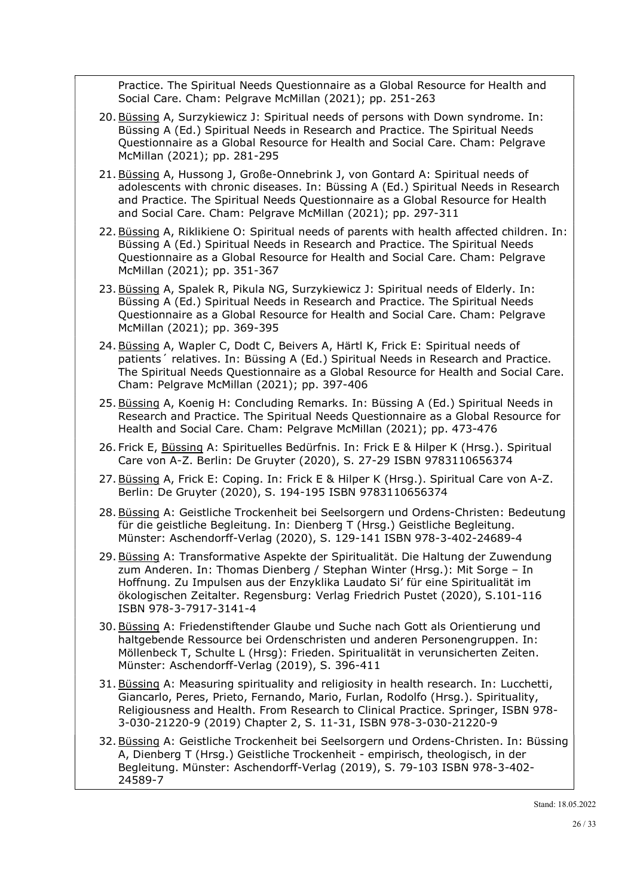Practice. The Spiritual Needs Questionnaire as a Global Resource for Health and Social Care. Cham: Pelgrave McMillan (2021); pp. 251-263

20. Büssing A, Surzykiewicz J: Spiritual needs of persons with Down syndrome. In: Büssing A (Ed.) Spiritual Needs in Research and Practice. The Spiritual Needs Questionnaire as a Global Resource for Health and Social Care. Cham: Pelgrave McMillan (2021); pp. 281-295
21. Büssing A, Hussong J, Große-Onnebrink J, von Gontard A: Spiritual needs of adolescents with chronic diseases. In: Büssing A (Ed.) Spiritual Needs in Research and Practice. The Spiritual Needs Questionnaire as a Global Resource for Health and Social Care. Cham: Pelgrave McMillan (2021); pp. 297-311
22. Büssing A, Riklikiene O: Spiritual needs of parents with health affected children. In: Büssing A (Ed.) Spiritual Needs in Research and Practice. The Spiritual Needs Questionnaire as a Global Resource for Health and Social Care. Cham: Pelgrave McMillan (2021); pp. 351-367
23. Büssing A, Spalek R, Pikula NG, Surzykiewicz J: Spiritual needs of Elderly. In: Büssing A (Ed.) Spiritual Needs in Research and Practice. The Spiritual Needs Questionnaire as a Global Resource for Health and Social Care. Cham: Pelgrave McMillan (2021); pp. 369-395
24. Büssing A, Wapler C, Dodt C, Beivers A, Härtl K, Frick E: Spiritual needs of patients´ relatives. In: Büssing A (Ed.) Spiritual Needs in Research and Practice. The Spiritual Needs Questionnaire as a Global Resource for Health and Social Care. Cham: Pelgrave McMillan (2021); pp. 397-406
25. Büssing A, Koenig H: Concluding Remarks. In: Büssing A (Ed.) Spiritual Needs in Research and Practice. The Spiritual Needs Questionnaire as a Global Resource for Health and Social Care. Cham: Pelgrave McMillan (2021); pp. 473-476
26. Frick E, Büssing A: Spirituelles Bedürfnis. In: Frick E & Hilper K (Hrsg.). Spiritual Care von A-Z. Berlin: De Gruyter (2020), S. 27-29 ISBN 9783110656374
27. Büssing A, Frick E: Coping. In: Frick E & Hilper K (Hrsg.). Spiritual Care von A-Z. Berlin: De Gruyter (2020), S. 194-195 ISBN 9783110656374
28. Büssing A: Geistliche Trockenheit bei Seelsorgern und Ordens-Christen: Bedeutung für die geistliche Begleitung. In: Dienberg T (Hrsg.) Geistliche Begleitung. Münster: Aschendorff-Verlag (2020), S. 129-141 ISBN 978-3-402-24689-4
29. Büssing A: Transformative Aspekte der Spiritualität. Die Haltung der Zuwendung zum Anderen. In: Thomas Dienberg / Stephan Winter (Hrsg.): Mit Sorge – In Hoffnung. Zu Impulsen aus der Enzyklika Laudato Si' für eine Spiritualität im ökologischen Zeitalter. Regensburg: Verlag Friedrich Pustet (2020), S.101-116 ISBN 978-3-7917-3141-4
30. Büssing A: Friedenstiftender Glaube und Suche nach Gott als Orientierung und haltgebende Ressource bei Ordenschristen und anderen Personengruppen. In: Möllenbeck T, Schulte L (Hrsg): Frieden. Spiritualität in verunsicherten Zeiten. Münster: Aschendorff-Verlag (2019), S. 396-411
31. Büssing A: Measuring spirituality and religiosity in health research. In: Lucchetti, Giancarlo, Peres, Prieto, Fernando, Mario, Furlan, Rodolfo (Hrsg.). Spirituality, Religiousness and Health. From Research to Clinical Practice. Springer, ISBN 978-3-030-21220-9 (2019) Chapter 2, S. 11-31, ISBN 978-3-030-21220-9
32. Büssing A: Geistliche Trockenheit bei Seelsorgern und Ordens-Christen. In: Büssing A, Dienberg T (Hrsg.) Geistliche Trockenheit - empirisch, theologisch, in der Begleitung. Münster: Aschendorff-Verlag (2019), S. 79-103 ISBN 978-3-402-24589-7

Stand: 18.05.2022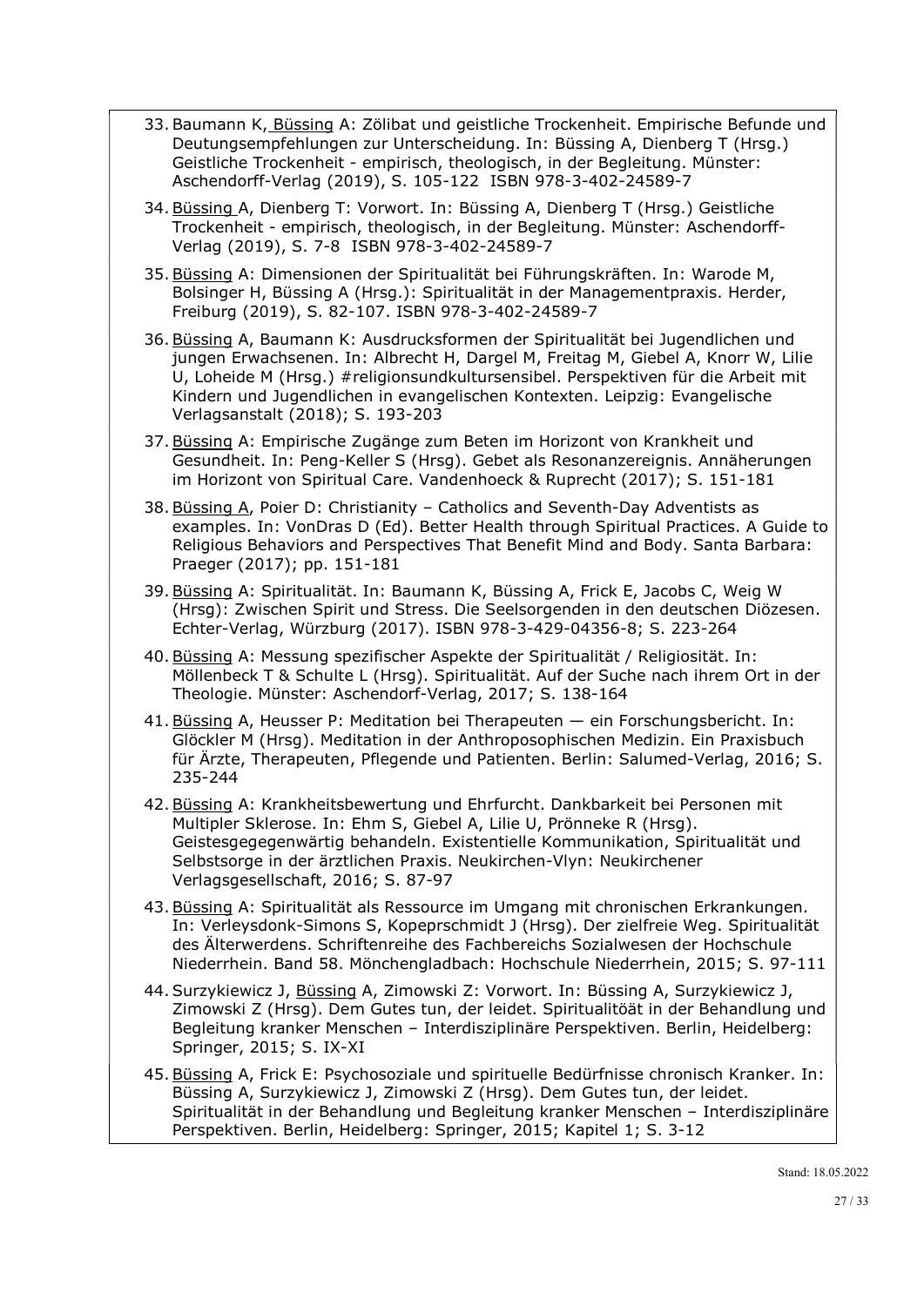33. Baumann K, Büssing A: Zölibat und geistliche Trockenheit. Empirische Befunde und Deutungsempfehlungen zur Unterscheidung. In: Büssing A, Dienberg T (Hrsg.) Geistliche Trockenheit - empirisch, theologisch, in der Begleitung. Münster: Aschendorff-Verlag (2019), S. 105-122 ISBN 978-3-402-24589-7

34. Büssing A, Dienberg T: Vorwort. In: Büssing A, Dienberg T (Hrsg.) Geistliche Trockenheit - empirisch, theologisch, in der Begleitung. Münster: Aschendorff-Verlag (2019), S. 7-8 ISBN 978-3-402-24589-7

35. Büssing A: Dimensionen der Spiritualität bei Führungskräften. In: Warode M, Bolsinger H, Büssing A (Hrsg.): Spiritualität in der Managementpraxis. Herder, Freiburg (2019), S. 82-107. ISBN 978-3-402-24589-7

36. Büssing A, Baumann K: Ausdrucksformen der Spiritualität bei Jugendlichen und jungen Erwachsenen. In: Albrecht H, Dargel M, Freitag M, Giebel A, Knorr W, Lilie U, Loheide M (Hrsg.) #religionsundkultursensibel. Perspektiven für die Arbeit mit Kindern und Jugendlichen in evangelischen Kontexten. Leipzig: Evangelische Verlagsanstalt (2018); S. 193-203

37. Büssing A: Empirische Zugänge zum Beten im Horizont von Krankheit und Gesundheit. In: Peng-Keller S (Hrsg). Gebet als Resonanzereignis. Annäherungen im Horizont von Spiritual Care. Vandenhoeck & Ruprecht (2017); S. 151-181

38. Büssing A, Poier D: Christianity – Catholics and Seventh-Day Adventists as examples. In: VonDras D (Ed). Better Health through Spiritual Practices. A Guide to Religious Behaviors and Perspectives That Benefit Mind and Body. Santa Barbara: Praeger (2017); pp. 151-181

39. Büssing A: Spiritualität. In: Baumann K, Büssing A, Frick E, Jacobs C, Weig W (Hrsg): Zwischen Spirit und Stress. Die Seelsorgenden in den deutschen Diözesen. Echter-Verlag, Würzburg (2017). ISBN 978-3-429-04356-8; S. 223-264

40. Büssing A: Messung spezifischer Aspekte der Spiritualität / Religiosität. In: Möllenbeck T & Schulte L (Hrsg). Spiritualität. Auf der Suche nach ihrem Ort in der Theologie. Münster: Aschendorf-Verlag, 2017; S. 138-164

41. Büssing A, Heusser P: Meditation bei Therapeuten — ein Forschungsbericht. In: Glöckler M (Hrsg). Meditation in der Anthroposophischen Medizin. Ein Praxisbuch für Ärzte, Therapeuten, Pflegende und Patienten. Berlin: Salumed-Verlag, 2016; S. 235-244

42. Büssing A: Krankheitsbewertung und Ehrfurcht. Dankbarkeit bei Personen mit Multipler Sklerose. In: Ehm S, Giebel A, Lilie U, Prönneke R (Hrsg). Geistesgegegenwärtig behandeln. Existentielle Kommunikation, Spiritualität und Selbstsorge in der ärztlichen Praxis. Neukirchen-Vlyn: Neukirchener Verlagsgesellschaft, 2016; S. 87-97

43. Büssing A: Spiritualität als Ressource im Umgang mit chronischen Erkrankungen. In: Verleysdonk-Simons S, Kopeprschmidt J (Hrsg). Der zielfreie Weg. Spiritualität des Älterwerdens. Schriftenreihe des Fachbereichs Sozialwesen der Hochschule Niederrhein. Band 58. Mönchengladbach: Hochschule Niederrhein, 2015; S. 97-111

44. Surzykiewicz J, Büssing A, Zimowski Z: Vorwort. In: Büssing A, Surzykiewicz J, Zimowski Z (Hrsg). Dem Gutes tun, der leidet. Spiritualitöät in der Behandlung und Begleitung kranker Menschen – Interdisziplinäre Perspektiven. Berlin, Heidelberg: Springer, 2015; S. IX-XI

45. Büssing A, Frick E: Psychosoziale und spirituelle Bedürfnisse chronisch Kranker. In: Büssing A, Surzykiewicz J, Zimowski Z (Hrsg). Dem Gutes tun, der leidet. Spiritualität in der Behandlung und Begleitung kranker Menschen – Interdisziplinäre Perspektiven. Berlin, Heidelberg: Springer, 2015; Kapitel 1; S. 3-12

Stand: 18.05.2022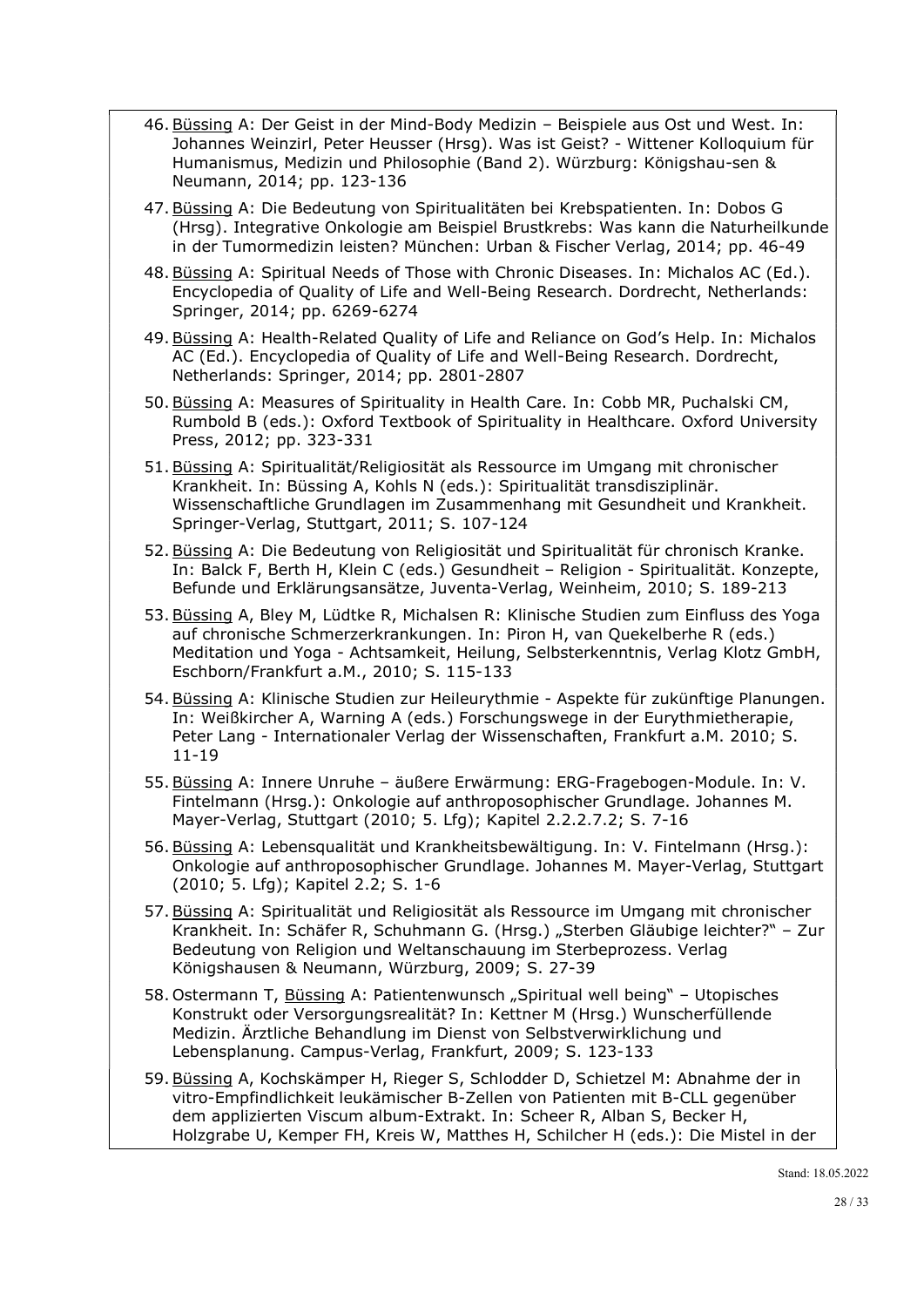46. Büssing A: Der Geist in der Mind-Body Medizin – Beispiele aus Ost und West. In: Johannes Weinzirl, Peter Heusser (Hrsg). Was ist Geist? - Wittener Kolloquium für Humanismus, Medizin und Philosophie (Band 2). Würzburg: Königshau-sen & Neumann, 2014; pp. 123-136

47. Büssing A: Die Bedeutung von Spiritualitäten bei Krebspatienten. In: Dobos G (Hrsg). Integrative Onkologie am Beispiel Brustkrebs: Was kann die Naturheilkunde in der Tumormedizin leisten? München: Urban & Fischer Verlag, 2014; pp. 46-49

48. Büssing A: Spiritual Needs of Those with Chronic Diseases. In: Michalos AC (Ed.). Encyclopedia of Quality of Life and Well-Being Research. Dordrecht, Netherlands: Springer, 2014; pp. 6269-6274

49. Büssing A: Health-Related Quality of Life and Reliance on God's Help. In: Michalos AC (Ed.). Encyclopedia of Quality of Life and Well-Being Research. Dordrecht, Netherlands: Springer, 2014; pp. 2801-2807

50. Büssing A: Measures of Spirituality in Health Care. In: Cobb MR, Puchalski CM, Rumbold B (eds.): Oxford Textbook of Spirituality in Healthcare. Oxford University Press, 2012; pp. 323-331

51. Büssing A: Spiritualität/Religiosität als Ressource im Umgang mit chronischer Krankheit. In: Büssing A, Kohls N (eds.): Spiritualität transdisziplinär. Wissenschaftliche Grundlagen im Zusammenhang mit Gesundheit und Krankheit. Springer-Verlag, Stuttgart, 2011; S. 107-124

52. Büssing A: Die Bedeutung von Religiosität und Spiritualität für chronisch Kranke. In: Balck F, Berth H, Klein C (eds.) Gesundheit – Religion - Spiritualität. Konzepte, Befunde und Erklärungsansätze, Juventa-Verlag, Weinheim, 2010; S. 189-213

53. Büssing A, Bley M, Lüdtke R, Michalsen R: Klinische Studien zum Einfluss des Yoga auf chronische Schmerzerkrankungen. In: Piron H, van Quekelberhe R (eds.) Meditation und Yoga - Achtsamkeit, Heilung, Selbsterkenntnis, Verlag Klotz GmbH, Eschborn/Frankfurt a.M., 2010; S. 115-133

54. Büssing A: Klinische Studien zur Heileurythmie - Aspekte für zukünftige Planungen. In: Weißkircher A, Warning A (eds.) Forschungswege in der Eurythmietherapie, Peter Lang - Internationaler Verlag der Wissenschaften, Frankfurt a.M. 2010; S. 11-19

55. Büssing A: Innere Unruhe – äußere Erwärmung: ERG-Fragebogen-Module. In: V. Fintelmann (Hrsg.): Onkologie auf anthroposophischer Grundlage. Johannes M. Mayer-Verlag, Stuttgart (2010; 5. Lfg); Kapitel 2.2.2.7.2; S. 7-16

56. Büssing A: Lebensqualität und Krankheitsbewältigung. In: V. Fintelmann (Hrsg.): Onkologie auf anthroposophischer Grundlage. Johannes M. Mayer-Verlag, Stuttgart (2010; 5. Lfg); Kapitel 2.2; S. 1-6

57. Büssing A: Spiritualität und Religiosität als Ressource im Umgang mit chronischer Krankheit. In: Schäfer R, Schuhmann G. (Hrsg.) „Sterben Gläubige leichter?" – Zur Bedeutung von Religion und Weltanschauung im Sterbeprozess. Verlag Königshausen & Neumann, Würzburg, 2009; S. 27-39

58. Ostermann T, Büssing A: Patientenwunsch „Spiritual well being" – Utopisches Konstrukt oder Versorgungsrealität? In: Kettner M (Hrsg.) Wunscherfüllende Medizin. Ärztliche Behandlung im Dienst von Selbstverwirklichung und Lebensplanung. Campus-Verlag, Frankfurt, 2009; S. 123-133

59. Büssing A, Kochskämper H, Rieger S, Schlodder D, Schietzel M: Abnahme der in vitro-Empfindlichkeit leukämischer B-Zellen von Patienten mit B-CLL gegenüber dem applizierten Viscum album-Extrakt. In: Scheer R, Alban S, Becker H, Holzgrabe U, Kemper FH, Kreis W, Matthes H, Schilcher H (eds.): Die Mistel in der

Stand: 18.05.2022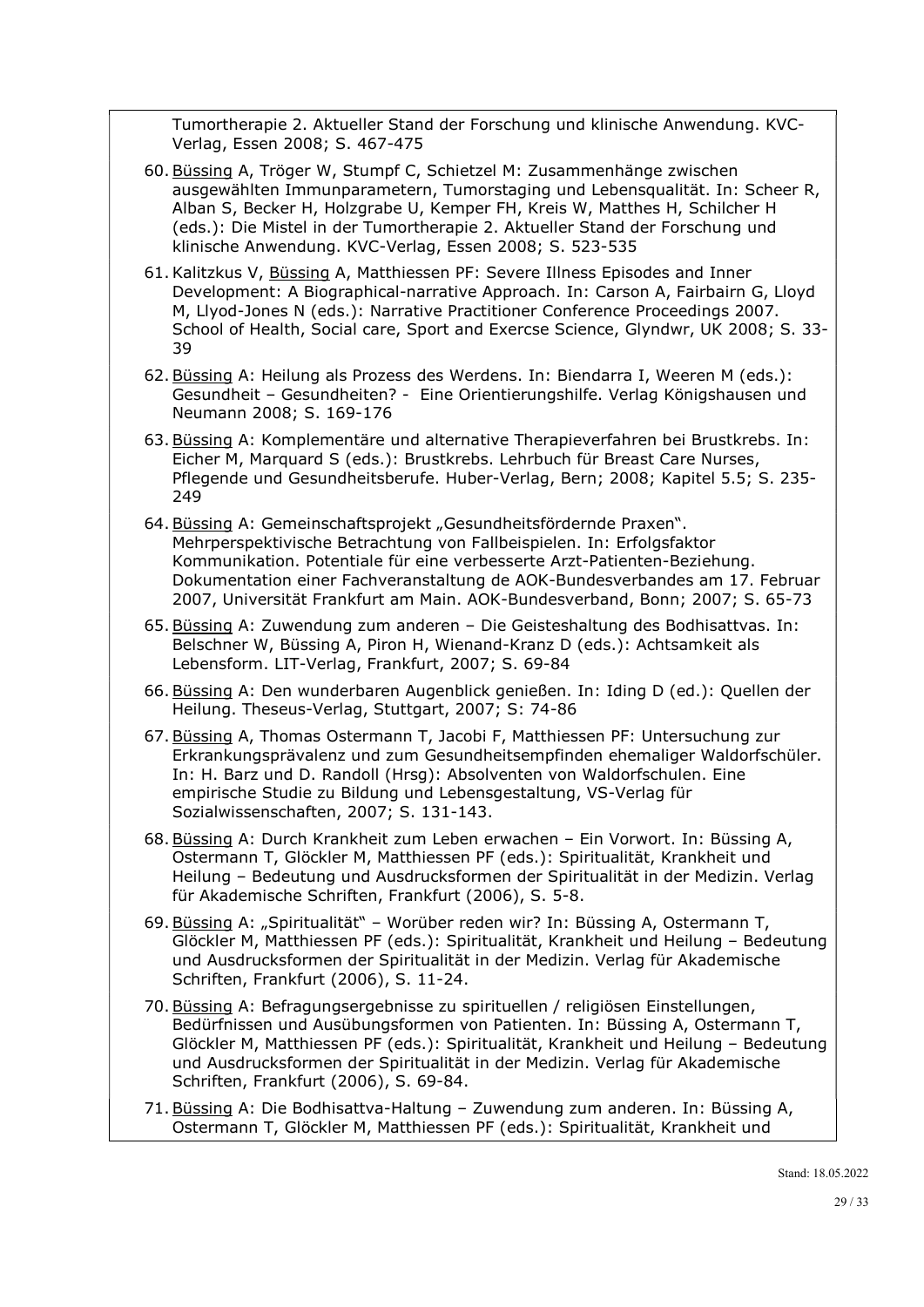Tumortherapie 2. Aktueller Stand der Forschung und klinische Anwendung. KVC-Verlag, Essen 2008; S. 467-475

60. Büssing A, Tröger W, Stumpf C, Schietzel M: Zusammenhänge zwischen ausgewählten Immunparametern, Tumorstaging und Lebensqualität. In: Scheer R, Alban S, Becker H, Holzgrabe U, Kemper FH, Kreis W, Matthes H, Schilcher H (eds.): Die Mistel in der Tumortherapie 2. Aktueller Stand der Forschung und klinische Anwendung. KVC-Verlag, Essen 2008; S. 523-535

61. Kalitzkus V, Büssing A, Matthiessen PF: Severe Illness Episodes and Inner Development: A Biographical-narrative Approach. In: Carson A, Fairbairn G, Lloyd M, Llyod-Jones N (eds.): Narrative Practitioner Conference Proceedings 2007. School of Health, Social care, Sport and Exercse Science, Glyndwr, UK 2008; S. 33-39

62. Büssing A: Heilung als Prozess des Werdens. In: Biendarra I, Weeren M (eds.): Gesundheit – Gesundheiten? - Eine Orientierungshilfe. Verlag Königshausen und Neumann 2008; S. 169-176

63. Büssing A: Komplementäre und alternative Therapieverfahren bei Brustkrebs. In: Eicher M, Marquard S (eds.): Brustkrebs. Lehrbuch für Breast Care Nurses, Pflegende und Gesundheitsberufe. Huber-Verlag, Bern; 2008; Kapitel 5.5; S. 235-249

64. Büssing A: Gemeinschaftsprojekt „Gesundheitsfördernde Praxen". Mehrperspektivische Betrachtung von Fallbeispielen. In: Erfolgsfaktor Kommunikation. Potentiale für eine verbesserte Arzt-Patienten-Beziehung. Dokumentation einer Fachveranstaltung de AOK-Bundesverbandes am 17. Februar 2007, Universität Frankfurt am Main. AOK-Bundesverband, Bonn; 2007; S. 65-73

65. Büssing A: Zuwendung zum anderen – Die Geisteshaltung des Bodhisattvas. In: Belschner W, Büssing A, Piron H, Wienand-Kranz D (eds.): Achtsamkeit als Lebensform. LIT-Verlag, Frankfurt, 2007; S. 69-84

66. Büssing A: Den wunderbaren Augenblick genießen. In: Iding D (ed.): Quellen der Heilung. Theseus-Verlag, Stuttgart, 2007; S: 74-86

67. Büssing A, Thomas Ostermann T, Jacobi F, Matthiessen PF: Untersuchung zur Erkrankungsprävalenz und zum Gesundheitsempfinden ehemaliger Waldorfschüler. In: H. Barz und D. Randoll (Hrsg): Absolventen von Waldorfschulen. Eine empirische Studie zu Bildung und Lebensgestaltung, VS-Verlag für Sozialwissenschaften, 2007; S. 131-143.

68. Büssing A: Durch Krankheit zum Leben erwachen – Ein Vorwort. In: Büssing A, Ostermann T, Glöckler M, Matthiessen PF (eds.): Spiritualität, Krankheit und Heilung – Bedeutung und Ausdrucksformen der Spiritualität in der Medizin. Verlag für Akademische Schriften, Frankfurt (2006), S. 5-8.

69. Büssing A: „Spiritualität" – Worüber reden wir? In: Büssing A, Ostermann T, Glöckler M, Matthiessen PF (eds.): Spiritualität, Krankheit und Heilung – Bedeutung und Ausdrucksformen der Spiritualität in der Medizin. Verlag für Akademische Schriften, Frankfurt (2006), S. 11-24.

70. Büssing A: Befragungsergebnisse zu spirituellen / religiösen Einstellungen, Bedürfnissen und Ausübungsformen von Patienten. In: Büssing A, Ostermann T, Glöckler M, Matthiessen PF (eds.): Spiritualität, Krankheit und Heilung – Bedeutung und Ausdrucksformen der Spiritualität in der Medizin. Verlag für Akademische Schriften, Frankfurt (2006), S. 69-84.

71. Büssing A: Die Bodhisattva-Haltung – Zuwendung zum anderen. In: Büssing A, Ostermann T, Glöckler M, Matthiessen PF (eds.): Spiritualität, Krankheit und

Stand: 18.05.2022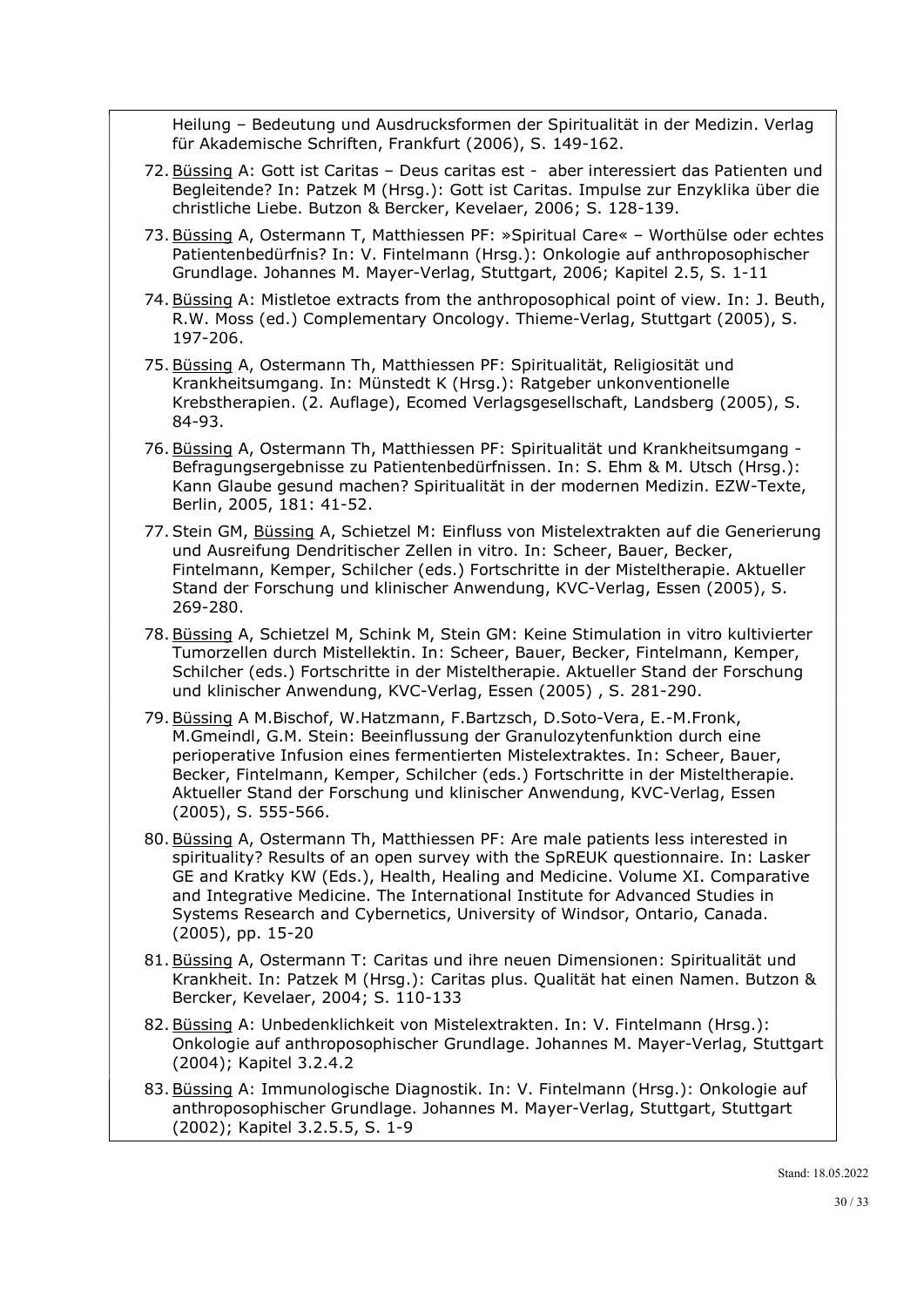Heilung – Bedeutung und Ausdrucksformen der Spiritualität in der Medizin. Verlag für Akademische Schriften, Frankfurt (2006), S. 149-162.

72. Büssing A: Gott ist Caritas – Deus caritas est - aber interessiert das Patienten und Begleitende? In: Patzek M (Hrsg.): Gott ist Caritas. Impulse zur Enzyklika über die christliche Liebe. Butzon & Bercker, Kevelaer, 2006; S. 128-139.

73. Büssing A, Ostermann T, Matthiessen PF: »Spiritual Care« – Worthülse oder echtes Patientenbedürfnis? In: V. Fintelmann (Hrsg.): Onkologie auf anthroposophischer Grundlage. Johannes M. Mayer-Verlag, Stuttgart, 2006; Kapitel 2.5, S. 1-11

74. Büssing A: Mistletoe extracts from the anthroposophical point of view. In: J. Beuth, R.W. Moss (ed.) Complementary Oncology. Thieme-Verlag, Stuttgart (2005), S. 197-206.

75. Büssing A, Ostermann Th, Matthiessen PF: Spiritualität, Religiosität und Krankheitsumgang. In: Münstedt K (Hrsg.): Ratgeber unkonventionelle Krebstherapien. (2. Auflage), Ecomed Verlagsgesellschaft, Landsberg (2005), S. 84-93.

76. Büssing A, Ostermann Th, Matthiessen PF: Spiritualität und Krankheitsumgang - Befragungsergebnisse zu Patientenbedürfnissen. In: S. Ehm & M. Utsch (Hrsg.): Kann Glaube gesund machen? Spiritualität in der modernen Medizin. EZW-Texte, Berlin, 2005, 181: 41-52.

77. Stein GM, Büssing A, Schietzel M: Einfluss von Mistelextrakten auf die Generierung und Ausreifung Dendritischer Zellen in vitro. In: Scheer, Bauer, Becker, Fintelmann, Kemper, Schilcher (eds.) Fortschritte in der Misteltherapie. Aktueller Stand der Forschung und klinischer Anwendung, KVC-Verlag, Essen (2005), S. 269-280.

78. Büssing A, Schietzel M, Schink M, Stein GM: Keine Stimulation in vitro kultivierter Tumorzellen durch Mistellektin. In: Scheer, Bauer, Becker, Fintelmann, Kemper, Schilcher (eds.) Fortschritte in der Misteltherapie. Aktueller Stand der Forschung und klinischer Anwendung, KVC-Verlag, Essen (2005) , S. 281-290.

79. Büssing A M.Bischof, W.Hatzmann, F.Bartzsch, D.Soto-Vera, E.-M.Fronk, M.Gmeindl, G.M. Stein: Beeinflussung der Granulozytenfunktion durch eine perioperative Infusion eines fermentierten Mistelextraktes. In: Scheer, Bauer, Becker, Fintelmann, Kemper, Schilcher (eds.) Fortschritte in der Misteltherapie. Aktueller Stand der Forschung und klinischer Anwendung, KVC-Verlag, Essen (2005), S. 555-566.

80. Büssing A, Ostermann Th, Matthiessen PF: Are male patients less interested in spirituality? Results of an open survey with the SpREUK questionnaire. In: Lasker GE and Kratky KW (Eds.), Health, Healing and Medicine. Volume XI. Comparative and Integrative Medicine. The International Institute for Advanced Studies in Systems Research and Cybernetics, University of Windsor, Ontario, Canada. (2005), pp. 15-20

81. Büssing A, Ostermann T: Caritas und ihre neuen Dimensionen: Spiritualität und Krankheit. In: Patzek M (Hrsg.): Caritas plus. Qualität hat einen Namen. Butzon & Bercker, Kevelaer, 2004; S. 110-133

82. Büssing A: Unbedenklichkeit von Mistelextrakten. In: V. Fintelmann (Hrsg.): Onkologie auf anthroposophischer Grundlage. Johannes M. Mayer-Verlag, Stuttgart (2004); Kapitel 3.2.4.2

83. Büssing A: Immunologische Diagnostik. In: V. Fintelmann (Hrsg.): Onkologie auf anthroposophischer Grundlage. Johannes M. Mayer-Verlag, Stuttgart, Stuttgart (2002); Kapitel 3.2.5.5, S. 1-9

Stand: 18.05.2022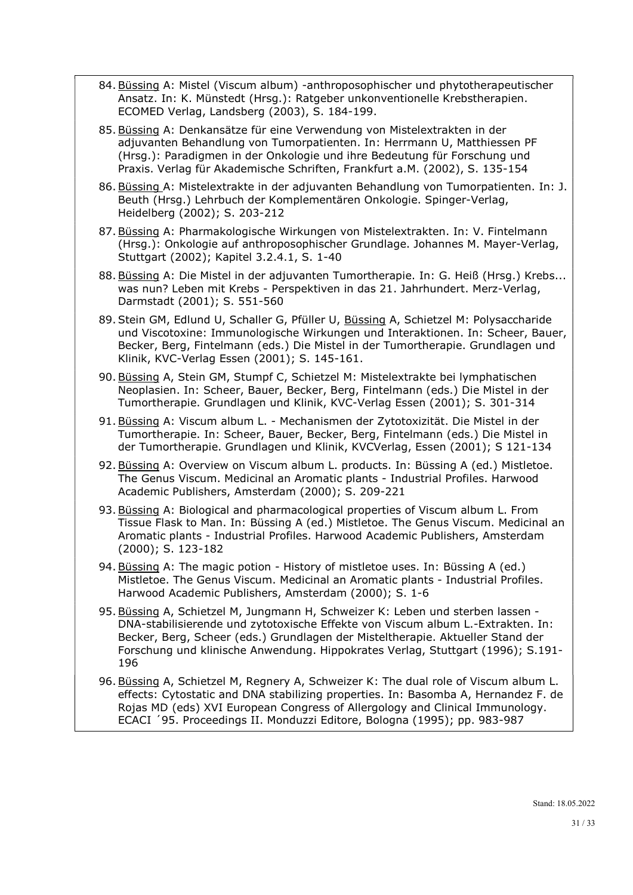84. Büssing A: Mistel (Viscum album) -anthroposophischer und phytotherapeutischer Ansatz. In: K. Münstedt (Hrsg.): Ratgeber unkonventionelle Krebstherapien. ECOMED Verlag, Landsberg (2003), S. 184-199.
85. Büssing A: Denkansätze für eine Verwendung von Mistelextrakten in der adjuvanten Behandlung von Tumorpatienten. In: Herrmann U, Matthiessen PF (Hrsg.): Paradigmen in der Onkologie und ihre Bedeutung für Forschung und Praxis. Verlag für Akademische Schriften, Frankfurt a.M. (2002), S. 135-154
86. Büssing A: Mistelextrakte in der adjuvanten Behandlung von Tumorpatienten. In: J. Beuth (Hrsg.) Lehrbuch der Komplementären Onkologie. Spinger-Verlag, Heidelberg (2002); S. 203-212
87. Büssing A: Pharmakologische Wirkungen von Mistelextrakten. In: V. Fintelmann (Hrsg.): Onkologie auf anthroposophischer Grundlage. Johannes M. Mayer-Verlag, Stuttgart (2002); Kapitel 3.2.4.1, S. 1-40
88. Büssing A: Die Mistel in der adjuvanten Tumortherapie. In: G. Heiß (Hrsg.) Krebs... was nun? Leben mit Krebs - Perspektiven in das 21. Jahrhundert. Merz-Verlag, Darmstadt (2001); S. 551-560
89. Stein GM, Edlund U, Schaller G, Pfüller U, Büssing A, Schietzel M: Polysaccharide und Viscotoxine: Immunologische Wirkungen und Interaktionen. In: Scheer, Bauer, Becker, Berg, Fintelmann (eds.) Die Mistel in der Tumortherapie. Grundlagen und Klinik, KVC-Verlag Essen (2001); S. 145-161.
90. Büssing A, Stein GM, Stumpf C, Schietzel M: Mistelextrakte bei lymphatischen Neoplasien. In: Scheer, Bauer, Becker, Berg, Fintelmann (eds.) Die Mistel in der Tumortherapie. Grundlagen und Klinik, KVC-Verlag Essen (2001); S. 301-314
91. Büssing A: Viscum album L. - Mechanismen der Zytotoxizität. Die Mistel in der Tumortherapie. In: Scheer, Bauer, Becker, Berg, Fintelmann (eds.) Die Mistel in der Tumortherapie. Grundlagen und Klinik, KVCVerlag, Essen (2001); S 121-134
92. Büssing A: Overview on Viscum album L. products. In: Büssing A (ed.) Mistletoe. The Genus Viscum. Medicinal an Aromatic plants - Industrial Profiles. Harwood Academic Publishers, Amsterdam (2000); S. 209-221
93. Büssing A: Biological and pharmacological properties of Viscum album L. From Tissue Flask to Man. In: Büssing A (ed.) Mistletoe. The Genus Viscum. Medicinal an Aromatic plants - Industrial Profiles. Harwood Academic Publishers, Amsterdam (2000); S. 123-182
94. Büssing A: The magic potion - History of mistletoe uses. In: Büssing A (ed.) Mistletoe. The Genus Viscum. Medicinal an Aromatic plants - Industrial Profiles. Harwood Academic Publishers, Amsterdam (2000); S. 1-6
95. Büssing A, Schietzel M, Jungmann H, Schweizer K: Leben und sterben lassen - DNA-stabilisierende und zytotoxische Effekte von Viscum album L.-Extrakten. In: Becker, Berg, Scheer (eds.) Grundlagen der Misteltherapie. Aktueller Stand der Forschung und klinische Anwendung. Hippokrates Verlag, Stuttgart (1996); S.191-196
96. Büssing A, Schietzel M, Regnery A, Schweizer K: The dual role of Viscum album L. effects: Cytostatic and DNA stabilizing properties. In: Basomba A, Hernandez F. de Rojas MD (eds) XVI European Congress of Allergology and Clinical Immunology. ECACI ´95. Proceedings II. Monduzzi Editore, Bologna (1995); pp. 983-987

Stand: 18.05.2022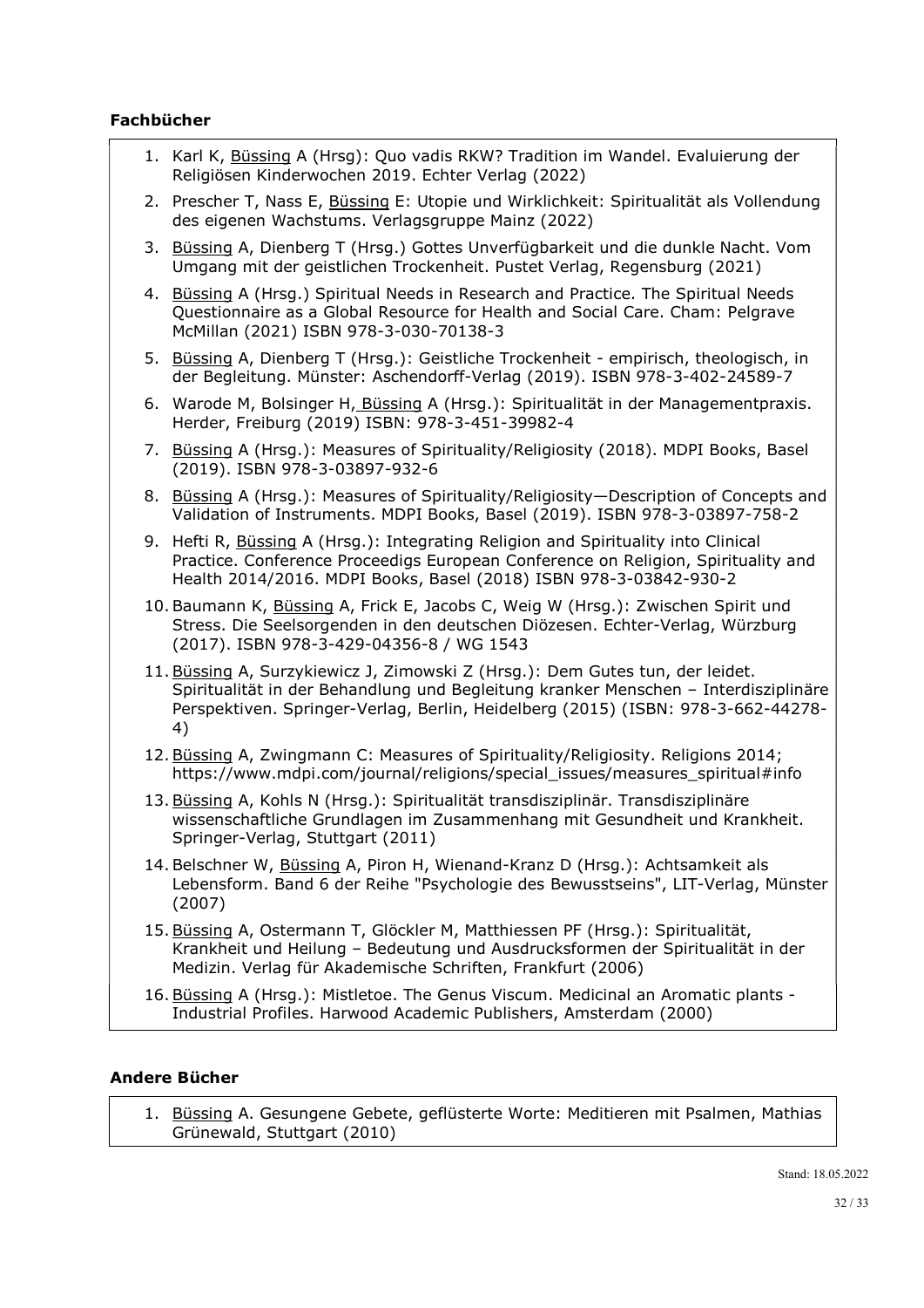**Fachbücher**

1. Karl K, Büssing A (Hrsg): Quo vadis RKW? Tradition im Wandel. Evaluierung der Religiösen Kinderwochen 2019. Echter Verlag (2022)
2. Prescher T, Nass E, Büssing E: Utopie und Wirklichkeit: Spiritualität als Vollendung des eigenen Wachstums. Verlagsgruppe Mainz (2022)
3. Büssing A, Dienberg T (Hrsg.) Gottes Unverfügbarkeit und die dunkle Nacht. Vom Umgang mit der geistlichen Trockenheit. Pustet Verlag, Regensburg (2021)
4. Büssing A (Hrsg.) Spiritual Needs in Research and Practice. The Spiritual Needs Questionnaire as a Global Resource for Health and Social Care. Cham: Pelgrave McMillan (2021) ISBN 978-3-030-70138-3
5. Büssing A, Dienberg T (Hrsg.): Geistliche Trockenheit - empirisch, theologisch, in der Begleitung. Münster: Aschendorff-Verlag (2019). ISBN 978-3-402-24589-7
6. Warode M, Bolsinger H, Büssing A (Hrsg.): Spiritualität in der Managementpraxis. Herder, Freiburg (2019) ISBN: 978-3-451-39982-4
7. Büssing A (Hrsg.): Measures of Spirituality/Religiosity (2018). MDPI Books, Basel (2019). ISBN 978-3-03897-932-6
8. Büssing A (Hrsg.): Measures of Spirituality/Religiosity—Description of Concepts and Validation of Instruments. MDPI Books, Basel (2019). ISBN 978-3-03897-758-2
9. Hefti R, Büssing A (Hrsg.): Integrating Religion and Spirituality into Clinical Practice. Conference Proceedigs European Conference on Religion, Spirituality and Health 2014/2016. MDPI Books, Basel (2018) ISBN 978-3-03842-930-2
10. Baumann K, Büssing A, Frick E, Jacobs C, Weig W (Hrsg.): Zwischen Spirit und Stress. Die Seelsorgenden in den deutschen Diözesen. Echter-Verlag, Würzburg (2017). ISBN 978-3-429-04356-8 / WG 1543
11. Büssing A, Surzykiewicz J, Zimowski Z (Hrsg.): Dem Gutes tun, der leidet. Spiritualität in der Behandlung und Begleitung kranker Menschen – Interdisziplinäre Perspektiven. Springer-Verlag, Berlin, Heidelberg (2015) (ISBN: 978-3-662-44278-4)
12. Büssing A, Zwingmann C: Measures of Spirituality/Religiosity. Religions 2014; https://www.mdpi.com/journal/religions/special_issues/measures_spiritual#info
13. Büssing A, Kohls N (Hrsg.): Spiritualität transdisziplinär. Transdisziplinäre wissenschaftliche Grundlagen im Zusammenhang mit Gesundheit und Krankheit. Springer-Verlag, Stuttgart (2011)
14. Belschner W, Büssing A, Piron H, Wienand-Kranz D (Hrsg.): Achtsamkeit als Lebensform. Band 6 der Reihe "Psychologie des Bewusstseins", LIT-Verlag, Münster (2007)
15. Büssing A, Ostermann T, Glöckler M, Matthiessen PF (Hrsg.): Spiritualität, Krankheit und Heilung – Bedeutung und Ausdrucksformen der Spiritualität in der Medizin. Verlag für Akademische Schriften, Frankfurt (2006)
16. Büssing A (Hrsg.): Mistletoe. The Genus Viscum. Medicinal an Aromatic plants - Industrial Profiles. Harwood Academic Publishers, Amsterdam (2000)

**Andere Bücher**

1. Büssing A. Gesungene Gebete, geflüsterte Worte: Meditieren mit Psalmen, Mathias Grünewald, Stuttgart (2010)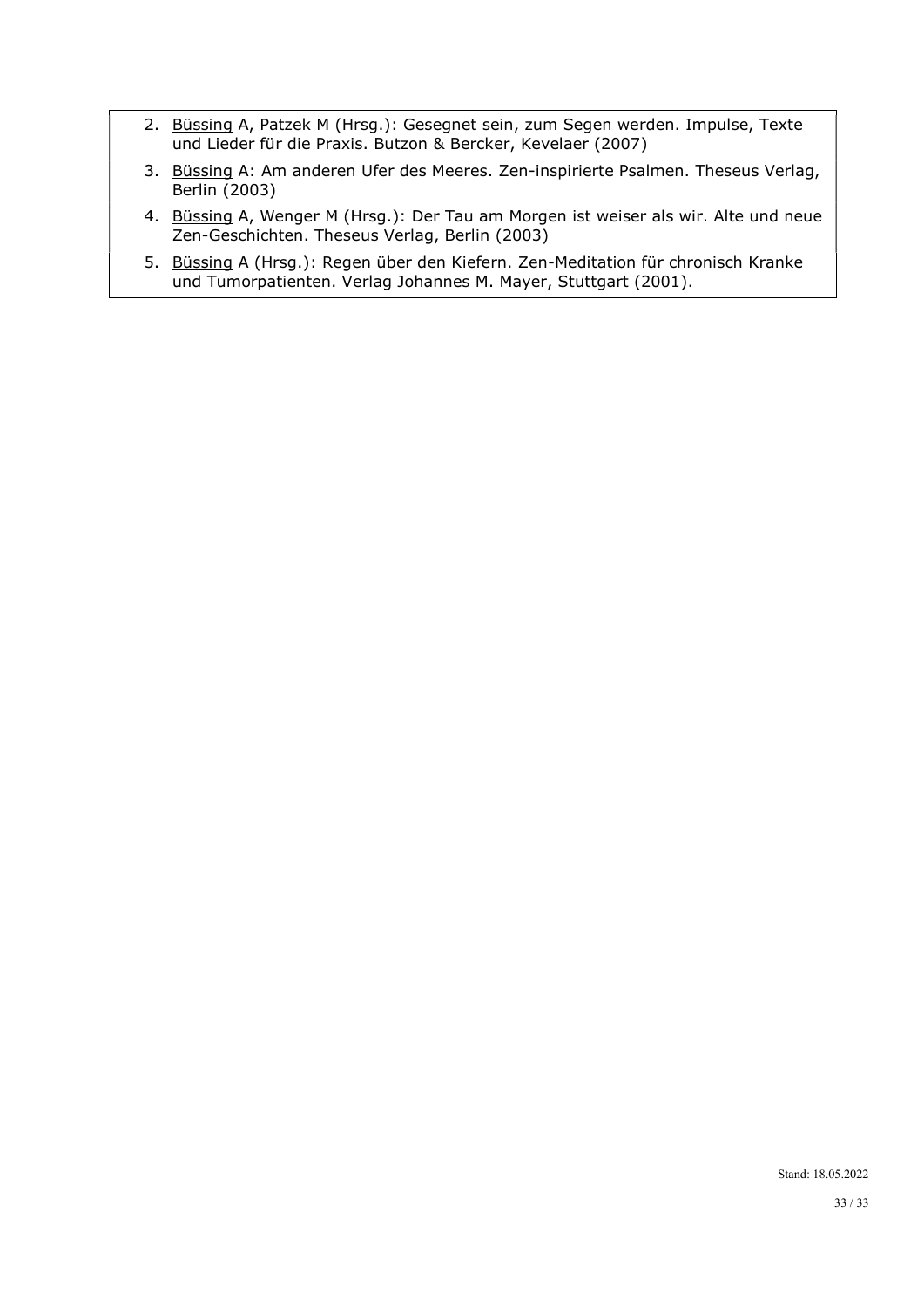2. Büssing A, Patzek M (Hrsg.): Gesegnet sein, zum Segen werden. Impulse, Texte und Lieder für die Praxis. Butzon & Bercker, Kevelaer (2007)
3. Büssing A: Am anderen Ufer des Meeres. Zen-inspirierte Psalmen. Theseus Verlag, Berlin (2003)
4. Büssing A, Wenger M (Hrsg.): Der Tau am Morgen ist weiser als wir. Alte und neue Zen-Geschichten. Theseus Verlag, Berlin (2003)
5. Büssing A (Hrsg.): Regen über den Kiefern. Zen-Meditation für chronisch Kranke und Tumorpatienten. Verlag Johannes M. Mayer, Stuttgart (2001).

Stand: 18.05.2022